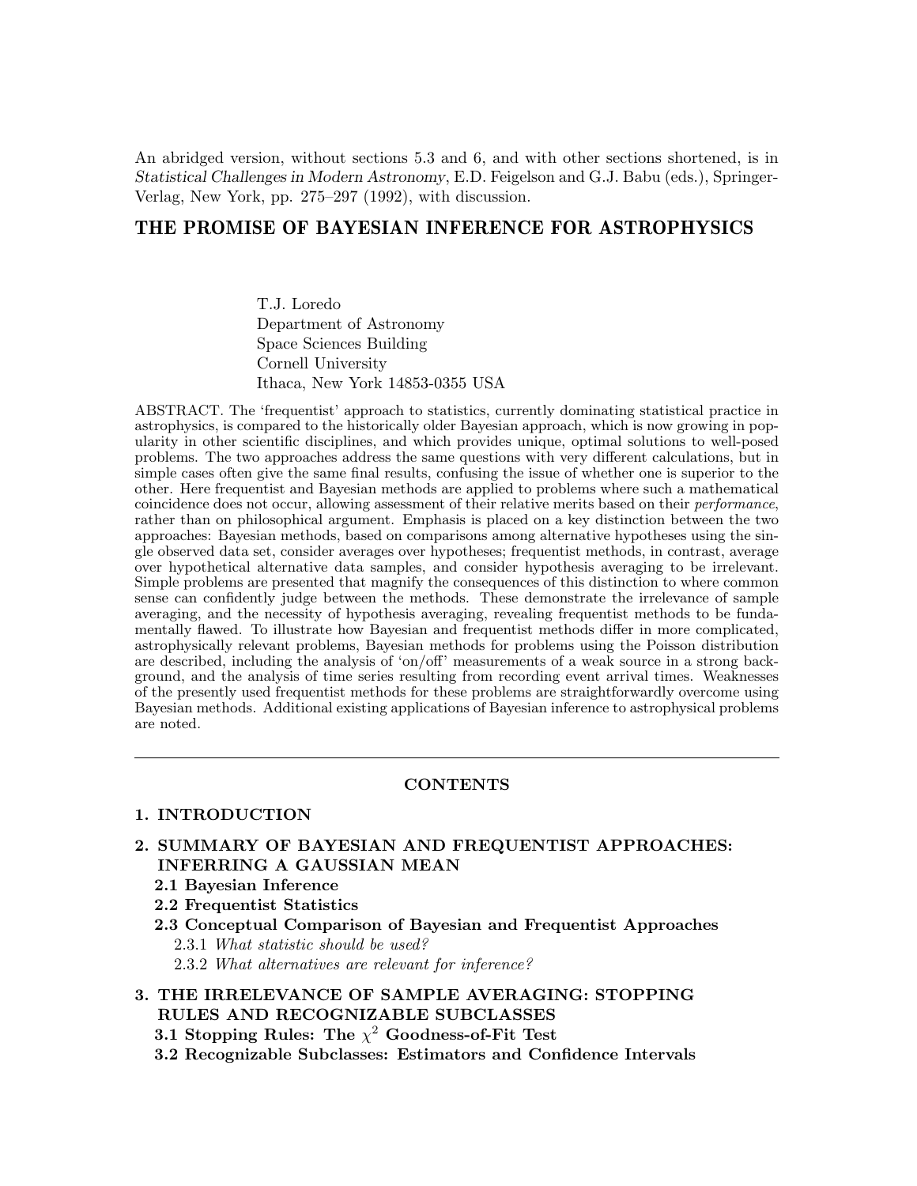An abridged version, without sections 5.3 and 6, and with other sections shortened, is in *Statistical Challenges in Modern Astronomy*, E.D. Feigelson and G.J. Babu (eds.), Springer-Verlag, New York, pp. 275–297 (1992), with discussion.

# THE PROMISE OF BAYESIAN INFERENCE FOR ASTROPHYSICS

T.J. Loredo
Department of Astronomy
Space Sciences Building
Cornell University
Ithaca, New York 14853-0355 USA

ABSTRACT. The 'frequentist' approach to statistics, currently dominating statistical practice in astrophysics, is compared to the historically older Bayesian approach, which is now growing in popularity in other scientific disciplines, and which provides unique, optimal solutions to well-posed problems. The two approaches address the same questions with very different calculations, but in simple cases often give the same final results, confusing the issue of whether one is superior to the other. Here frequentist and Bayesian methods are applied to problems where such a mathematical coincidence does not occur, allowing assessment of their relative merits based on their *performance*, rather than on philosophical argument. Emphasis is placed on a key distinction between the two approaches: Bayesian methods, based on comparisons among alternative hypotheses using the single observed data set, consider averages over hypotheses; frequentist methods, in contrast, average over hypothetical alternative data samples, and consider hypothesis averaging to be irrelevant. Simple problems are presented that magnify the consequences of this distinction to where common sense can confidently judge between the methods. These demonstrate the irrelevance of sample averaging, and the necessity of hypothesis averaging, revealing frequentist methods to be fundamentally flawed. To illustrate how Bayesian and frequentist methods differ in more complicated, astrophysically relevant problems, Bayesian methods for problems using the Poisson distribution are described, including the analysis of 'on/off' measurements of a weak source in a strong background, and the analysis of time series resulting from recording event arrival times. Weaknesses of the presently used frequentist methods for these problems are straightforwardly overcome using Bayesian methods. Additional existing applications of Bayesian inference to astrophysical problems are noted.

---

## CONTENTS

**1. INTRODUCTION**

**2. SUMMARY OF BAYESIAN AND FREQUENTIST APPROACHES: INFERRING A GAUSSIAN MEAN**

- **2.1 Bayesian Inference**
- **2.2 Frequentist Statistics**
- **2.3 Conceptual Comparison of Bayesian and Frequentist Approaches**
  - 2.3.1 *What statistic should be used?*
  - 2.3.2 *What alternatives are relevant for inference?*

**3. THE IRRELEVANCE OF SAMPLE AVERAGING: STOPPING RULES AND RECOGNIZABLE SUBCLASSES**

- **3.1 Stopping Rules: The $\chi^2$ Goodness-of-Fit Test**
- **3.2 Recognizable Subclasses: Estimators and Confidence Intervals**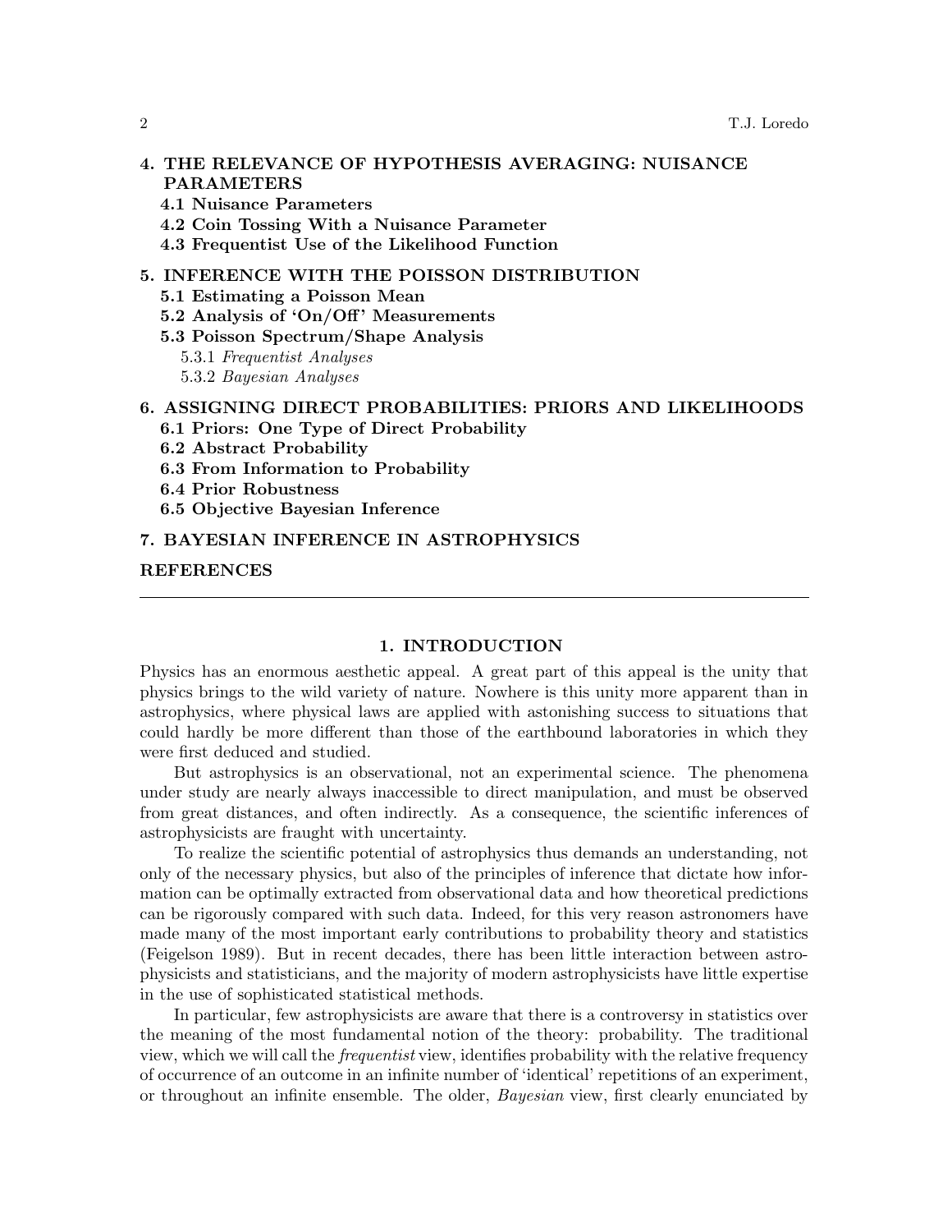**4. THE RELEVANCE OF HYPOTHESIS AVERAGING: NUISANCE PARAMETERS**

- **4.1 Nuisance Parameters**
- **4.2 Coin Tossing With a Nuisance Parameter**
- **4.3 Frequentist Use of the Likelihood Function**

**5. INFERENCE WITH THE POISSON DISTRIBUTION**

- **5.1 Estimating a Poisson Mean**
- **5.2 Analysis of 'On/Off' Measurements**
- **5.3 Poisson Spectrum/Shape Analysis**
  - 5.3.1 *Frequentist Analyses*
  - 5.3.2 *Bayesian Analyses*

**6. ASSIGNING DIRECT PROBABILITIES: PRIORS AND LIKELIHOODS**

- **6.1 Priors: One Type of Direct Probability**
- **6.2 Abstract Probability**
- **6.3 From Information to Probability**
- **6.4 Prior Robustness**
- **6.5 Objective Bayesian Inference**

**7. BAYESIAN INFERENCE IN ASTROPHYSICS**

**REFERENCES**

---

## 1. INTRODUCTION

Physics has an enormous aesthetic appeal. A great part of this appeal is the unity that physics brings to the wild variety of nature. Nowhere is this unity more apparent than in astrophysics, where physical laws are applied with astonishing success to situations that could hardly be more different than those of the earthbound laboratories in which they were first deduced and studied.

But astrophysics is an observational, not an experimental science. The phenomena under study are nearly always inaccessible to direct manipulation, and must be observed from great distances, and often indirectly. As a consequence, the scientific inferences of astrophysicists are fraught with uncertainty.

To realize the scientific potential of astrophysics thus demands an understanding, not only of the necessary physics, but also of the principles of inference that dictate how information can be optimally extracted from observational data and how theoretical predictions can be rigorously compared with such data. Indeed, for this very reason astronomers have made many of the most important early contributions to probability theory and statistics (Feigelson 1989). But in recent decades, there has been little interaction between astrophysicists and statisticians, and the majority of modern astrophysicists have little expertise in the use of sophisticated statistical methods.

In particular, few astrophysicists are aware that there is a controversy in statistics over the meaning of the most fundamental notion of the theory: probability. The traditional view, which we will call the *frequentist* view, identifies probability with the relative frequency of occurrence of an outcome in an infinite number of 'identical' repetitions of an experiment, or throughout an infinite ensemble. The older, *Bayesian* view, first clearly enunciated by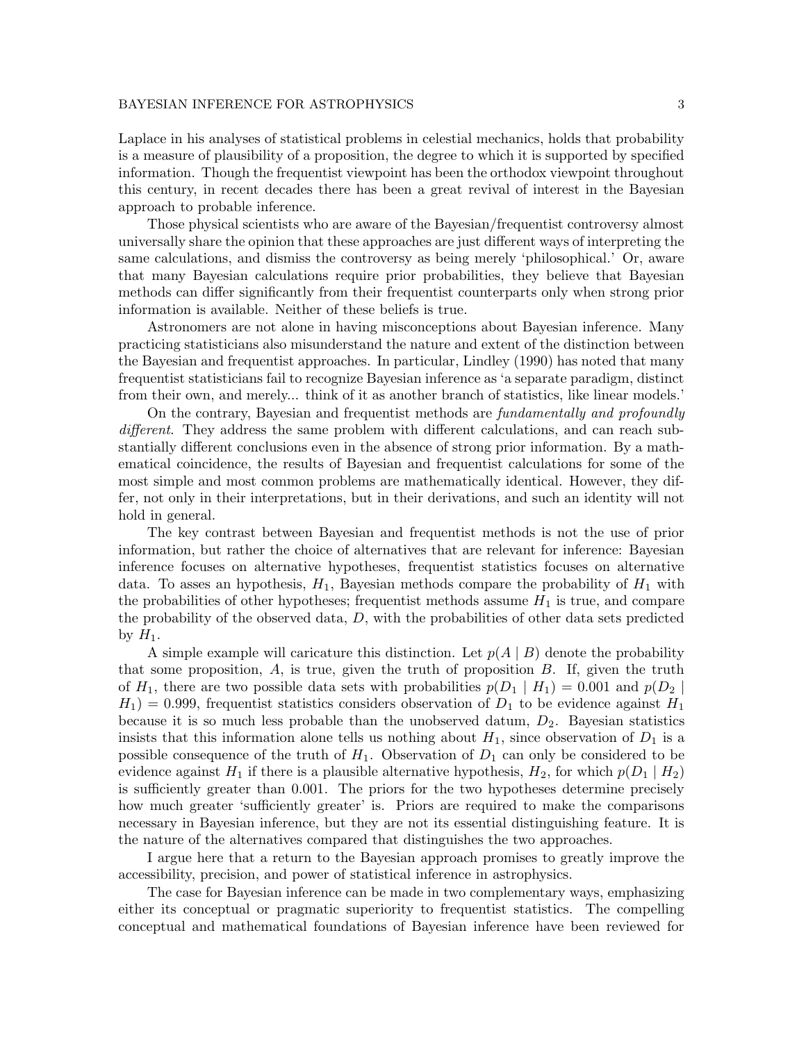Laplace in his analyses of statistical problems in celestial mechanics, holds that probability is a measure of plausibility of a proposition, the degree to which it is supported by specified information. Though the frequentist viewpoint has been the orthodox viewpoint throughout this century, in recent decades there has been a great revival of interest in the Bayesian approach to probable inference.

Those physical scientists who are aware of the Bayesian/frequentist controversy almost universally share the opinion that these approaches are just different ways of interpreting the same calculations, and dismiss the controversy as being merely 'philosophical.' Or, aware that many Bayesian calculations require prior probabilities, they believe that Bayesian methods can differ significantly from their frequentist counterparts only when strong prior information is available. Neither of these beliefs is true.

Astronomers are not alone in having misconceptions about Bayesian inference. Many practicing statisticians also misunderstand the nature and extent of the distinction between the Bayesian and frequentist approaches. In particular, Lindley (1990) has noted that many frequentist statisticians fail to recognize Bayesian inference as 'a separate paradigm, distinct from their own, and merely... think of it as another branch of statistics, like linear models.'

On the contrary, Bayesian and frequentist methods are *fundamentally and profoundly different*. They address the same problem with different calculations, and can reach substantially different conclusions even in the absence of strong prior information. By a mathematical coincidence, the results of Bayesian and frequentist calculations for some of the most simple and most common problems are mathematically identical. However, they differ, not only in their interpretations, but in their derivations, and such an identity will not hold in general.

The key contrast between Bayesian and frequentist methods is not the use of prior information, but rather the choice of alternatives that are relevant for inference: Bayesian inference focuses on alternative hypotheses, frequentist statistics focuses on alternative data. To asses an hypothesis, $H_1$, Bayesian methods compare the probability of $H_1$ with the probabilities of other hypotheses; frequentist methods assume $H_1$ is true, and compare the probability of the observed data, $D$, with the probabilities of other data sets predicted by $H_1$.

A simple example will caricature this distinction. Let $p(A \mid B)$ denote the probability that some proposition, $A$, is true, given the truth of proposition $B$. If, given the truth of $H_1$, there are two possible data sets with probabilities $p(D_1 \mid H_1) = 0.001$ and $p(D_2 \mid H_1) = 0.999$, frequentist statistics considers observation of $D_1$ to be evidence against $H_1$ because it is so much less probable than the unobserved datum, $D_2$. Bayesian statistics insists that this information alone tells us nothing about $H_1$, since observation of $D_1$ is a possible consequence of the truth of $H_1$. Observation of $D_1$ can only be considered to be evidence against $H_1$ if there is a plausible alternative hypothesis, $H_2$, for which $p(D_1 \mid H_2)$ is sufficiently greater than 0.001. The priors for the two hypotheses determine precisely how much greater 'sufficiently greater' is. Priors are required to make the comparisons necessary in Bayesian inference, but they are not its essential distinguishing feature. It is the nature of the alternatives compared that distinguishes the two approaches.

I argue here that a return to the Bayesian approach promises to greatly improve the accessibility, precision, and power of statistical inference in astrophysics.

The case for Bayesian inference can be made in two complementary ways, emphasizing either its conceptual or pragmatic superiority to frequentist statistics. The compelling conceptual and mathematical foundations of Bayesian inference have been reviewed for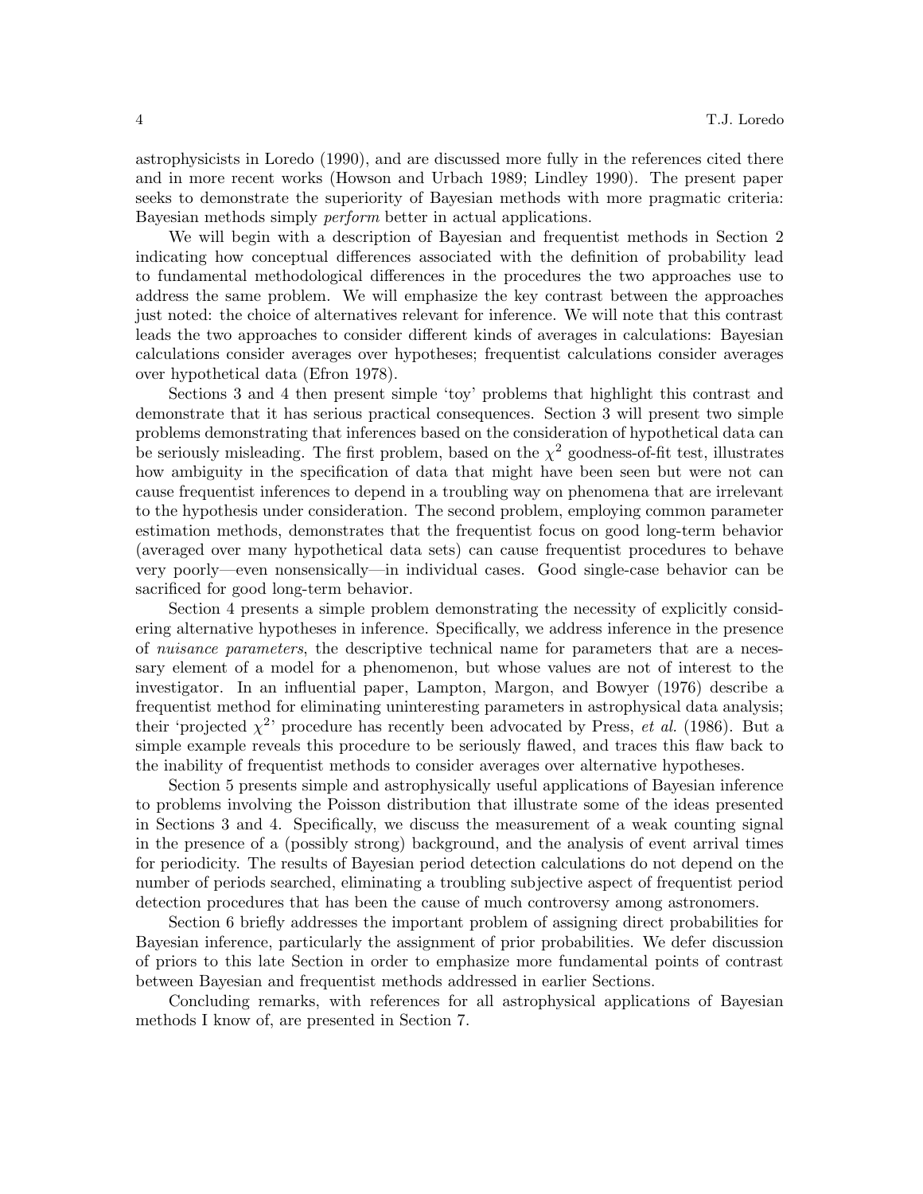astrophysicists in Loredo (1990), and are discussed more fully in the references cited there and in more recent works (Howson and Urbach 1989; Lindley 1990). The present paper seeks to demonstrate the superiority of Bayesian methods with more pragmatic criteria: Bayesian methods simply *perform* better in actual applications.

We will begin with a description of Bayesian and frequentist methods in Section 2 indicating how conceptual differences associated with the definition of probability lead to fundamental methodological differences in the procedures the two approaches use to address the same problem. We will emphasize the key contrast between the approaches just noted: the choice of alternatives relevant for inference. We will note that this contrast leads the two approaches to consider different kinds of averages in calculations: Bayesian calculations consider averages over hypotheses; frequentist calculations consider averages over hypothetical data (Efron 1978).

Sections 3 and 4 then present simple 'toy' problems that highlight this contrast and demonstrate that it has serious practical consequences. Section 3 will present two simple problems demonstrating that inferences based on the consideration of hypothetical data can be seriously misleading. The first problem, based on the $\chi^2$ goodness-of-fit test, illustrates how ambiguity in the specification of data that might have been seen but were not can cause frequentist inferences to depend in a troubling way on phenomena that are irrelevant to the hypothesis under consideration. The second problem, employing common parameter estimation methods, demonstrates that the frequentist focus on good long-term behavior (averaged over many hypothetical data sets) can cause frequentist procedures to behave very poorly—even nonsensically—in individual cases. Good single-case behavior can be sacrificed for good long-term behavior.

Section 4 presents a simple problem demonstrating the necessity of explicitly considering alternative hypotheses in inference. Specifically, we address inference in the presence of *nuisance parameters*, the descriptive technical name for parameters that are a necessary element of a model for a phenomenon, but whose values are not of interest to the investigator. In an influential paper, Lampton, Margon, and Bowyer (1976) describe a frequentist method for eliminating uninteresting parameters in astrophysical data analysis; their 'projected $\chi^2$' procedure has recently been advocated by Press, *et al.* (1986). But a simple example reveals this procedure to be seriously flawed, and traces this flaw back to the inability of frequentist methods to consider averages over alternative hypotheses.

Section 5 presents simple and astrophysically useful applications of Bayesian inference to problems involving the Poisson distribution that illustrate some of the ideas presented in Sections 3 and 4. Specifically, we discuss the measurement of a weak counting signal in the presence of a (possibly strong) background, and the analysis of event arrival times for periodicity. The results of Bayesian period detection calculations do not depend on the number of periods searched, eliminating a troubling subjective aspect of frequentist period detection procedures that has been the cause of much controversy among astronomers.

Section 6 briefly addresses the important problem of assigning direct probabilities for Bayesian inference, particularly the assignment of prior probabilities. We defer discussion of priors to this late Section in order to emphasize more fundamental points of contrast between Bayesian and frequentist methods addressed in earlier Sections.

Concluding remarks, with references for all astrophysical applications of Bayesian methods I know of, are presented in Section 7.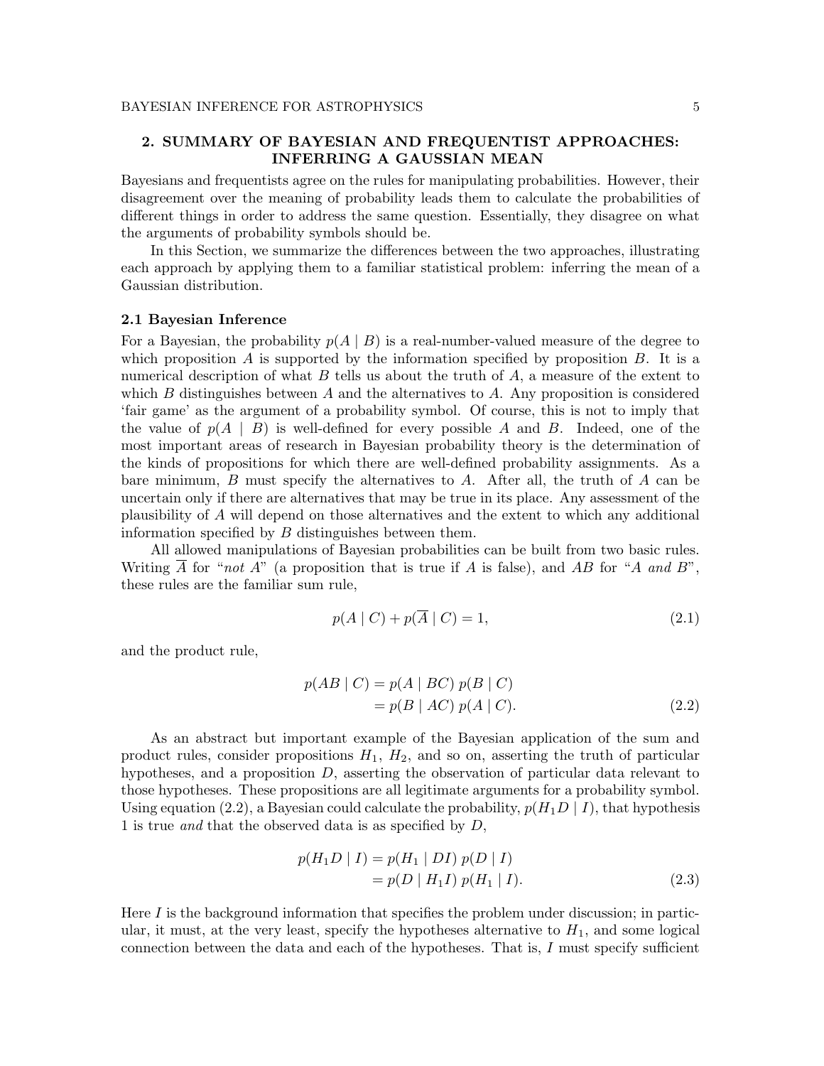## 2. SUMMARY OF BAYESIAN AND FREQUENTIST APPROACHES: INFERRING A GAUSSIAN MEAN

Bayesians and frequentists agree on the rules for manipulating probabilities. However, their disagreement over the meaning of probability leads them to calculate the probabilities of different things in order to address the same question. Essentially, they disagree on what the arguments of probability symbols should be.

In this Section, we summarize the differences between the two approaches, illustrating each approach by applying them to a familiar statistical problem: inferring the mean of a Gaussian distribution.

### 2.1 Bayesian Inference

For a Bayesian, the probability $p(A \mid B)$ is a real-number-valued measure of the degree to which proposition $A$ is supported by the information specified by proposition $B$. It is a numerical description of what $B$ tells us about the truth of $A$, a measure of the extent to which $B$ distinguishes between $A$ and the alternatives to $A$. Any proposition is considered 'fair game' as the argument of a probability symbol. Of course, this is not to imply that the value of $p(A \mid B)$ is well-defined for every possible $A$ and $B$. Indeed, one of the most important areas of research in Bayesian probability theory is the determination of the kinds of propositions for which there are well-defined probability assignments. As a bare minimum, $B$ must specify the alternatives to $A$. After all, the truth of $A$ can be uncertain only if there are alternatives that may be true in its place. Any assessment of the plausibility of $A$ will depend on those alternatives and the extent to which any additional information specified by $B$ distinguishes between them.

All allowed manipulations of Bayesian probabilities can be built from two basic rules. Writing $\overline{A}$ for "*not A*" (a proposition that is true if $A$ is false), and $AB$ for "*A and B*", these rules are the familiar sum rule,

$$p(A \mid C) + p(\overline{A} \mid C) = 1, \tag{2.1}$$

and the product rule,

$$\begin{aligned} p(AB \mid C) &= p(A \mid BC)\, p(B \mid C) \\ &= p(B \mid AC)\, p(A \mid C). \end{aligned} \tag{2.2}$$

As an abstract but important example of the Bayesian application of the sum and product rules, consider propositions $H_1$, $H_2$, and so on, asserting the truth of particular hypotheses, and a proposition $D$, asserting the observation of particular data relevant to those hypotheses. These propositions are all legitimate arguments for a probability symbol. Using equation (2.2), a Bayesian could calculate the probability, $p(H_1 D \mid I)$, that hypothesis 1 is true *and* that the observed data is as specified by $D$,

$$\begin{aligned} p(H_1 D \mid I) &= p(H_1 \mid DI)\, p(D \mid I) \\ &= p(D \mid H_1 I)\, p(H_1 \mid I). \end{aligned} \tag{2.3}$$

Here $I$ is the background information that specifies the problem under discussion; in particular, it must, at the very least, specify the hypotheses alternative to $H_1$, and some logical connection between the data and each of the hypotheses. That is, $I$ must specify sufficient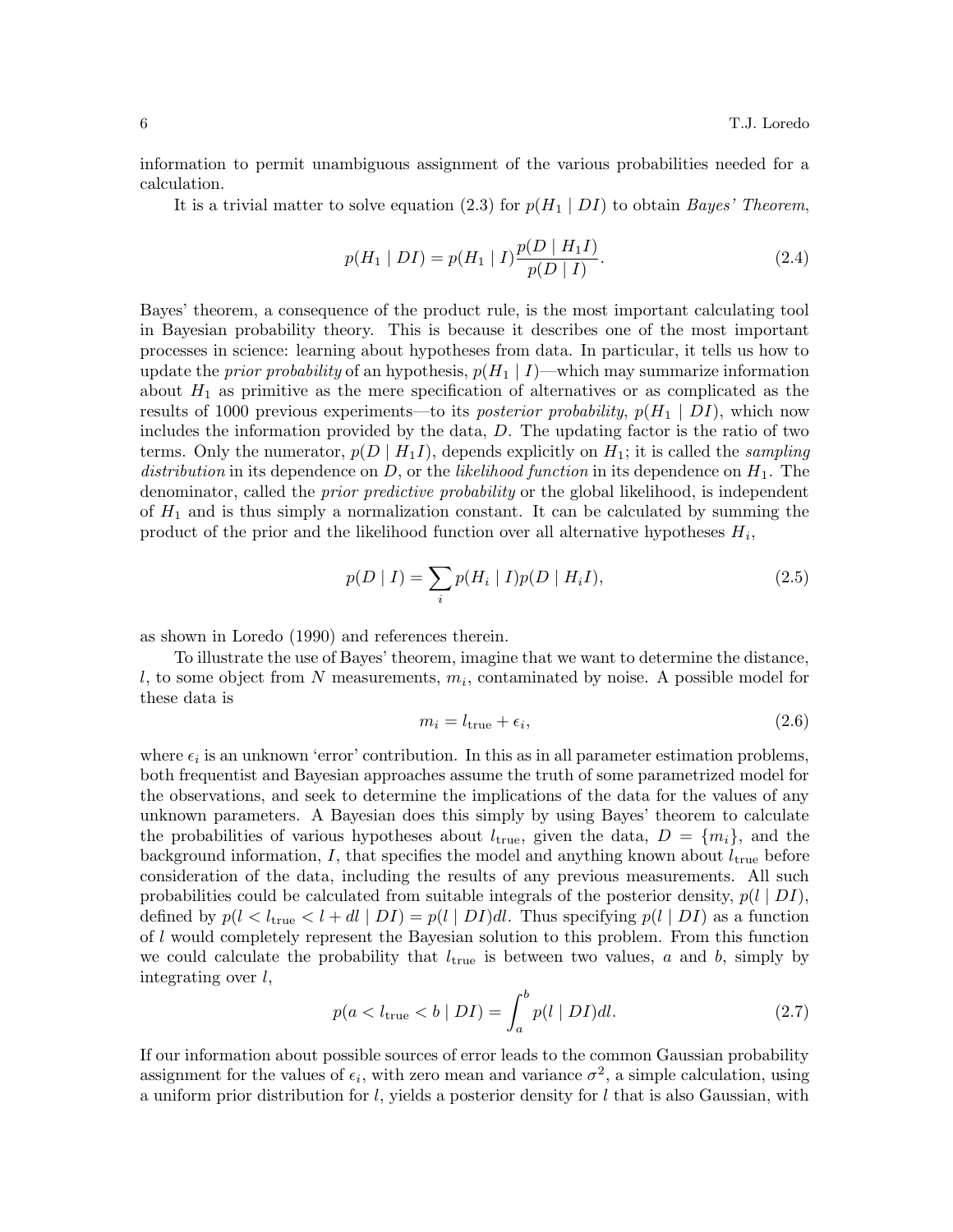information to permit unambiguous assignment of the various probabilities needed for a calculation.

It is a trivial matter to solve equation (2.3) for $p(H_1 \mid DI)$ to obtain *Bayes' Theorem*,

$$p(H_1 \mid DI) = p(H_1 \mid I)\frac{p(D \mid H_1 I)}{p(D \mid I)}. \tag{2.4}$$

Bayes' theorem, a consequence of the product rule, is the most important calculating tool in Bayesian probability theory. This is because it describes one of the most important processes in science: learning about hypotheses from data. In particular, it tells us how to update the *prior probability* of an hypothesis, $p(H_1 \mid I)$—which may summarize information about $H_1$ as primitive as the mere specification of alternatives or as complicated as the results of 1000 previous experiments—to its *posterior probability*, $p(H_1 \mid DI)$, which now includes the information provided by the data, $D$. The updating factor is the ratio of two terms. Only the numerator, $p(D \mid H_1 I)$, depends explicitly on $H_1$; it is called the *sampling distribution* in its dependence on $D$, or the *likelihood function* in its dependence on $H_1$. The denominator, called the *prior predictive probability* or the global likelihood, is independent of $H_1$ and is thus simply a normalization constant. It can be calculated by summing the product of the prior and the likelihood function over all alternative hypotheses $H_i$,

$$p(D \mid I) = \sum_i p(H_i \mid I) p(D \mid H_i I), \tag{2.5}$$

as shown in Loredo (1990) and references therein.

To illustrate the use of Bayes' theorem, imagine that we want to determine the distance, $l$, to some object from $N$ measurements, $m_i$, contaminated by noise. A possible model for these data is

$$m_i = l_{\rm true} + \epsilon_i, \tag{2.6}$$

where $\epsilon_i$ is an unknown 'error' contribution. In this as in all parameter estimation problems, both frequentist and Bayesian approaches assume the truth of some parametrized model for the observations, and seek to determine the implications of the data for the values of any unknown parameters. A Bayesian does this simply by using Bayes' theorem to calculate the probabilities of various hypotheses about $l_{\rm true}$, given the data, $D = \{m_i\}$, and the background information, $I$, that specifies the model and anything known about $l_{\rm true}$ before consideration of the data, including the results of any previous measurements. All such probabilities could be calculated from suitable integrals of the posterior density, $p(l \mid DI)$, defined by $p(l < l_{\rm true} < l + dl \mid DI) = p(l \mid DI)dl$. Thus specifying $p(l \mid DI)$ as a function of $l$ would completely represent the Bayesian solution to this problem. From this function we could calculate the probability that $l_{\rm true}$ is between two values, $a$ and $b$, simply by integrating over $l$,

$$p(a < l_{\rm true} < b \mid DI) = \int_a^b p(l \mid DI) dl. \tag{2.7}$$

If our information about possible sources of error leads to the common Gaussian probability assignment for the values of $\epsilon_i$, with zero mean and variance $\sigma^2$, a simple calculation, using a uniform prior distribution for $l$, yields a posterior density for $l$ that is also Gaussian, with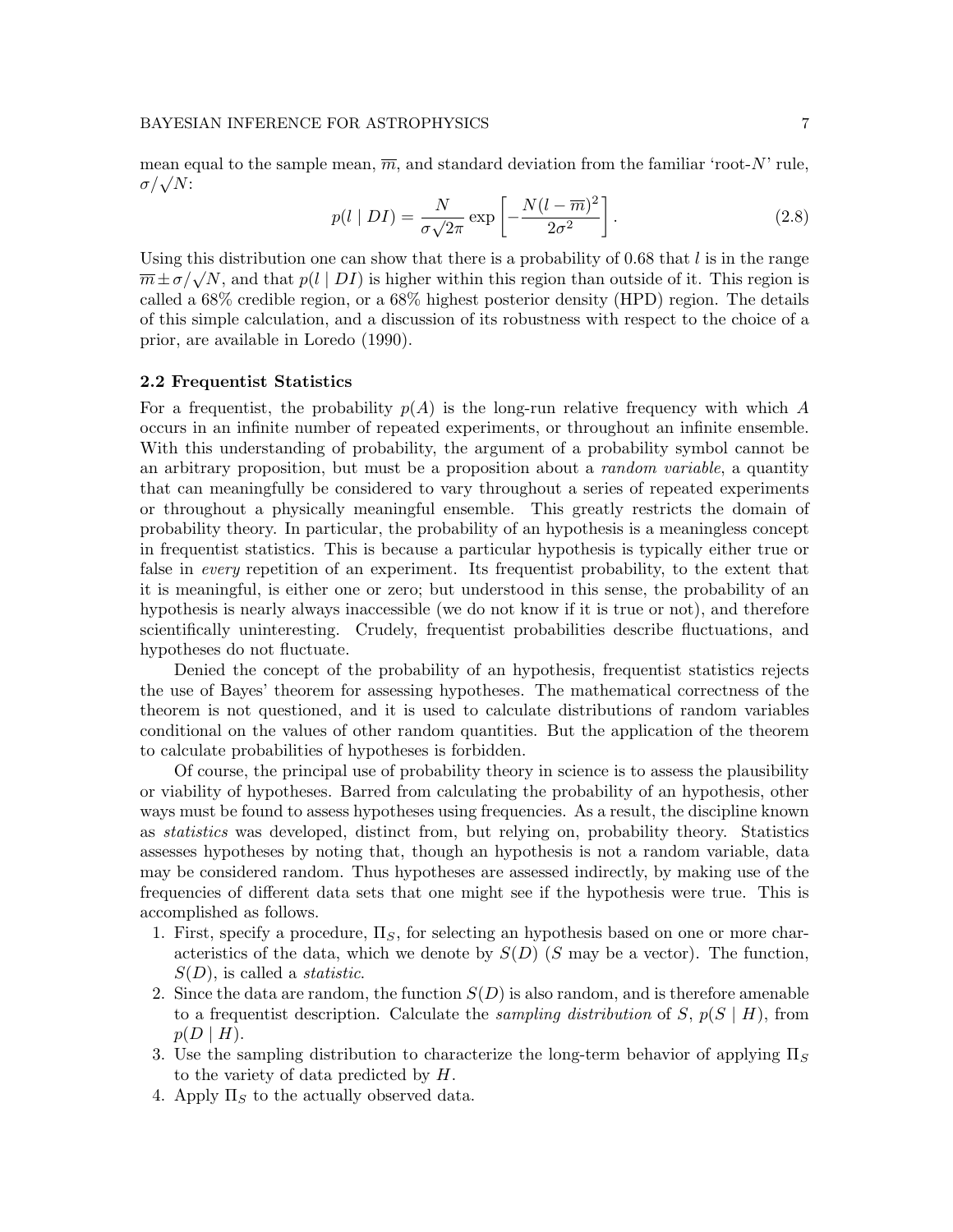mean equal to the sample mean, $\overline{m}$, and standard deviation from the familiar 'root-$N$' rule, $\sigma/\sqrt{N}$:

$$p(l \mid DI) = \frac{N}{\sigma\sqrt{2\pi}} \exp\left[-\frac{N(l-\overline{m})^2}{2\sigma^2}\right]. \tag{2.8}$$

Using this distribution one can show that there is a probability of 0.68 that $l$ is in the range $\overline{m} \pm \sigma/\sqrt{N}$, and that $p(l \mid DI)$ is higher within this region than outside of it. This region is called a 68% credible region, or a 68% highest posterior density (HPD) region. The details of this simple calculation, and a discussion of its robustness with respect to the choice of a prior, are available in Loredo (1990).

### 2.2 Frequentist Statistics

For a frequentist, the probability $p(A)$ is the long-run relative frequency with which $A$ occurs in an infinite number of repeated experiments, or throughout an infinite ensemble. With this understanding of probability, the argument of a probability symbol cannot be an arbitrary proposition, but must be a proposition about a *random variable*, a quantity that can meaningfully be considered to vary throughout a series of repeated experiments or throughout a physically meaningful ensemble. This greatly restricts the domain of probability theory. In particular, the probability of an hypothesis is a meaningless concept in frequentist statistics. This is because a particular hypothesis is typically either true or false in *every* repetition of an experiment. Its frequentist probability, to the extent that it is meaningful, is either one or zero; but understood in this sense, the probability of an hypothesis is nearly always inaccessible (we do not know if it is true or not), and therefore scientifically uninteresting. Crudely, frequentist probabilities describe fluctuations, and hypotheses do not fluctuate.

Denied the concept of the probability of an hypothesis, frequentist statistics rejects the use of Bayes' theorem for assessing hypotheses. The mathematical correctness of the theorem is not questioned, and it is used to calculate distributions of random variables conditional on the values of other random quantities. But the application of the theorem to calculate probabilities of hypotheses is forbidden.

Of course, the principal use of probability theory in science is to assess the plausibility or viability of hypotheses. Barred from calculating the probability of an hypothesis, other ways must be found to assess hypotheses using frequencies. As a result, the discipline known as *statistics* was developed, distinct from, but relying on, probability theory. Statistics assesses hypotheses by noting that, though an hypothesis is not a random variable, data may be considered random. Thus hypotheses are assessed indirectly, by making use of the frequencies of different data sets that one might see if the hypothesis were true. This is accomplished as follows.

1. First, specify a procedure, $\Pi_S$, for selecting an hypothesis based on one or more characteristics of the data, which we denote by $S(D)$ ($S$ may be a vector). The function, $S(D)$, is called a *statistic*.
2. Since the data are random, the function $S(D)$ is also random, and is therefore amenable to a frequentist description. Calculate the *sampling distribution* of $S$, $p(S \mid H)$, from $p(D \mid H)$.
3. Use the sampling distribution to characterize the long-term behavior of applying $\Pi_S$ to the variety of data predicted by $H$.
4. Apply $\Pi_S$ to the actually observed data.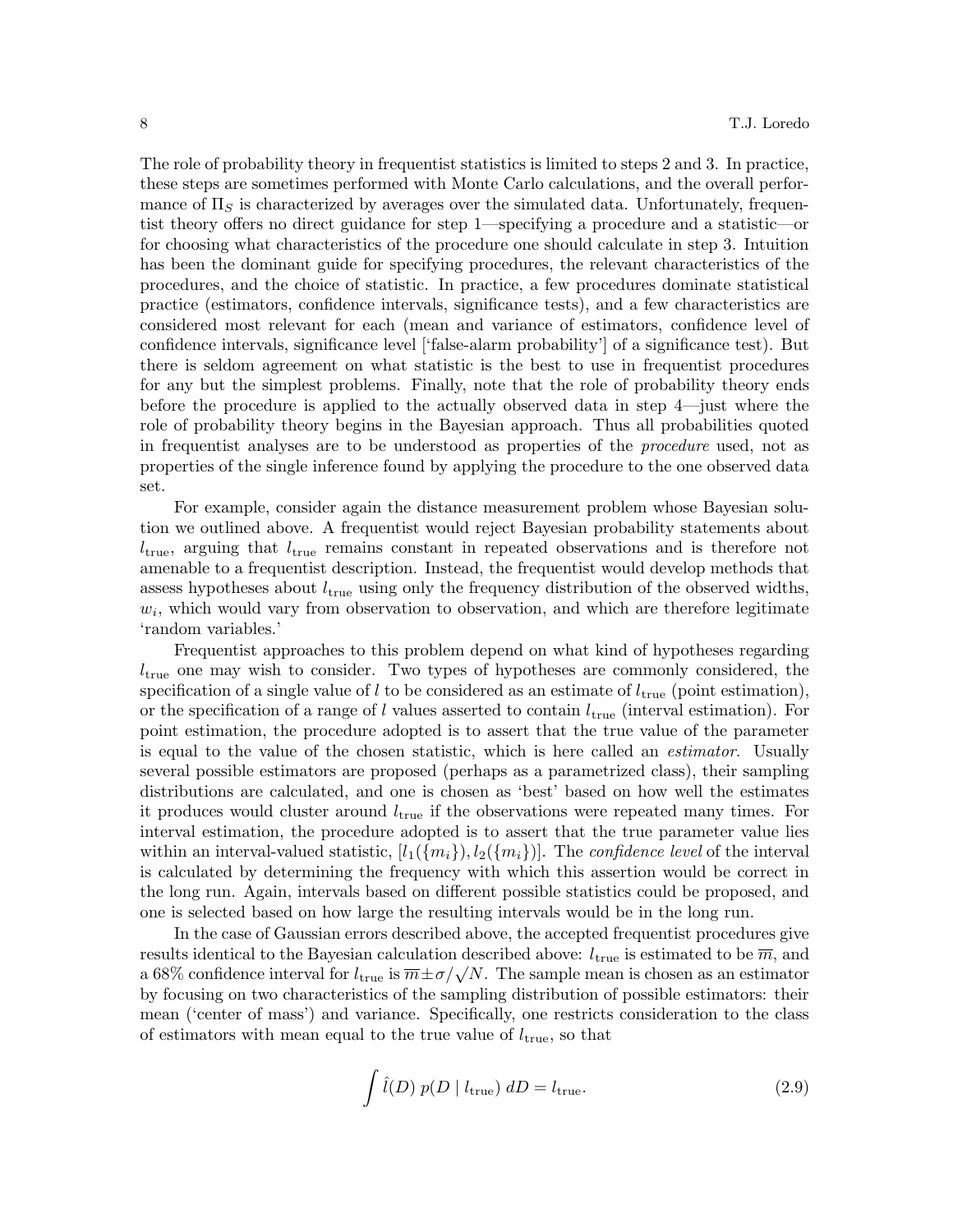The role of probability theory in frequentist statistics is limited to steps 2 and 3. In practice, these steps are sometimes performed with Monte Carlo calculations, and the overall performance of $\Pi_S$ is characterized by averages over the simulated data. Unfortunately, frequentist theory offers no direct guidance for step 1—specifying a procedure and a statistic—or for choosing what characteristics of the procedure one should calculate in step 3. Intuition has been the dominant guide for specifying procedures, the relevant characteristics of the procedures, and the choice of statistic. In practice, a few procedures dominate statistical practice (estimators, confidence intervals, significance tests), and a few characteristics are considered most relevant for each (mean and variance of estimators, confidence level of confidence intervals, significance level ['false-alarm probability'] of a significance test). But there is seldom agreement on what statistic is the best to use in frequentist procedures for any but the simplest problems. Finally, note that the role of probability theory ends before the procedure is applied to the actually observed data in step 4—just where the role of probability theory begins in the Bayesian approach. Thus all probabilities quoted in frequentist analyses are to be understood as properties of the *procedure* used, not as properties of the single inference found by applying the procedure to the one observed data set.

For example, consider again the distance measurement problem whose Bayesian solution we outlined above. A frequentist would reject Bayesian probability statements about $l_{\rm true}$, arguing that $l_{\rm true}$ remains constant in repeated observations and is therefore not amenable to a frequentist description. Instead, the frequentist would develop methods that assess hypotheses about $l_{\rm true}$ using only the frequency distribution of the observed widths, $w_i$, which would vary from observation to observation, and which are therefore legitimate 'random variables.'

Frequentist approaches to this problem depend on what kind of hypotheses regarding $l_{\rm true}$ one may wish to consider. Two types of hypotheses are commonly considered, the specification of a single value of $l$ to be considered as an estimate of $l_{\rm true}$ (point estimation), or the specification of a range of $l$ values asserted to contain $l_{\rm true}$ (interval estimation). For point estimation, the procedure adopted is to assert that the true value of the parameter is equal to the value of the chosen statistic, which is here called an *estimator*. Usually several possible estimators are proposed (perhaps as a parametrized class), their sampling distributions are calculated, and one is chosen as 'best' based on how well the estimates it produces would cluster around $l_{\rm true}$ if the observations were repeated many times. For interval estimation, the procedure adopted is to assert that the true parameter value lies within an interval-valued statistic, $[l_1(\{m_i\}), l_2(\{m_i\})]$. The *confidence level* of the interval is calculated by determining the frequency with which this assertion would be correct in the long run. Again, intervals based on different possible statistics could be proposed, and one is selected based on how large the resulting intervals would be in the long run.

In the case of Gaussian errors described above, the accepted frequentist procedures give results identical to the Bayesian calculation described above: $l_{\rm true}$ is estimated to be $\overline{m}$, and a 68% confidence interval for $l_{\rm true}$ is $\overline{m} \pm \sigma/\sqrt{N}$. The sample mean is chosen as an estimator by focusing on two characteristics of the sampling distribution of possible estimators: their mean ('center of mass') and variance. Specifically, one restricts consideration to the class of estimators with mean equal to the true value of $l_{\rm true}$, so that

$$\int \hat{l}(D)\, p(D \mid l_{\rm true})\, dD = l_{\rm true}. \tag{2.9}$$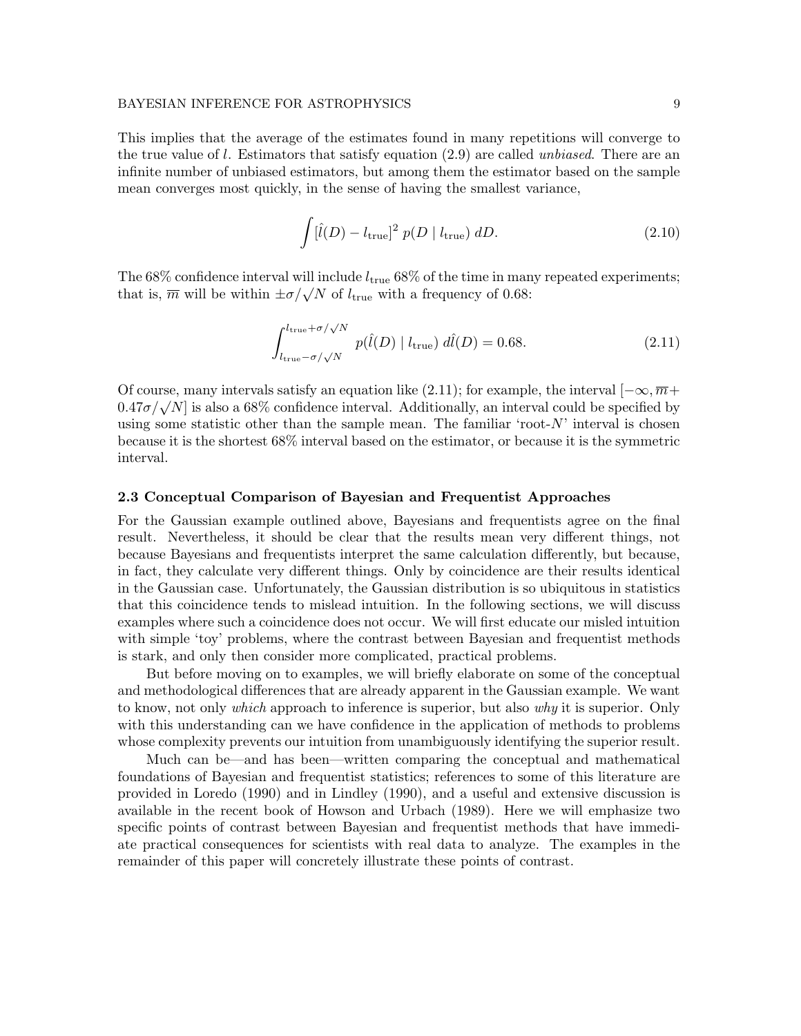This implies that the average of the estimates found in many repetitions will converge to the true value of $l$. Estimators that satisfy equation (2.9) are called *unbiased*. There are an infinite number of unbiased estimators, but among them the estimator based on the sample mean converges most quickly, in the sense of having the smallest variance,

$$\int [\hat{l}(D) - l_{\rm true}]^2 \; p(D \mid l_{\rm true}) \; dD. \tag{2.10}$$

The 68% confidence interval will include $l_{\rm true}$ 68% of the time in many repeated experiments; that is, $\overline{m}$ will be within $\pm\sigma/\sqrt{N}$ of $l_{\rm true}$ with a frequency of 0.68:

$$\int_{l_{\rm true}-\sigma/\sqrt{N}}^{l_{\rm true}+\sigma/\sqrt{N}} p(\hat{l}(D) \mid l_{\rm true}) \; d\hat{l}(D) = 0.68. \tag{2.11}$$

Of course, many intervals satisfy an equation like (2.11); for example, the interval $[-\infty, \overline{m} + 0.47\sigma/\sqrt{N}]$ is also a 68% confidence interval. Additionally, an interval could be specified by using some statistic other than the sample mean. The familiar 'root-$N$' interval is chosen because it is the shortest 68% interval based on the estimator, or because it is the symmetric interval.

### 2.3 Conceptual Comparison of Bayesian and Frequentist Approaches

For the Gaussian example outlined above, Bayesians and frequentists agree on the final result. Nevertheless, it should be clear that the results mean very different things, not because Bayesians and frequentists interpret the same calculation differently, but because, in fact, they calculate very different things. Only by coincidence are their results identical in the Gaussian case. Unfortunately, the Gaussian distribution is so ubiquitous in statistics that this coincidence tends to mislead intuition. In the following sections, we will discuss examples where such a coincidence does not occur. We will first educate our misled intuition with simple 'toy' problems, where the contrast between Bayesian and frequentist methods is stark, and only then consider more complicated, practical problems.

But before moving on to examples, we will briefly elaborate on some of the conceptual and methodological differences that are already apparent in the Gaussian example. We want to know, not only *which* approach to inference is superior, but also *why* it is superior. Only with this understanding can we have confidence in the application of methods to problems whose complexity prevents our intuition from unambiguously identifying the superior result.

Much can be—and has been—written comparing the conceptual and mathematical foundations of Bayesian and frequentist statistics; references to some of this literature are provided in Loredo (1990) and in Lindley (1990), and a useful and extensive discussion is available in the recent book of Howson and Urbach (1989). Here we will emphasize two specific points of contrast between Bayesian and frequentist methods that have immediate practical consequences for scientists with real data to analyze. The examples in the remainder of this paper will concretely illustrate these points of contrast.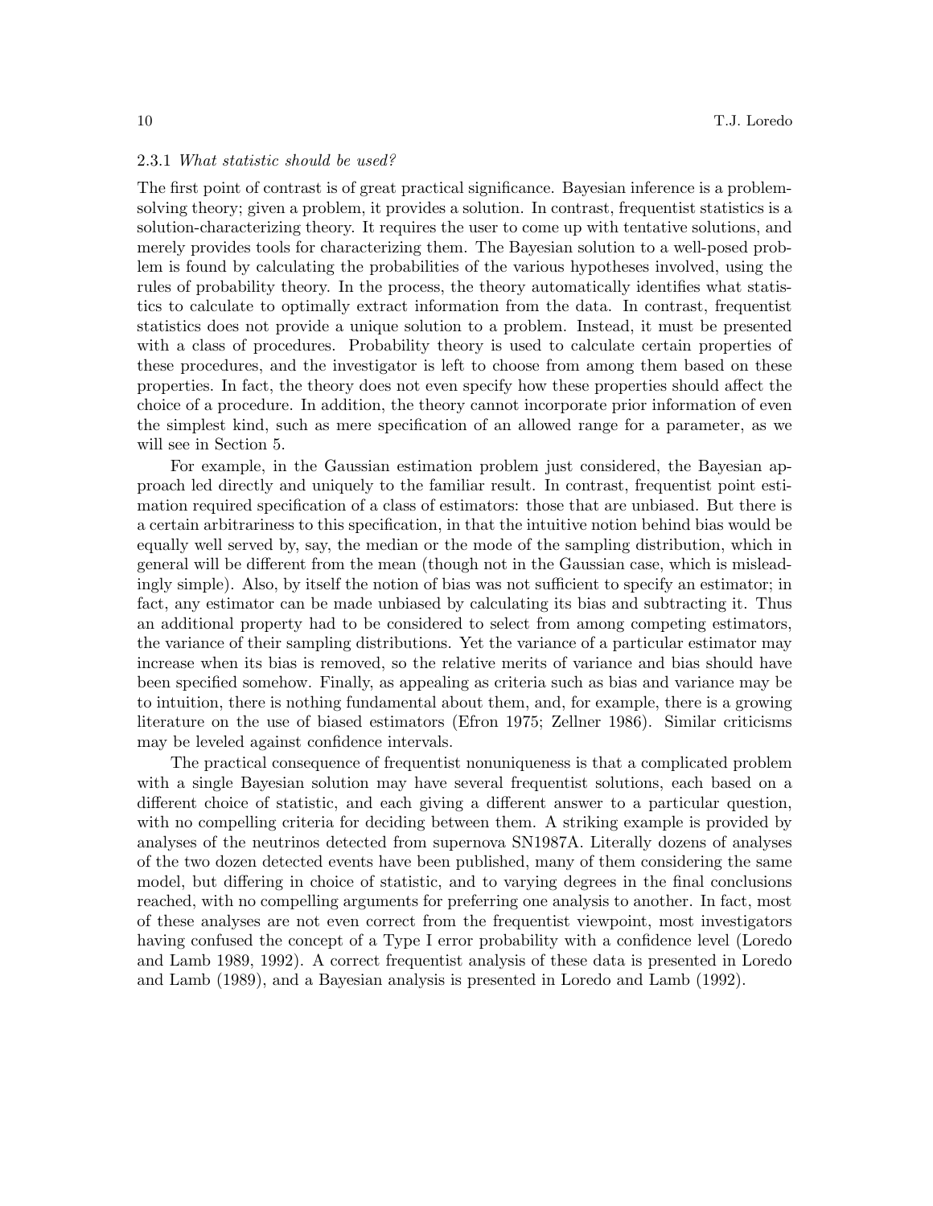#### 2.3.1 *What statistic should be used?*

The first point of contrast is of great practical significance. Bayesian inference is a problem-solving theory; given a problem, it provides a solution. In contrast, frequentist statistics is a solution-characterizing theory. It requires the user to come up with tentative solutions, and merely provides tools for characterizing them. The Bayesian solution to a well-posed problem is found by calculating the probabilities of the various hypotheses involved, using the rules of probability theory. In the process, the theory automatically identifies what statistics to calculate to optimally extract information from the data. In contrast, frequentist statistics does not provide a unique solution to a problem. Instead, it must be presented with a class of procedures. Probability theory is used to calculate certain properties of these procedures, and the investigator is left to choose from among them based on these properties. In fact, the theory does not even specify how these properties should affect the choice of a procedure. In addition, the theory cannot incorporate prior information of even the simplest kind, such as mere specification of an allowed range for a parameter, as we will see in Section 5.

For example, in the Gaussian estimation problem just considered, the Bayesian approach led directly and uniquely to the familiar result. In contrast, frequentist point estimation required specification of a class of estimators: those that are unbiased. But there is a certain arbitrariness to this specification, in that the intuitive notion behind bias would be equally well served by, say, the median or the mode of the sampling distribution, which in general will be different from the mean (though not in the Gaussian case, which is misleadingly simple). Also, by itself the notion of bias was not sufficient to specify an estimator; in fact, any estimator can be made unbiased by calculating its bias and subtracting it. Thus an additional property had to be considered to select from among competing estimators, the variance of their sampling distributions. Yet the variance of a particular estimator may increase when its bias is removed, so the relative merits of variance and bias should have been specified somehow. Finally, as appealing as criteria such as bias and variance may be to intuition, there is nothing fundamental about them, and, for example, there is a growing literature on the use of biased estimators (Efron 1975; Zellner 1986). Similar criticisms may be leveled against confidence intervals.

The practical consequence of frequentist nonuniqueness is that a complicated problem with a single Bayesian solution may have several frequentist solutions, each based on a different choice of statistic, and each giving a different answer to a particular question, with no compelling criteria for deciding between them. A striking example is provided by analyses of the neutrinos detected from supernova SN1987A. Literally dozens of analyses of the two dozen detected events have been published, many of them considering the same model, but differing in choice of statistic, and to varying degrees in the final conclusions reached, with no compelling arguments for preferring one analysis to another. In fact, most of these analyses are not even correct from the frequentist viewpoint, most investigators having confused the concept of a Type I error probability with a confidence level (Loredo and Lamb 1989, 1992). A correct frequentist analysis of these data is presented in Loredo and Lamb (1989), and a Bayesian analysis is presented in Loredo and Lamb (1992).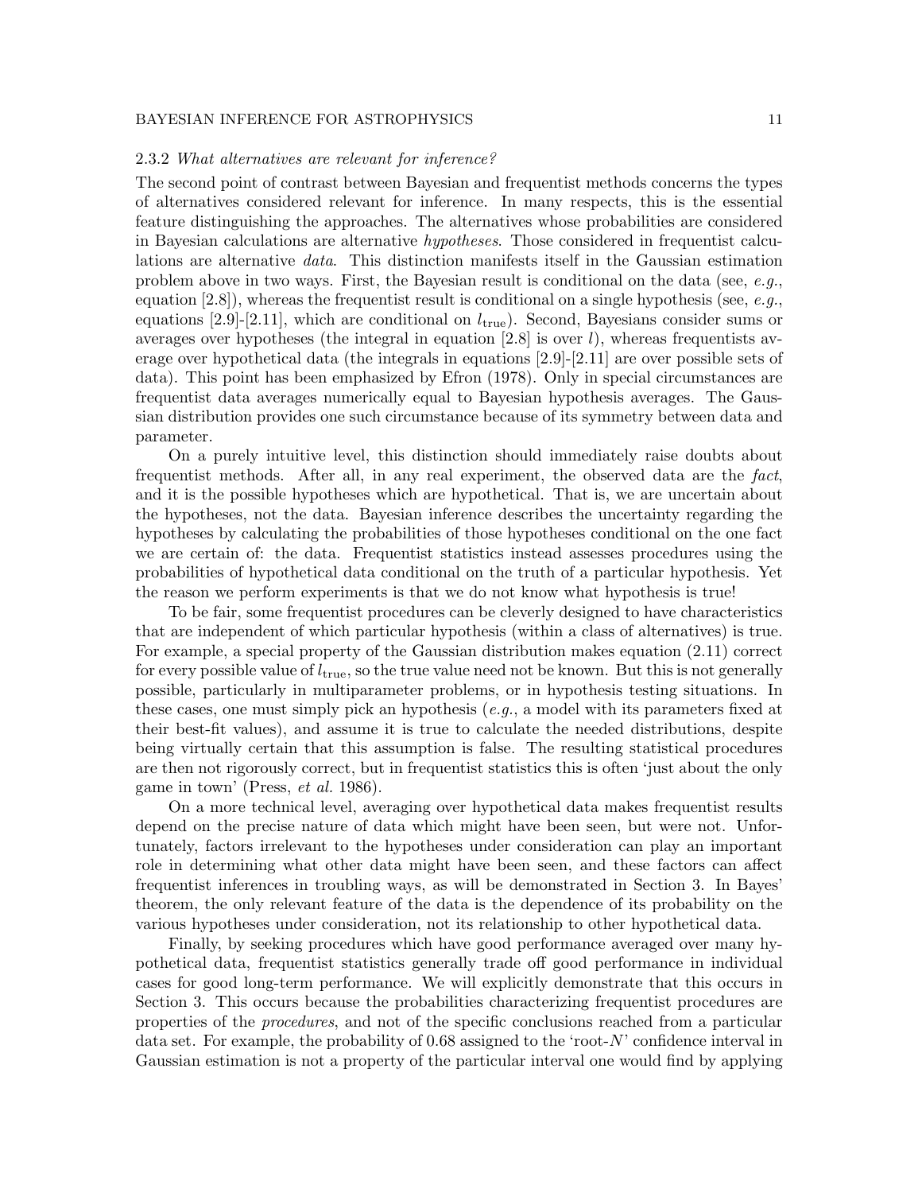### 2.3.2 *What alternatives are relevant for inference?*

The second point of contrast between Bayesian and frequentist methods concerns the types of alternatives considered relevant for inference. In many respects, this is the essential feature distinguishing the approaches. The alternatives whose probabilities are considered in Bayesian calculations are alternative *hypotheses*. Those considered in frequentist calculations are alternative *data*. This distinction manifests itself in the Gaussian estimation problem above in two ways. First, the Bayesian result is conditional on the data (see, *e.g.*, equation [2.8]), whereas the frequentist result is conditional on a single hypothesis (see, *e.g.*, equations [2.9]-[2.11], which are conditional on $l_{\rm true}$). Second, Bayesians consider sums or averages over hypotheses (the integral in equation [2.8] is over $l$), whereas frequentists average over hypothetical data (the integrals in equations [2.9]-[2.11] are over possible sets of data). This point has been emphasized by Efron (1978). Only in special circumstances are frequentist data averages numerically equal to Bayesian hypothesis averages. The Gaussian distribution provides one such circumstance because of its symmetry between data and parameter.

On a purely intuitive level, this distinction should immediately raise doubts about frequentist methods. After all, in any real experiment, the observed data are the *fact*, and it is the possible hypotheses which are hypothetical. That is, we are uncertain about the hypotheses, not the data. Bayesian inference describes the uncertainty regarding the hypotheses by calculating the probabilities of those hypotheses conditional on the one fact we are certain of: the data. Frequentist statistics instead assesses procedures using the probabilities of hypothetical data conditional on the truth of a particular hypothesis. Yet the reason we perform experiments is that we do not know what hypothesis is true!

To be fair, some frequentist procedures can be cleverly designed to have characteristics that are independent of which particular hypothesis (within a class of alternatives) is true. For example, a special property of the Gaussian distribution makes equation (2.11) correct for every possible value of $l_{\rm true}$, so the true value need not be known. But this is not generally possible, particularly in multiparameter problems, or in hypothesis testing situations. In these cases, one must simply pick an hypothesis (*e.g.*, a model with its parameters fixed at their best-fit values), and assume it is true to calculate the needed distributions, despite being virtually certain that this assumption is false. The resulting statistical procedures are then not rigorously correct, but in frequentist statistics this is often 'just about the only game in town' (Press, *et al.* 1986).

On a more technical level, averaging over hypothetical data makes frequentist results depend on the precise nature of data which might have been seen, but were not. Unfortunately, factors irrelevant to the hypotheses under consideration can play an important role in determining what other data might have been seen, and these factors can affect frequentist inferences in troubling ways, as will be demonstrated in Section 3. In Bayes' theorem, the only relevant feature of the data is the dependence of its probability on the various hypotheses under consideration, not its relationship to other hypothetical data.

Finally, by seeking procedures which have good performance averaged over many hypothetical data, frequentist statistics generally trade off good performance in individual cases for good long-term performance. We will explicitly demonstrate that this occurs in Section 3. This occurs because the probabilities characterizing frequentist procedures are properties of the *procedures*, and not of the specific conclusions reached from a particular data set. For example, the probability of 0.68 assigned to the 'root-$N$' confidence interval in Gaussian estimation is not a property of the particular interval one would find by applying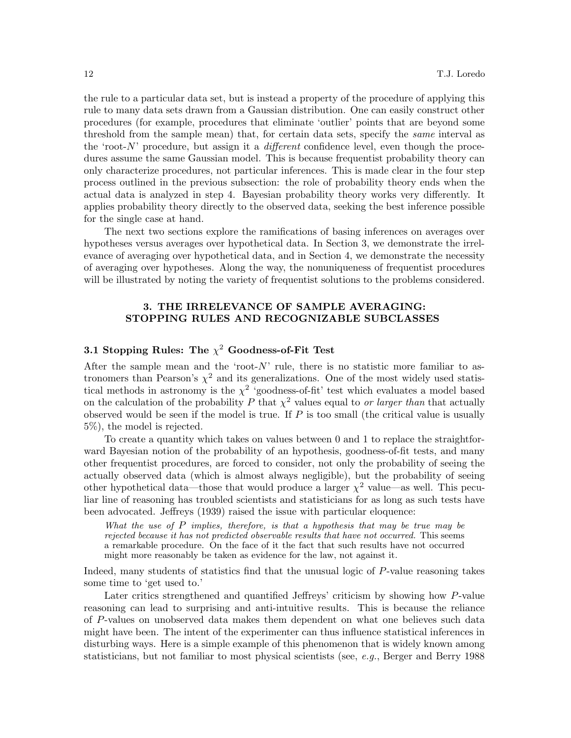the rule to a particular data set, but is instead a property of the procedure of applying this rule to many data sets drawn from a Gaussian distribution. One can easily construct other procedures (for example, procedures that eliminate 'outlier' points that are beyond some threshold from the sample mean) that, for certain data sets, specify the *same* interval as the 'root-$N$' procedure, but assign it a *different* confidence level, even though the procedures assume the same Gaussian model. This is because frequentist probability theory can only characterize procedures, not particular inferences. This is made clear in the four step process outlined in the previous subsection: the role of probability theory ends when the actual data is analyzed in step 4. Bayesian probability theory works very differently. It applies probability theory directly to the observed data, seeking the best inference possible for the single case at hand.

The next two sections explore the ramifications of basing inferences on averages over hypotheses versus averages over hypothetical data. In Section 3, we demonstrate the irrelevance of averaging over hypothetical data, and in Section 4, we demonstrate the necessity of averaging over hypotheses. Along the way, the nonuniqueness of frequentist procedures will be illustrated by noting the variety of frequentist solutions to the problems considered.

## 3. THE IRRELEVANCE OF SAMPLE AVERAGING: STOPPING RULES AND RECOGNIZABLE SUBCLASSES

### 3.1 Stopping Rules: The $\chi^2$ Goodness-of-Fit Test

After the sample mean and the 'root-$N$' rule, there is no statistic more familiar to astronomers than Pearson's $\chi^2$ and its generalizations. One of the most widely used statistical methods in astronomy is the $\chi^2$ 'goodness-of-fit' test which evaluates a model based on the calculation of the probability $P$ that $\chi^2$ values equal to *or larger than* that actually observed would be seen if the model is true. If $P$ is too small (the critical value is usually 5%), the model is rejected.

To create a quantity which takes on values between 0 and 1 to replace the straightforward Bayesian notion of the probability of an hypothesis, goodness-of-fit tests, and many other frequentist procedures, are forced to consider, not only the probability of seeing the actually observed data (which is almost always negligible), but the probability of seeing other hypothetical data—those that would produce a larger $\chi^2$ value—as well. This peculiar line of reasoning has troubled scientists and statisticians for as long as such tests have been advocated. Jeffreys (1939) raised the issue with particular eloquence:

> *What the use of $P$ implies, therefore, is that a hypothesis that may be true may be rejected because it has not predicted observable results that have not occurred.* This seems a remarkable procedure. On the face of it the fact that such results have not occurred might more reasonably be taken as evidence for the law, not against it.

Indeed, many students of statistics find that the unusual logic of $P$-value reasoning takes some time to 'get used to.'

Later critics strengthened and quantified Jeffreys' criticism by showing how $P$-value reasoning can lead to surprising and anti-intuitive results. This is because the reliance of $P$-values on unobserved data makes them dependent on what one believes such data might have been. The intent of the experimenter can thus influence statistical inferences in disturbing ways. Here is a simple example of this phenomenon that is widely known among statisticians, but not familiar to most physical scientists (see, *e.g.*, Berger and Berry 1988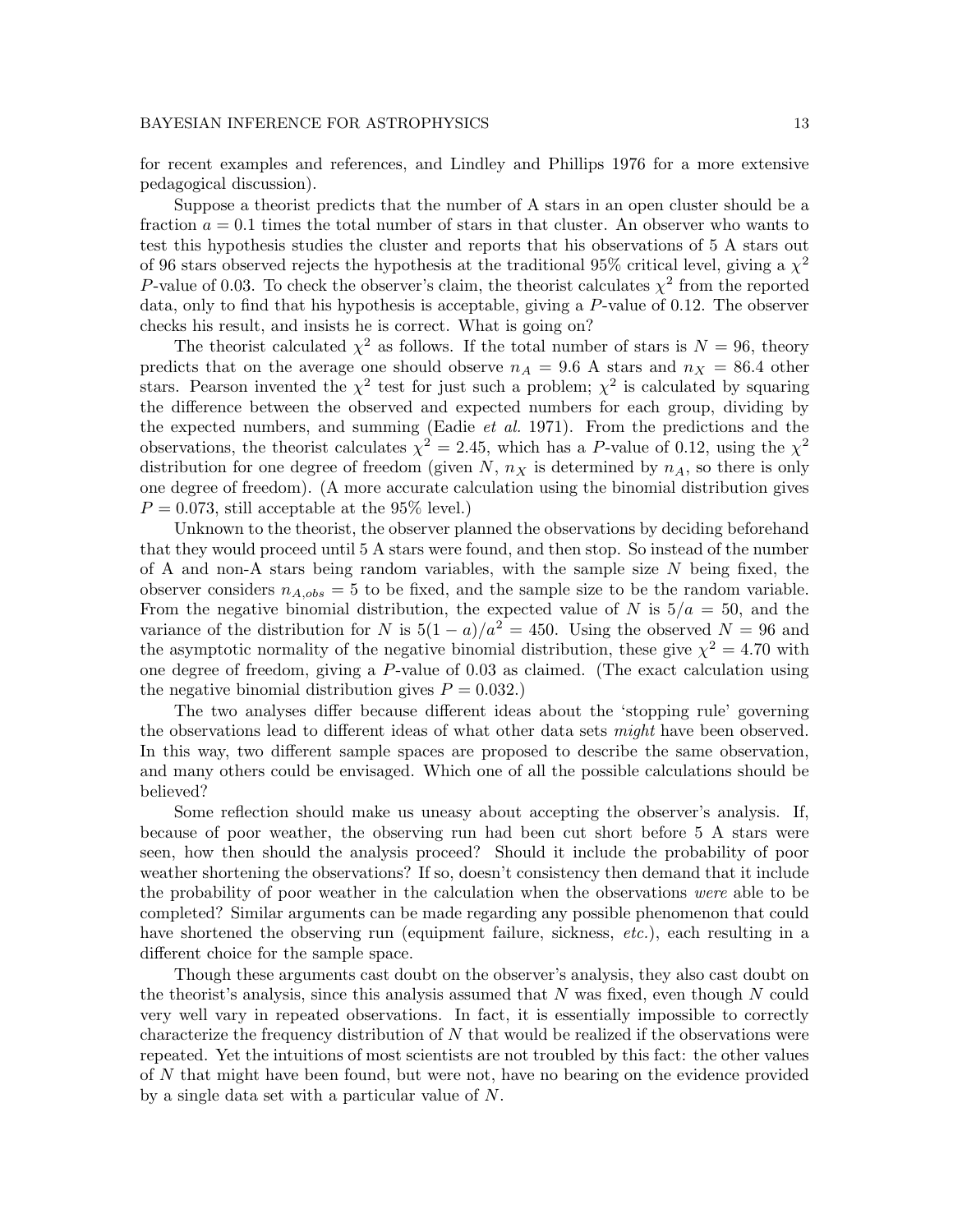for recent examples and references, and Lindley and Phillips 1976 for a more extensive pedagogical discussion).

Suppose a theorist predicts that the number of A stars in an open cluster should be a fraction $a = 0.1$ times the total number of stars in that cluster. An observer who wants to test this hypothesis studies the cluster and reports that his observations of 5 A stars out of 96 stars observed rejects the hypothesis at the traditional 95% critical level, giving a $\chi^2$ $P$-value of 0.03. To check the observer's claim, the theorist calculates $\chi^2$ from the reported data, only to find that his hypothesis is acceptable, giving a $P$-value of 0.12. The observer checks his result, and insists he is correct. What is going on?

The theorist calculated $\chi^2$ as follows. If the total number of stars is $N = 96$, theory predicts that on the average one should observe $n_A = 9.6$ A stars and $n_X = 86.4$ other stars. Pearson invented the $\chi^2$ test for just such a problem; $\chi^2$ is calculated by squaring the difference between the observed and expected numbers for each group, dividing by the expected numbers, and summing (Eadie *et al.* 1971). From the predictions and the observations, the theorist calculates $\chi^2 = 2.45$, which has a $P$-value of 0.12, using the $\chi^2$ distribution for one degree of freedom (given $N$, $n_X$ is determined by $n_A$, so there is only one degree of freedom). (A more accurate calculation using the binomial distribution gives $P = 0.073$, still acceptable at the 95% level.)

Unknown to the theorist, the observer planned the observations by deciding beforehand that they would proceed until 5 A stars were found, and then stop. So instead of the number of A and non-A stars being random variables, with the sample size $N$ being fixed, the observer considers $n_{A,obs} = 5$ to be fixed, and the sample size to be the random variable. From the negative binomial distribution, the expected value of $N$ is $5/a = 50$, and the variance of the distribution for $N$ is $5(1-a)/a^2 = 450$. Using the observed $N = 96$ and the asymptotic normality of the negative binomial distribution, these give $\chi^2 = 4.70$ with one degree of freedom, giving a $P$-value of 0.03 as claimed. (The exact calculation using the negative binomial distribution gives $P = 0.032$.)

The two analyses differ because different ideas about the 'stopping rule' governing the observations lead to different ideas of what other data sets *might* have been observed. In this way, two different sample spaces are proposed to describe the same observation, and many others could be envisaged. Which one of all the possible calculations should be believed?

Some reflection should make us uneasy about accepting the observer's analysis. If, because of poor weather, the observing run had been cut short before 5 A stars were seen, how then should the analysis proceed? Should it include the probability of poor weather shortening the observations? If so, doesn't consistency then demand that it include the probability of poor weather in the calculation when the observations *were* able to be completed? Similar arguments can be made regarding any possible phenomenon that could have shortened the observing run (equipment failure, sickness, *etc.*), each resulting in a different choice for the sample space.

Though these arguments cast doubt on the observer's analysis, they also cast doubt on the theorist's analysis, since this analysis assumed that $N$ was fixed, even though $N$ could very well vary in repeated observations. In fact, it is essentially impossible to correctly characterize the frequency distribution of $N$ that would be realized if the observations were repeated. Yet the intuitions of most scientists are not troubled by this fact: the other values of $N$ that might have been found, but were not, have no bearing on the evidence provided by a single data set with a particular value of $N$.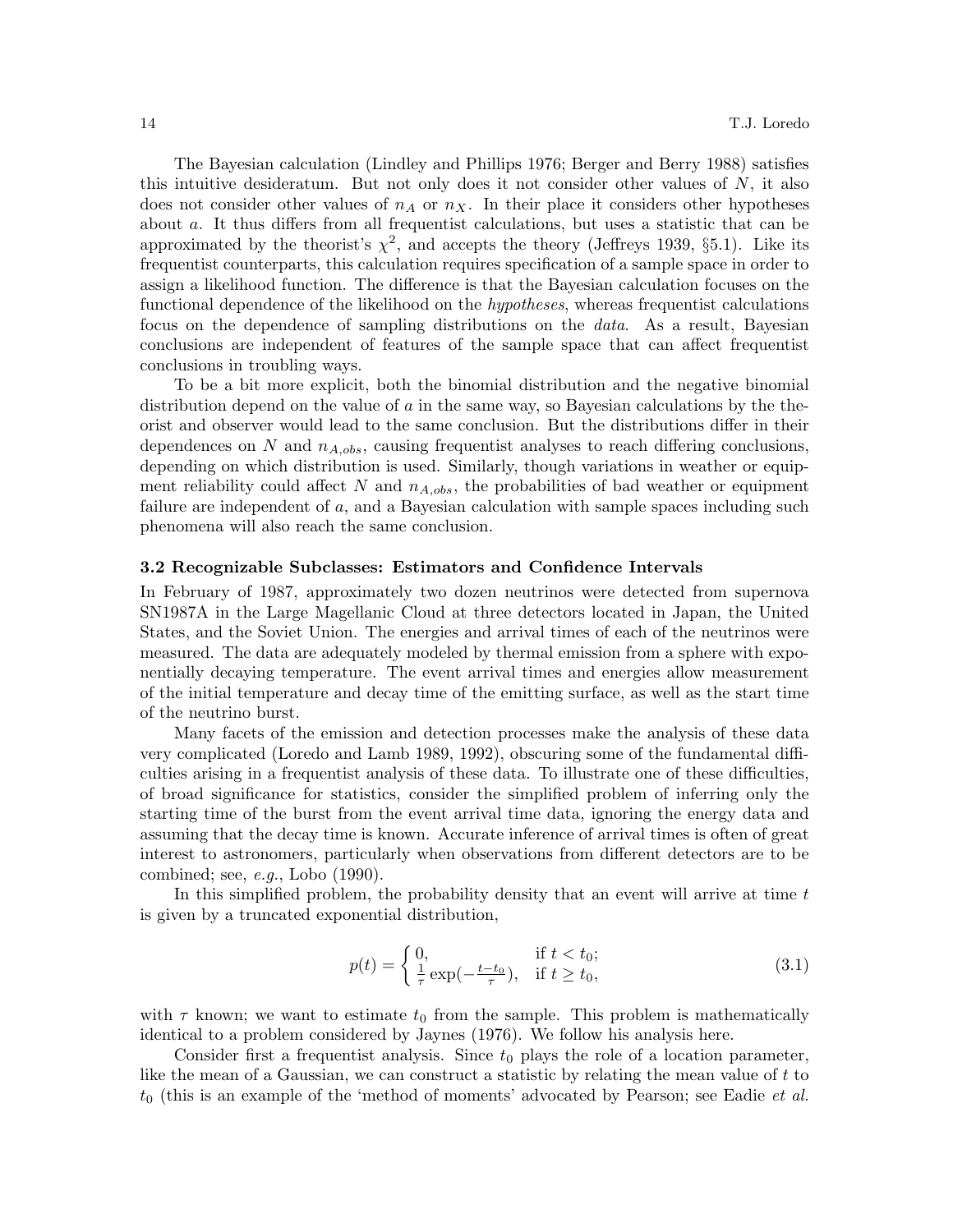The Bayesian calculation (Lindley and Phillips 1976; Berger and Berry 1988) satisfies this intuitive desideratum. But not only does it not consider other values of $N$, it also does not consider other values of $n_A$ or $n_X$. In their place it considers other hypotheses about $a$. It thus differs from all frequentist calculations, but uses a statistic that can be approximated by the theorist's $\chi^2$, and accepts the theory (Jeffreys 1939, §5.1). Like its frequentist counterparts, this calculation requires specification of a sample space in order to assign a likelihood function. The difference is that the Bayesian calculation focuses on the functional dependence of the likelihood on the *hypotheses*, whereas frequentist calculations focus on the dependence of sampling distributions on the *data*. As a result, Bayesian conclusions are independent of features of the sample space that can affect frequentist conclusions in troubling ways.

To be a bit more explicit, both the binomial distribution and the negative binomial distribution depend on the value of $a$ in the same way, so Bayesian calculations by the theorist and observer would lead to the same conclusion. But the distributions differ in their dependences on $N$ and $n_{A,obs}$, causing frequentist analyses to reach differing conclusions, depending on which distribution is used. Similarly, though variations in weather or equipment reliability could affect $N$ and $n_{A,obs}$, the probabilities of bad weather or equipment failure are independent of $a$, and a Bayesian calculation with sample spaces including such phenomena will also reach the same conclusion.

### 3.2 Recognizable Subclasses: Estimators and Confidence Intervals

In February of 1987, approximately two dozen neutrinos were detected from supernova SN1987A in the Large Magellanic Cloud at three detectors located in Japan, the United States, and the Soviet Union. The energies and arrival times of each of the neutrinos were measured. The data are adequately modeled by thermal emission from a sphere with exponentially decaying temperature. The event arrival times and energies allow measurement of the initial temperature and decay time of the emitting surface, as well as the start time of the neutrino burst.

Many facets of the emission and detection processes make the analysis of these data very complicated (Loredo and Lamb 1989, 1992), obscuring some of the fundamental difficulties arising in a frequentist analysis of these data. To illustrate one of these difficulties, of broad significance for statistics, consider the simplified problem of inferring only the starting time of the burst from the event arrival time data, ignoring the energy data and assuming that the decay time is known. Accurate inference of arrival times is often of great interest to astronomers, particularly when observations from different detectors are to be combined; see, *e.g.*, Lobo (1990).

In this simplified problem, the probability density that an event will arrive at time $t$ is given by a truncated exponential distribution,

$$p(t) = \begin{cases} 0, & \text{if } t < t_0; \\ \frac{1}{\tau} \exp(-\frac{t-t_0}{\tau}), & \text{if } t \geq t_0, \end{cases} \tag{3.1}$$

with $\tau$ known; we want to estimate $t_0$ from the sample. This problem is mathematically identical to a problem considered by Jaynes (1976). We follow his analysis here.

Consider first a frequentist analysis. Since $t_0$ plays the role of a location parameter, like the mean of a Gaussian, we can construct a statistic by relating the mean value of $t$ to $t_0$ (this is an example of the 'method of moments' advocated by Pearson; see Eadie *et al.*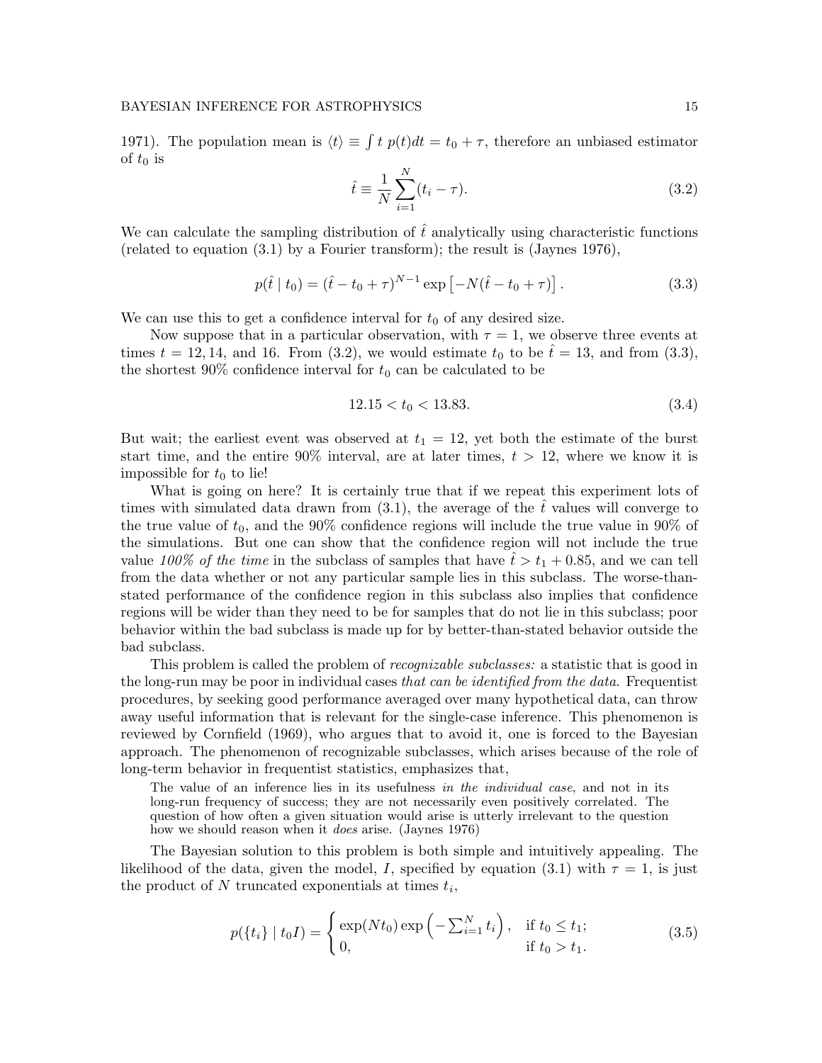1971). The population mean is $\langle t \rangle \equiv \int t \; p(t)dt = t_0 + \tau$, therefore an unbiased estimator of $t_0$ is

$$\hat{t} \equiv \frac{1}{N}\sum_{i=1}^{N}(t_i - \tau). \tag{3.2}$$

We can calculate the sampling distribution of $\hat{t}$ analytically using characteristic functions (related to equation (3.1) by a Fourier transform); the result is (Jaynes 1976),

$$p(\hat{t} \mid t_0) = (\hat{t} - t_0 + \tau)^{N-1} \exp\left[-N(\hat{t} - t_0 + \tau)\right]. \tag{3.3}$$

We can use this to get a confidence interval for $t_0$ of any desired size.

Now suppose that in a particular observation, with $\tau = 1$, we observe three events at times $t = 12, 14$, and $16$. From (3.2), we would estimate $t_0$ to be $\hat{t} = 13$, and from (3.3), the shortest 90% confidence interval for $t_0$ can be calculated to be

$$12.15 < t_0 < 13.83. \tag{3.4}$$

But wait; the earliest event was observed at $t_1 = 12$, yet both the estimate of the burst start time, and the entire 90% interval, are at later times, $t > 12$, where we know it is impossible for $t_0$ to lie!

What is going on here? It is certainly true that if we repeat this experiment lots of times with simulated data drawn from (3.1), the average of the $\hat{t}$ values will converge to the true value of $t_0$, and the 90% confidence regions will include the true value in 90% of the simulations. But one can show that the confidence region will not include the true value *100% of the time* in the subclass of samples that have $\hat{t} > t_1 + 0.85$, and we can tell from the data whether or not any particular sample lies in this subclass. The worse-than-stated performance of the confidence region in this subclass also implies that confidence regions will be wider than they need to be for samples that do not lie in this subclass; poor behavior within the bad subclass is made up for by better-than-stated behavior outside the bad subclass.

This problem is called the problem of *recognizable subclasses:* a statistic that is good in the long-run may be poor in individual cases *that can be identified from the data*. Frequentist procedures, by seeking good performance averaged over many hypothetical data, can throw away useful information that is relevant for the single-case inference. This phenomenon is reviewed by Cornfield (1969), who argues that to avoid it, one is forced to the Bayesian approach. The phenomenon of recognizable subclasses, which arises because of the role of long-term behavior in frequentist statistics, emphasizes that,

> The value of an inference lies in its usefulness *in the individual case*, and not in its long-run frequency of success; they are not necessarily even positively correlated. The question of how often a given situation would arise is utterly irrelevant to the question how we should reason when it *does* arise. (Jaynes 1976)

The Bayesian solution to this problem is both simple and intuitively appealing. The likelihood of the data, given the model, $I$, specified by equation (3.1) with $\tau = 1$, is just the product of $N$ truncated exponentials at times $t_i$,

$$p(\{t_i\} \mid t_0 I) = \begin{cases} \exp(Nt_0)\exp\left(-\sum_{i=1}^{N} t_i\right), & \text{if } t_0 \leq t_1; \\ 0, & \text{if } t_0 > t_1. \end{cases} \tag{3.5}$$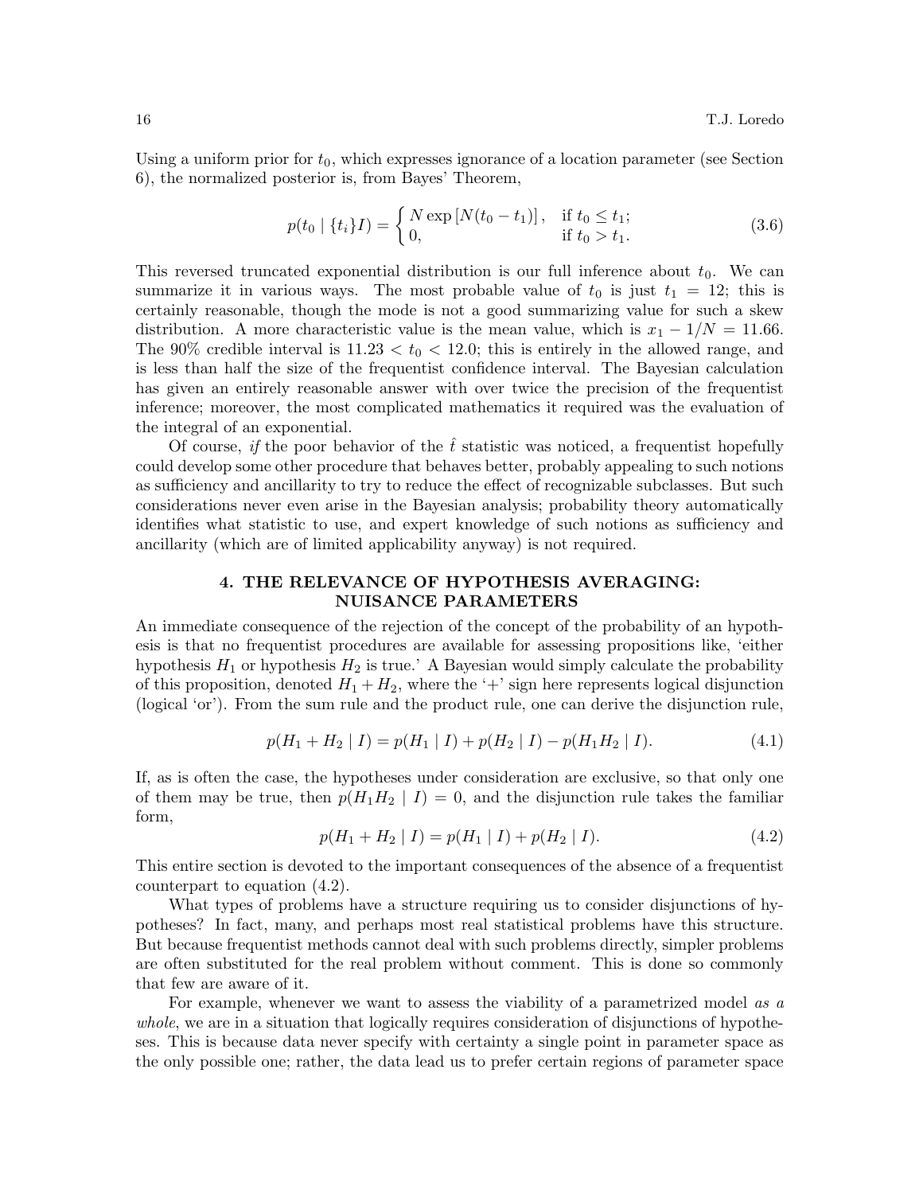Using a uniform prior for $t_0$, which expresses ignorance of a location parameter (see Section 6), the normalized posterior is, from Bayes' Theorem,

$$p(t_0 \mid \{t_i\} I) = \begin{cases} N \exp\left[N(t_0 - t_1)\right], & \text{if } t_0 \leq t_1; \\ 0, & \text{if } t_0 > t_1. \end{cases} \tag{3.6}$$

This reversed truncated exponential distribution is our full inference about $t_0$. We can summarize it in various ways. The most probable value of $t_0$ is just $t_1 = 12$; this is certainly reasonable, though the mode is not a good summarizing value for such a skew distribution. A more characteristic value is the mean value, which is $x_1 - 1/N = 11.66$. The 90% credible interval is $11.23 < t_0 < 12.0$; this is entirely in the allowed range, and is less than half the size of the frequentist confidence interval. The Bayesian calculation has given an entirely reasonable answer with over twice the precision of the frequentist inference; moreover, the most complicated mathematics it required was the evaluation of the integral of an exponential.

Of course, *if* the poor behavior of the $\hat{t}$ statistic was noticed, a frequentist hopefully could develop some other procedure that behaves better, probably appealing to such notions as sufficiency and ancillarity to try to reduce the effect of recognizable subclasses. But such considerations never even arise in the Bayesian analysis; probability theory automatically identifies what statistic to use, and expert knowledge of such notions as sufficiency and ancillarity (which are of limited applicability anyway) is not required.

## 4. THE RELEVANCE OF HYPOTHESIS AVERAGING: NUISANCE PARAMETERS

An immediate consequence of the rejection of the concept of the probability of an hypothesis is that no frequentist procedures are available for assessing propositions like, 'either hypothesis $H_1$ or hypothesis $H_2$ is true.' A Bayesian would simply calculate the probability of this proposition, denoted $H_1 + H_2$, where the '+' sign here represents logical disjunction (logical 'or'). From the sum rule and the product rule, one can derive the disjunction rule,

$$p(H_1 + H_2 \mid I) = p(H_1 \mid I) + p(H_2 \mid I) - p(H_1 H_2 \mid I). \tag{4.1}$$

If, as is often the case, the hypotheses under consideration are exclusive, so that only one of them may be true, then $p(H_1 H_2 \mid I) = 0$, and the disjunction rule takes the familiar form,

$$p(H_1 + H_2 \mid I) = p(H_1 \mid I) + p(H_2 \mid I). \tag{4.2}$$

This entire section is devoted to the important consequences of the absence of a frequentist counterpart to equation (4.2).

What types of problems have a structure requiring us to consider disjunctions of hypotheses? In fact, many, and perhaps most real statistical problems have this structure. But because frequentist methods cannot deal with such problems directly, simpler problems are often substituted for the real problem without comment. This is done so commonly that few are aware of it.

For example, whenever we want to assess the viability of a parametrized model *as a whole*, we are in a situation that logically requires consideration of disjunctions of hypotheses. This is because data never specify with certainty a single point in parameter space as the only possible one; rather, the data lead us to prefer certain regions of parameter space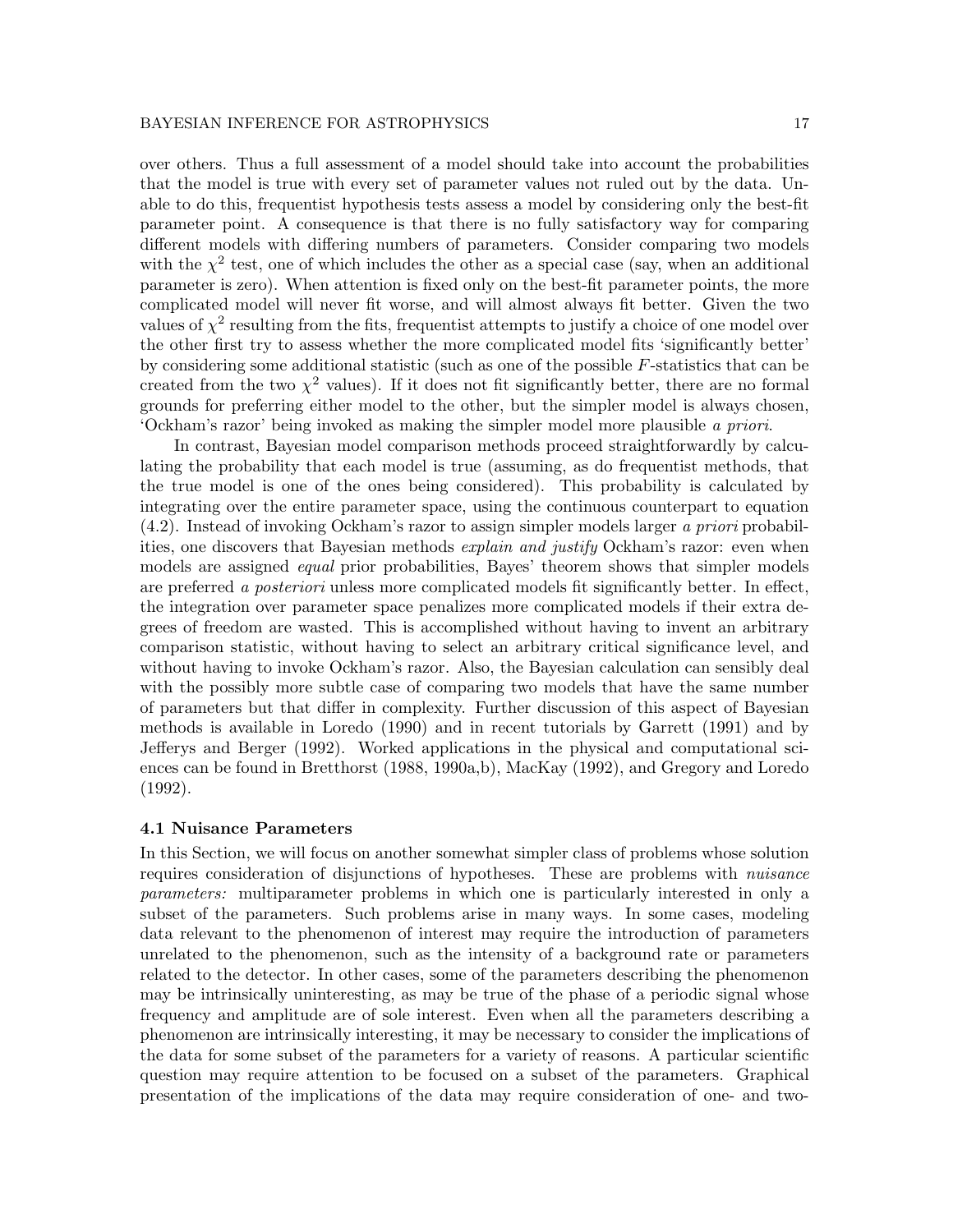over others. Thus a full assessment of a model should take into account the probabilities that the model is true with every set of parameter values not ruled out by the data. Unable to do this, frequentist hypothesis tests assess a model by considering only the best-fit parameter point. A consequence is that there is no fully satisfactory way for comparing different models with differing numbers of parameters. Consider comparing two models with the $\chi^2$ test, one of which includes the other as a special case (say, when an additional parameter is zero). When attention is fixed only on the best-fit parameter points, the more complicated model will never fit worse, and will almost always fit better. Given the two values of $\chi^2$ resulting from the fits, frequentist attempts to justify a choice of one model over the other first try to assess whether the more complicated model fits 'significantly better' by considering some additional statistic (such as one of the possible $F$-statistics that can be created from the two $\chi^2$ values). If it does not fit significantly better, there are no formal grounds for preferring either model to the other, but the simpler model is always chosen, 'Ockham's razor' being invoked as making the simpler model more plausible *a priori*.

In contrast, Bayesian model comparison methods proceed straightforwardly by calculating the probability that each model is true (assuming, as do frequentist methods, that the true model is one of the ones being considered). This probability is calculated by integrating over the entire parameter space, using the continuous counterpart to equation (4.2). Instead of invoking Ockham's razor to assign simpler models larger *a priori* probabilities, one discovers that Bayesian methods *explain and justify* Ockham's razor: even when models are assigned *equal* prior probabilities, Bayes' theorem shows that simpler models are preferred *a posteriori* unless more complicated models fit significantly better. In effect, the integration over parameter space penalizes more complicated models if their extra degrees of freedom are wasted. This is accomplished without having to invent an arbitrary comparison statistic, without having to select an arbitrary critical significance level, and without having to invoke Ockham's razor. Also, the Bayesian calculation can sensibly deal with the possibly more subtle case of comparing two models that have the same number of parameters but that differ in complexity. Further discussion of this aspect of Bayesian methods is available in Loredo (1990) and in recent tutorials by Garrett (1991) and by Jefferys and Berger (1992). Worked applications in the physical and computational sciences can be found in Bretthorst (1988, 1990a,b), MacKay (1992), and Gregory and Loredo (1992).

### 4.1 Nuisance Parameters

In this Section, we will focus on another somewhat simpler class of problems whose solution requires consideration of disjunctions of hypotheses. These are problems with *nuisance parameters:* multiparameter problems in which one is particularly interested in only a subset of the parameters. Such problems arise in many ways. In some cases, modeling data relevant to the phenomenon of interest may require the introduction of parameters unrelated to the phenomenon, such as the intensity of a background rate or parameters related to the detector. In other cases, some of the parameters describing the phenomenon may be intrinsically uninteresting, as may be true of the phase of a periodic signal whose frequency and amplitude are of sole interest. Even when all the parameters describing a phenomenon are intrinsically interesting, it may be necessary to consider the implications of the data for some subset of the parameters for a variety of reasons. A particular scientific question may require attention to be focused on a subset of the parameters. Graphical presentation of the implications of the data may require consideration of one- and two-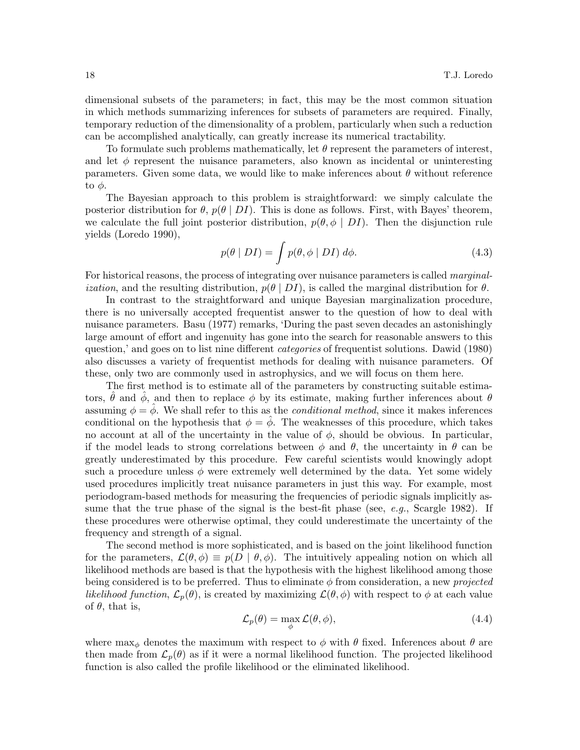dimensional subsets of the parameters; in fact, this may be the most common situation in which methods summarizing inferences for subsets of parameters are required. Finally, temporary reduction of the dimensionality of a problem, particularly when such a reduction can be accomplished analytically, can greatly increase its numerical tractability.

To formulate such problems mathematically, let $\theta$ represent the parameters of interest, and let $\phi$ represent the nuisance parameters, also known as incidental or uninteresting parameters. Given some data, we would like to make inferences about $\theta$ without reference to $\phi$.

The Bayesian approach to this problem is straightforward: we simply calculate the posterior distribution for $\theta$, $p(\theta \mid DI)$. This is done as follows. First, with Bayes' theorem, we calculate the full joint posterior distribution, $p(\theta, \phi \mid DI)$. Then the disjunction rule yields (Loredo 1990),

$$p(\theta \mid DI) = \int p(\theta, \phi \mid DI)\, d\phi. \tag{4.3}$$

For historical reasons, the process of integrating over nuisance parameters is called *marginalization*, and the resulting distribution, $p(\theta \mid DI)$, is called the marginal distribution for $\theta$.

In contrast to the straightforward and unique Bayesian marginalization procedure, there is no universally accepted frequentist answer to the question of how to deal with nuisance parameters. Basu (1977) remarks, 'During the past seven decades an astonishingly large amount of effort and ingenuity has gone into the search for reasonable answers to this question,' and goes on to list nine different *categories* of frequentist solutions. Dawid (1980) also discusses a variety of frequentist methods for dealing with nuisance parameters. Of these, only two are commonly used in astrophysics, and we will focus on them here.

The first method is to estimate all of the parameters by constructing suitable estimators, $\hat{\theta}$ and $\hat{\phi}$, and then to replace $\phi$ by its estimate, making further inferences about $\theta$ assuming $\phi = \hat{\phi}$. We shall refer to this as the *conditional method*, since it makes inferences conditional on the hypothesis that $\phi = \hat{\phi}$. The weaknesses of this procedure, which takes no account at all of the uncertainty in the value of $\phi$, should be obvious. In particular, if the model leads to strong correlations between $\phi$ and $\theta$, the uncertainty in $\theta$ can be greatly underestimated by this procedure. Few careful scientists would knowingly adopt such a procedure unless $\phi$ were extremely well determined by the data. Yet some widely used procedures implicitly treat nuisance parameters in just this way. For example, most periodogram-based methods for measuring the frequencies of periodic signals implicitly assume that the true phase of the signal is the best-fit phase (see, *e.g.*, Scargle 1982). If these procedures were otherwise optimal, they could underestimate the uncertainty of the frequency and strength of a signal.

The second method is more sophisticated, and is based on the joint likelihood function for the parameters, $\mathcal{L}(\theta, \phi) \equiv p(D \mid \theta, \phi)$. The intuitively appealing notion on which all likelihood methods are based is that the hypothesis with the highest likelihood among those being considered is to be preferred. Thus to eliminate $\phi$ from consideration, a new *projected likelihood function*, $\mathcal{L}_p(\theta)$, is created by maximizing $\mathcal{L}(\theta, \phi)$ with respect to $\phi$ at each value of $\theta$, that is,

$$\mathcal{L}_p(\theta) = \max_{\phi} \mathcal{L}(\theta, \phi), \tag{4.4}$$

where $\max_{\phi}$ denotes the maximum with respect to $\phi$ with $\theta$ fixed. Inferences about $\theta$ are then made from $\mathcal{L}_p(\theta)$ as if it were a normal likelihood function. The projected likelihood function is also called the profile likelihood or the eliminated likelihood.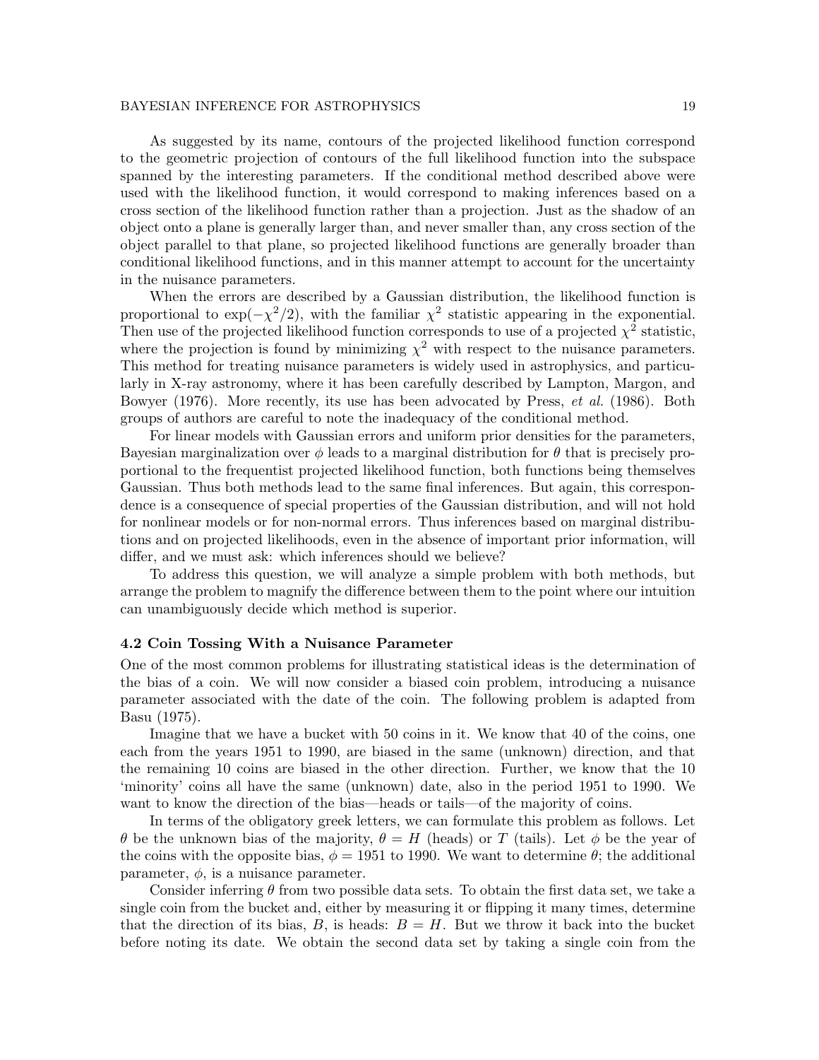As suggested by its name, contours of the projected likelihood function correspond to the geometric projection of contours of the full likelihood function into the subspace spanned by the interesting parameters. If the conditional method described above were used with the likelihood function, it would correspond to making inferences based on a cross section of the likelihood function rather than a projection. Just as the shadow of an object onto a plane is generally larger than, and never smaller than, any cross section of the object parallel to that plane, so projected likelihood functions are generally broader than conditional likelihood functions, and in this manner attempt to account for the uncertainty in the nuisance parameters.

When the errors are described by a Gaussian distribution, the likelihood function is proportional to $\exp(-\chi^2/2)$, with the familiar $\chi^2$ statistic appearing in the exponential. Then use of the projected likelihood function corresponds to use of a projected $\chi^2$ statistic, where the projection is found by minimizing $\chi^2$ with respect to the nuisance parameters. This method for treating nuisance parameters is widely used in astrophysics, and particularly in X-ray astronomy, where it has been carefully described by Lampton, Margon, and Bowyer (1976). More recently, its use has been advocated by Press, *et al.* (1986). Both groups of authors are careful to note the inadequacy of the conditional method.

For linear models with Gaussian errors and uniform prior densities for the parameters, Bayesian marginalization over $\phi$ leads to a marginal distribution for $\theta$ that is precisely proportional to the frequentist projected likelihood function, both functions being themselves Gaussian. Thus both methods lead to the same final inferences. But again, this correspondence is a consequence of special properties of the Gaussian distribution, and will not hold for nonlinear models or for non-normal errors. Thus inferences based on marginal distributions and on projected likelihoods, even in the absence of important prior information, will differ, and we must ask: which inferences should we believe?

To address this question, we will analyze a simple problem with both methods, but arrange the problem to magnify the difference between them to the point where our intuition can unambiguously decide which method is superior.

### 4.2 Coin Tossing With a Nuisance Parameter

One of the most common problems for illustrating statistical ideas is the determination of the bias of a coin. We will now consider a biased coin problem, introducing a nuisance parameter associated with the date of the coin. The following problem is adapted from Basu (1975).

Imagine that we have a bucket with 50 coins in it. We know that 40 of the coins, one each from the years 1951 to 1990, are biased in the same (unknown) direction, and that the remaining 10 coins are biased in the other direction. Further, we know that the 10 'minority' coins all have the same (unknown) date, also in the period 1951 to 1990. We want to know the direction of the bias—heads or tails—of the majority of coins.

In terms of the obligatory greek letters, we can formulate this problem as follows. Let $\theta$ be the unknown bias of the majority, $\theta = H$ (heads) or $T$ (tails). Let $\phi$ be the year of the coins with the opposite bias, $\phi = 1951$ to 1990. We want to determine $\theta$; the additional parameter, $\phi$, is a nuisance parameter.

Consider inferring $\theta$ from two possible data sets. To obtain the first data set, we take a single coin from the bucket and, either by measuring it or flipping it many times, determine that the direction of its bias, $B$, is heads: $B = H$. But we throw it back into the bucket before noting its date. We obtain the second data set by taking a single coin from the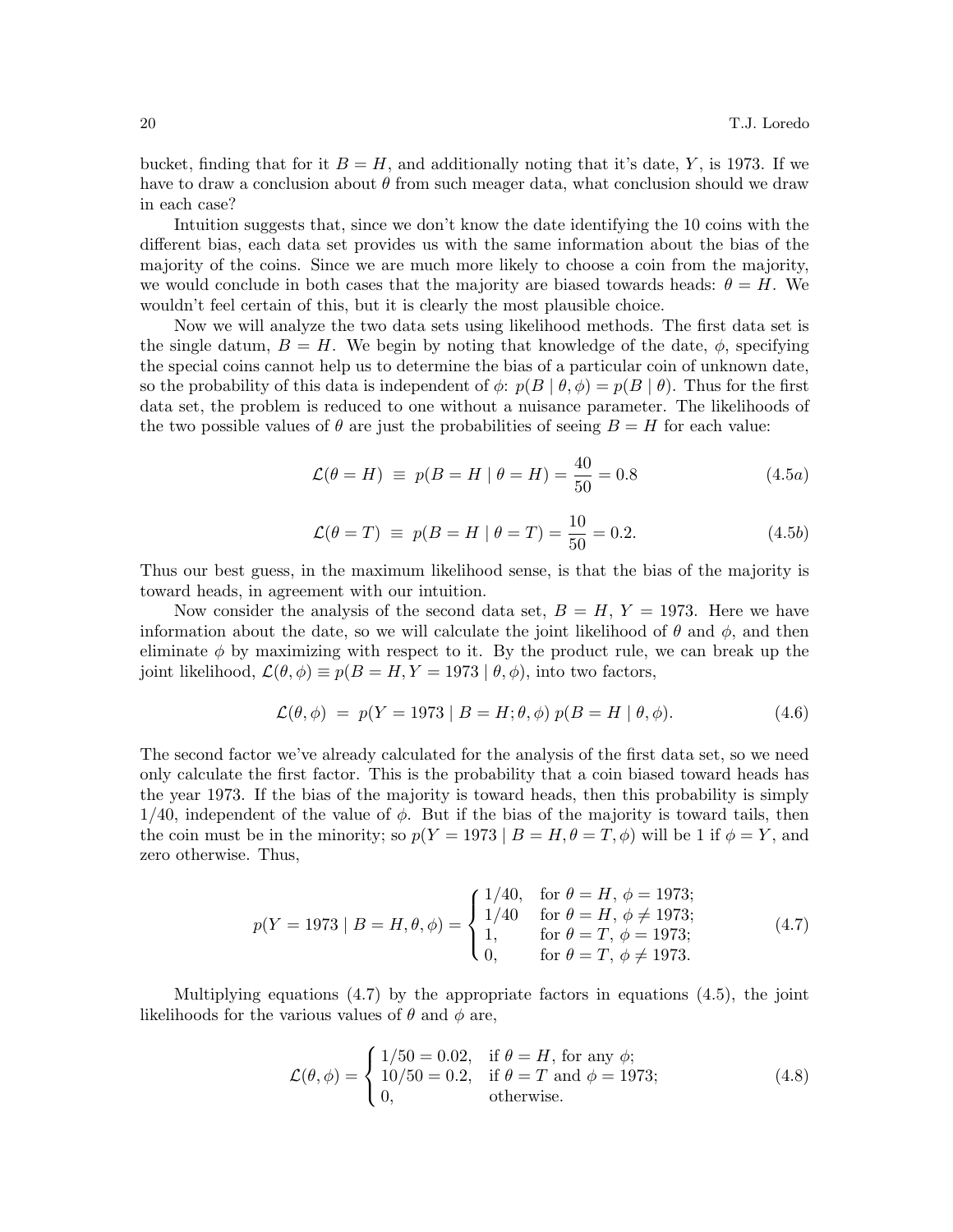bucket, finding that for it $B = H$, and additionally noting that it's date, $Y$, is 1973. If we have to draw a conclusion about $\theta$ from such meager data, what conclusion should we draw in each case?

Intuition suggests that, since we don't know the date identifying the 10 coins with the different bias, each data set provides us with the same information about the bias of the majority of the coins. Since we are much more likely to choose a coin from the majority, we would conclude in both cases that the majority are biased towards heads: $\theta = H$. We wouldn't feel certain of this, but it is clearly the most plausible choice.

Now we will analyze the two data sets using likelihood methods. The first data set is the single datum, $B = H$. We begin by noting that knowledge of the date, $\phi$, specifying the special coins cannot help us to determine the bias of a particular coin of unknown date, so the probability of this data is independent of $\phi$: $p(B \mid \theta, \phi) = p(B \mid \theta)$. Thus for the first data set, the problem is reduced to one without a nuisance parameter. The likelihoods of the two possible values of $\theta$ are just the probabilities of seeing $B = H$ for each value:

$$\mathcal{L}(\theta = H) \;\equiv\; p(B = H \mid \theta = H) = \frac{40}{50} = 0.8 \tag{4.5a}$$

$$\mathcal{L}(\theta = T) \;\equiv\; p(B = H \mid \theta = T) = \frac{10}{50} = 0.2. \tag{4.5b}$$

Thus our best guess, in the maximum likelihood sense, is that the bias of the majority is toward heads, in agreement with our intuition.

Now consider the analysis of the second data set, $B = H$, $Y = 1973$. Here we have information about the date, so we will calculate the joint likelihood of $\theta$ and $\phi$, and then eliminate $\phi$ by maximizing with respect to it. By the product rule, we can break up the joint likelihood, $\mathcal{L}(\theta, \phi) \equiv p(B = H, Y = 1973 \mid \theta, \phi)$, into two factors,

$$\mathcal{L}(\theta, \phi) \;=\; p(Y = 1973 \mid B = H; \theta, \phi)\, p(B = H \mid \theta, \phi). \tag{4.6}$$

The second factor we've already calculated for the analysis of the first data set, so we need only calculate the first factor. This is the probability that a coin biased toward heads has the year 1973. If the bias of the majority is toward heads, then this probability is simply $1/40$, independent of the value of $\phi$. But if the bias of the majority is toward tails, then the coin must be in the minority; so $p(Y = 1973 \mid B = H, \theta = T, \phi)$ will be 1 if $\phi = Y$, and zero otherwise. Thus,

$$p(Y = 1973 \mid B = H, \theta, \phi) = \begin{cases} 1/40, & \text{for } \theta = H,\ \phi = 1973; \\ 1/40 & \text{for } \theta = H,\ \phi \neq 1973; \\ 1, & \text{for } \theta = T,\ \phi = 1973; \\ 0, & \text{for } \theta = T,\ \phi \neq 1973. \end{cases} \tag{4.7}$$

Multiplying equations (4.7) by the appropriate factors in equations (4.5), the joint likelihoods for the various values of $\theta$ and $\phi$ are,

$$\mathcal{L}(\theta, \phi) = \begin{cases} 1/50 = 0.02, & \text{if } \theta = H, \text{ for any } \phi; \\ 10/50 = 0.2, & \text{if } \theta = T \text{ and } \phi = 1973; \\ 0, & \text{otherwise.} \end{cases} \tag{4.8}$$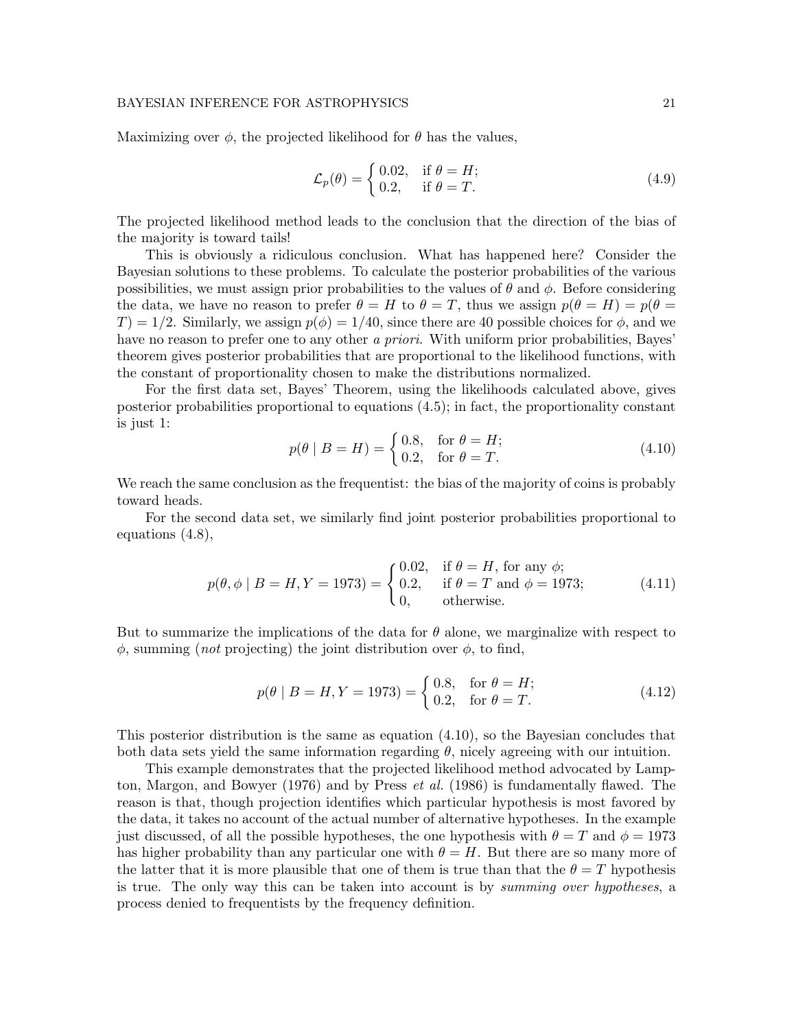Maximizing over $\phi$, the projected likelihood for $\theta$ has the values,

$$\mathcal{L}_p(\theta) = \begin{cases} 0.02, & \text{if } \theta = H; \\ 0.2, & \text{if } \theta = T. \end{cases} \tag{4.9}$$

The projected likelihood method leads to the conclusion that the direction of the bias of the majority is toward tails!

This is obviously a ridiculous conclusion. What has happened here? Consider the Bayesian solutions to these problems. To calculate the posterior probabilities of the various possibilities, we must assign prior probabilities to the values of $\theta$ and $\phi$. Before considering the data, we have no reason to prefer $\theta = H$ to $\theta = T$, thus we assign $p(\theta = H) = p(\theta = T) = 1/2$. Similarly, we assign $p(\phi) = 1/40$, since there are 40 possible choices for $\phi$, and we have no reason to prefer one to any other *a priori*. With uniform prior probabilities, Bayes' theorem gives posterior probabilities that are proportional to the likelihood functions, with the constant of proportionality chosen to make the distributions normalized.

For the first data set, Bayes' Theorem, using the likelihoods calculated above, gives posterior probabilities proportional to equations (4.5); in fact, the proportionality constant is just 1:

$$p(\theta \mid B = H) = \begin{cases} 0.8, & \text{for } \theta = H; \\ 0.2, & \text{for } \theta = T. \end{cases} \tag{4.10}$$

We reach the same conclusion as the frequentist: the bias of the majority of coins is probably toward heads.

For the second data set, we similarly find joint posterior probabilities proportional to equations (4.8),

$$p(\theta, \phi \mid B = H, Y = 1973) = \begin{cases} 0.02, & \text{if } \theta = H, \text{ for any } \phi; \\ 0.2, & \text{if } \theta = T \text{ and } \phi = 1973; \\ 0, & \text{otherwise.} \end{cases} \tag{4.11}$$

But to summarize the implications of the data for $\theta$ alone, we marginalize with respect to $\phi$, summing (*not* projecting) the joint distribution over $\phi$, to find,

$$p(\theta \mid B = H, Y = 1973) = \begin{cases} 0.8, & \text{for } \theta = H; \\ 0.2, & \text{for } \theta = T. \end{cases} \tag{4.12}$$

This posterior distribution is the same as equation (4.10), so the Bayesian concludes that both data sets yield the same information regarding $\theta$, nicely agreeing with our intuition.

This example demonstrates that the projected likelihood method advocated by Lampton, Margon, and Bowyer (1976) and by Press *et al.* (1986) is fundamentally flawed. The reason is that, though projection identifies which particular hypothesis is most favored by the data, it takes no account of the actual number of alternative hypotheses. In the example just discussed, of all the possible hypotheses, the one hypothesis with $\theta = T$ and $\phi = 1973$ has higher probability than any particular one with $\theta = H$. But there are so many more of the latter that it is more plausible that one of them is true than that the $\theta = T$ hypothesis is true. The only way this can be taken into account is by *summing over hypotheses*, a process denied to frequentists by the frequency definition.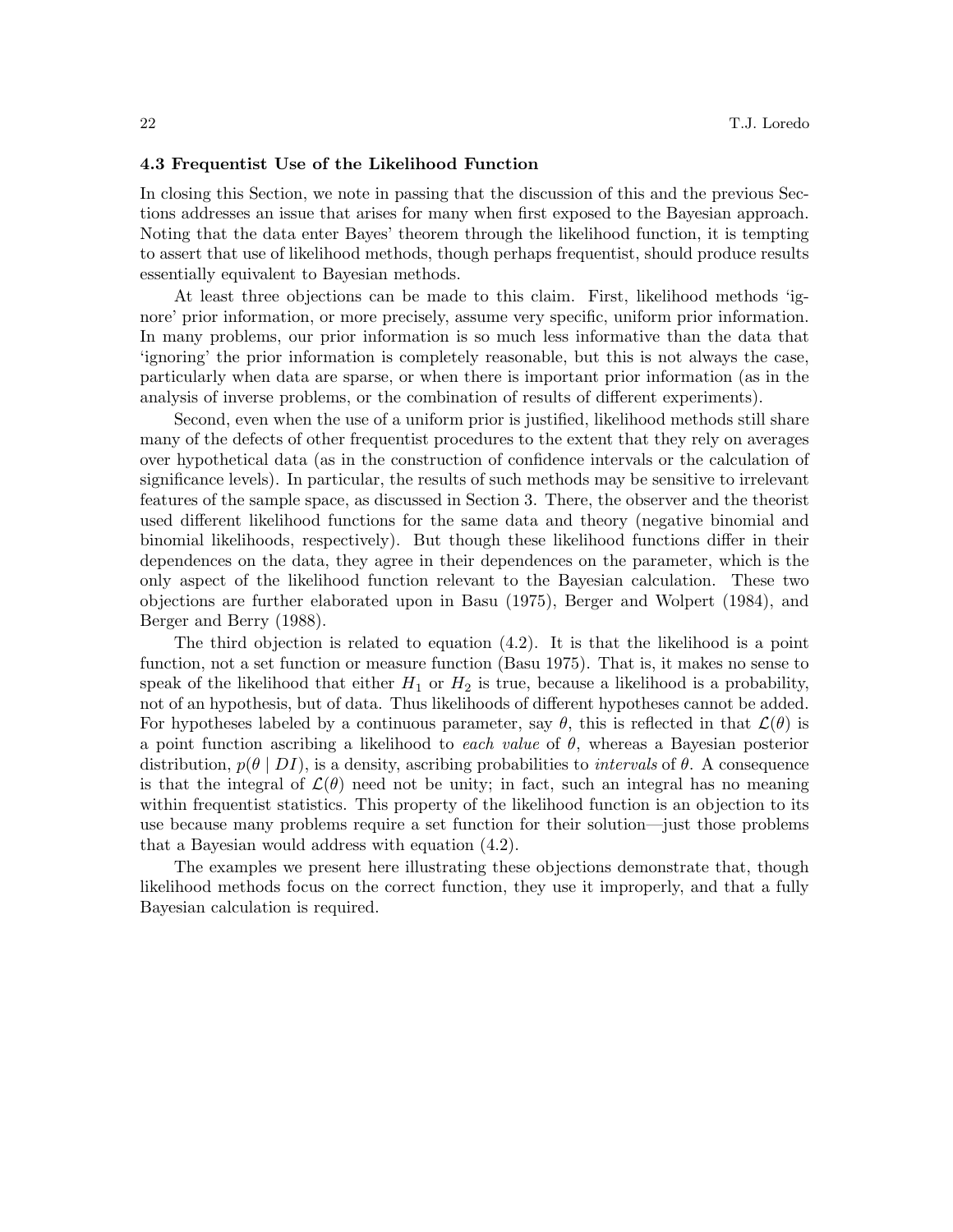### 4.3 Frequentist Use of the Likelihood Function

In closing this Section, we note in passing that the discussion of this and the previous Sections addresses an issue that arises for many when first exposed to the Bayesian approach. Noting that the data enter Bayes' theorem through the likelihood function, it is tempting to assert that use of likelihood methods, though perhaps frequentist, should produce results essentially equivalent to Bayesian methods.

At least three objections can be made to this claim. First, likelihood methods 'ignore' prior information, or more precisely, assume very specific, uniform prior information. In many problems, our prior information is so much less informative than the data that 'ignoring' the prior information is completely reasonable, but this is not always the case, particularly when data are sparse, or when there is important prior information (as in the analysis of inverse problems, or the combination of results of different experiments).

Second, even when the use of a uniform prior is justified, likelihood methods still share many of the defects of other frequentist procedures to the extent that they rely on averages over hypothetical data (as in the construction of confidence intervals or the calculation of significance levels). In particular, the results of such methods may be sensitive to irrelevant features of the sample space, as discussed in Section 3. There, the observer and the theorist used different likelihood functions for the same data and theory (negative binomial and binomial likelihoods, respectively). But though these likelihood functions differ in their dependences on the data, they agree in their dependences on the parameter, which is the only aspect of the likelihood function relevant to the Bayesian calculation. These two objections are further elaborated upon in Basu (1975), Berger and Wolpert (1984), and Berger and Berry (1988).

The third objection is related to equation (4.2). It is that the likelihood is a point function, not a set function or measure function (Basu 1975). That is, it makes no sense to speak of the likelihood that either $H_1$ or $H_2$ is true, because a likelihood is a probability, not of an hypothesis, but of data. Thus likelihoods of different hypotheses cannot be added. For hypotheses labeled by a continuous parameter, say $\theta$, this is reflected in that $\mathcal{L}(\theta)$ is a point function ascribing a likelihood to *each value* of $\theta$, whereas a Bayesian posterior distribution, $p(\theta \mid DI)$, is a density, ascribing probabilities to *intervals* of $\theta$. A consequence is that the integral of $\mathcal{L}(\theta)$ need not be unity; in fact, such an integral has no meaning within frequentist statistics. This property of the likelihood function is an objection to its use because many problems require a set function for their solution—just those problems that a Bayesian would address with equation (4.2).

The examples we present here illustrating these objections demonstrate that, though likelihood methods focus on the correct function, they use it improperly, and that a fully Bayesian calculation is required.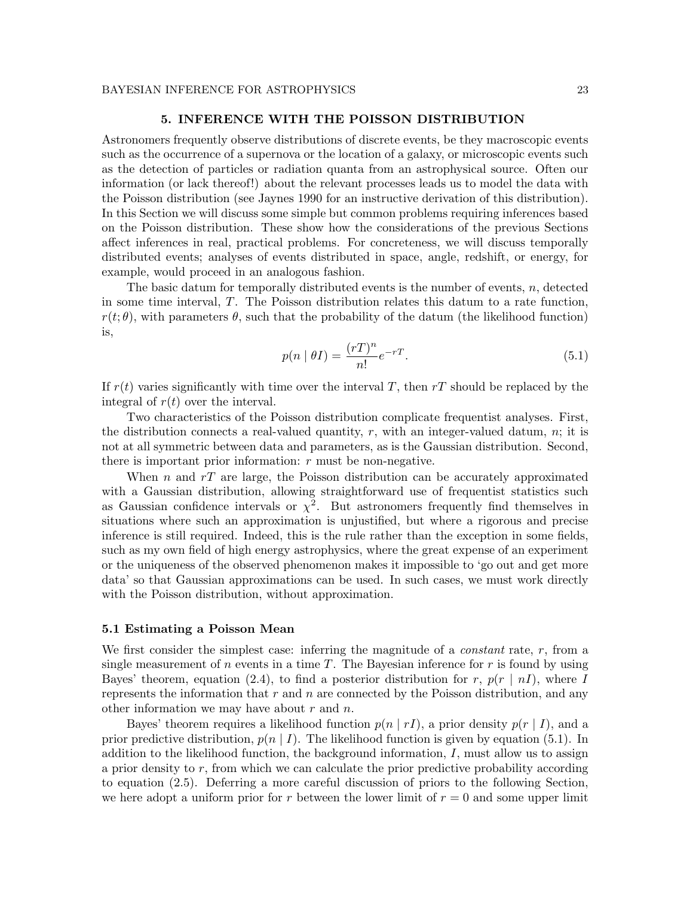## 5. INFERENCE WITH THE POISSON DISTRIBUTION

Astronomers frequently observe distributions of discrete events, be they macroscopic events such as the occurrence of a supernova or the location of a galaxy, or microscopic events such as the detection of particles or radiation quanta from an astrophysical source. Often our information (or lack thereof!) about the relevant processes leads us to model the data with the Poisson distribution (see Jaynes 1990 for an instructive derivation of this distribution). In this Section we will discuss some simple but common problems requiring inferences based on the Poisson distribution. These show how the considerations of the previous Sections affect inferences in real, practical problems. For concreteness, we will discuss temporally distributed events; analyses of events distributed in space, angle, redshift, or energy, for example, would proceed in an analogous fashion.

The basic datum for temporally distributed events is the number of events, $n$, detected in some time interval, $T$. The Poisson distribution relates this datum to a rate function, $r(t;\theta)$, with parameters $\theta$, such that the probability of the datum (the likelihood function) is,

$$p(n \mid \theta I) = \frac{(rT)^n}{n!} e^{-rT}. \tag{5.1}$$

If $r(t)$ varies significantly with time over the interval $T$, then $rT$ should be replaced by the integral of $r(t)$ over the interval.

Two characteristics of the Poisson distribution complicate frequentist analyses. First, the distribution connects a real-valued quantity, $r$, with an integer-valued datum, $n$; it is not at all symmetric between data and parameters, as is the Gaussian distribution. Second, there is important prior information: $r$ must be non-negative.

When $n$ and $rT$ are large, the Poisson distribution can be accurately approximated with a Gaussian distribution, allowing straightforward use of frequentist statistics such as Gaussian confidence intervals or $\chi^2$. But astronomers frequently find themselves in situations where such an approximation is unjustified, but where a rigorous and precise inference is still required. Indeed, this is the rule rather than the exception in some fields, such as my own field of high energy astrophysics, where the great expense of an experiment or the uniqueness of the observed phenomenon makes it impossible to 'go out and get more data' so that Gaussian approximations can be used. In such cases, we must work directly with the Poisson distribution, without approximation.

### 5.1 Estimating a Poisson Mean

We first consider the simplest case: inferring the magnitude of a *constant* rate, $r$, from a single measurement of $n$ events in a time $T$. The Bayesian inference for $r$ is found by using Bayes' theorem, equation (2.4), to find a posterior distribution for $r$, $p(r \mid nI)$, where $I$ represents the information that $r$ and $n$ are connected by the Poisson distribution, and any other information we may have about $r$ and $n$.

Bayes' theorem requires a likelihood function $p(n \mid rI)$, a prior density $p(r \mid I)$, and a prior predictive distribution, $p(n \mid I)$. The likelihood function is given by equation (5.1). In addition to the likelihood function, the background information, $I$, must allow us to assign a prior density to $r$, from which we can calculate the prior predictive probability according to equation (2.5). Deferring a more careful discussion of priors to the following Section, we here adopt a uniform prior for $r$ between the lower limit of $r = 0$ and some upper limit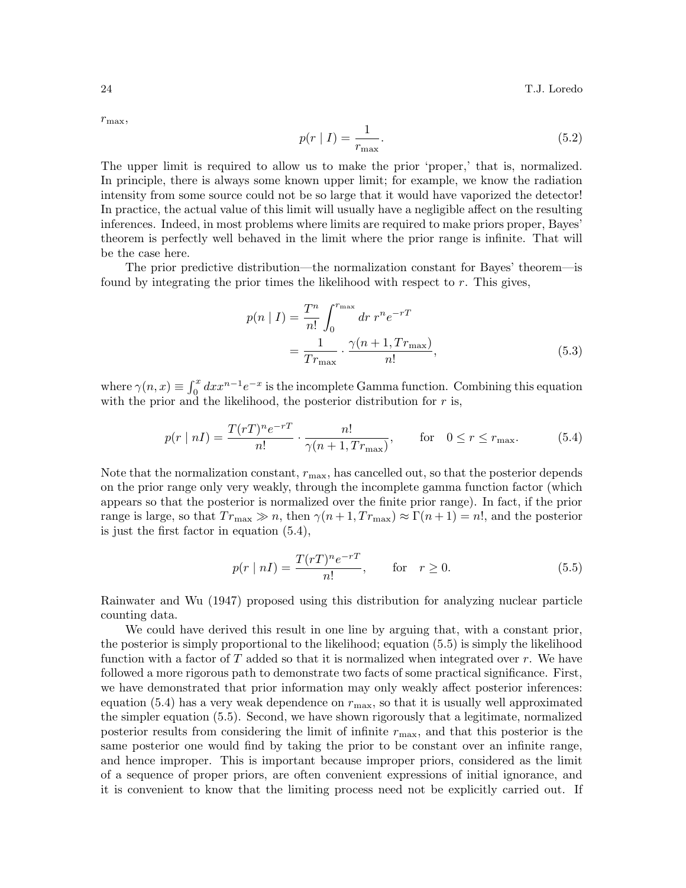$r_{\max}$,

$$p(r \mid I) = \frac{1}{r_{\max}}. \tag{5.2}$$

The upper limit is required to allow us to make the prior 'proper,' that is, normalized. In principle, there is always some known upper limit; for example, we know the radiation intensity from some source could not be so large that it would have vaporized the detector! In practice, the actual value of this limit will usually have a negligible affect on the resulting inferences. Indeed, in most problems where limits are required to make priors proper, Bayes' theorem is perfectly well behaved in the limit where the prior range is infinite. That will be the case here.

The prior predictive distribution—the normalization constant for Bayes' theorem—is found by integrating the prior times the likelihood with respect to $r$. This gives,

$$\begin{aligned} p(n \mid I) &= \frac{T^n}{n!} \int_0^{r_{\max}} dr\ r^n e^{-rT} \\ &= \frac{1}{T r_{\max}} \cdot \frac{\gamma(n+1, T r_{\max})}{n!}, \end{aligned} \tag{5.3}$$

where $\gamma(n, x) \equiv \int_0^x dx x^{n-1} e^{-x}$ is the incomplete Gamma function. Combining this equation with the prior and the likelihood, the posterior distribution for $r$ is,

$$p(r \mid nI) = \frac{T(rT)^n e^{-rT}}{n!} \cdot \frac{n!}{\gamma(n+1, T r_{\max})}, \qquad \text{for} \quad 0 \leq r \leq r_{\max}. \tag{5.4}$$

Note that the normalization constant, $r_{\max}$, has cancelled out, so that the posterior depends on the prior range only very weakly, through the incomplete gamma function factor (which appears so that the posterior is normalized over the finite prior range). In fact, if the prior range is large, so that $T r_{\max} \gg n$, then $\gamma(n+1, T r_{\max}) \approx \Gamma(n+1) = n!$, and the posterior is just the first factor in equation (5.4),

$$p(r \mid nI) = \frac{T(rT)^n e^{-rT}}{n!}, \qquad \text{for} \quad r \geq 0. \tag{5.5}$$

Rainwater and Wu (1947) proposed using this distribution for analyzing nuclear particle counting data.

We could have derived this result in one line by arguing that, with a constant prior, the posterior is simply proportional to the likelihood; equation (5.5) is simply the likelihood function with a factor of $T$ added so that it is normalized when integrated over $r$. We have followed a more rigorous path to demonstrate two facts of some practical significance. First, we have demonstrated that prior information may only weakly affect posterior inferences: equation (5.4) has a very weak dependence on $r_{\max}$, so that it is usually well approximated the simpler equation (5.5). Second, we have shown rigorously that a legitimate, normalized posterior results from considering the limit of infinite $r_{\max}$, and that this posterior is the same posterior one would find by taking the prior to be constant over an infinite range, and hence improper. This is important because improper priors, considered as the limit of a sequence of proper priors, are often convenient expressions of initial ignorance, and it is convenient to know that the limiting process need not be explicitly carried out. If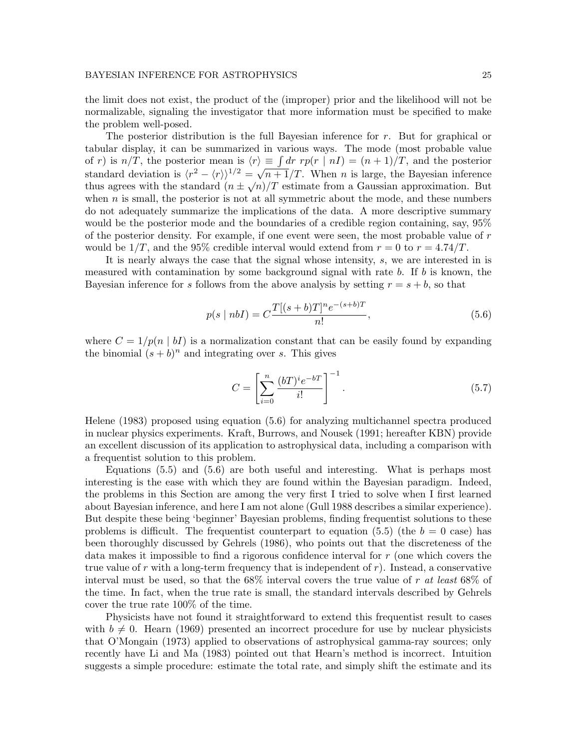the limit does not exist, the product of the (improper) prior and the likelihood will not be normalizable, signaling the investigator that more information must be specified to make the problem well-posed.

The posterior distribution is the full Bayesian inference for $r$. But for graphical or tabular display, it can be summarized in various ways. The mode (most probable value of $r$) is $n/T$, the posterior mean is $\langle r \rangle \equiv \int dr\ r p(r \mid nI) = (n+1)/T$, and the posterior standard deviation is $\langle r^2 - \langle r \rangle \rangle^{1/2} = \sqrt{n+1}/T$. When $n$ is large, the Bayesian inference thus agrees with the standard $(n \pm \sqrt{n})/T$ estimate from a Gaussian approximation. But when $n$ is small, the posterior is not at all symmetric about the mode, and these numbers do not adequately summarize the implications of the data. A more descriptive summary would be the posterior mode and the boundaries of a credible region containing, say, 95% of the posterior density. For example, if one event were seen, the most probable value of $r$ would be $1/T$, and the 95% credible interval would extend from $r = 0$ to $r = 4.74/T$.

It is nearly always the case that the signal whose intensity, $s$, we are interested in is measured with contamination by some background signal with rate $b$. If $b$ is known, the Bayesian inference for $s$ follows from the above analysis by setting $r = s + b$, so that

$$p(s \mid nbI) = C \frac{T[(s+b)T]^n e^{-(s+b)T}}{n!}, \tag{5.6}$$

where $C = 1/p(n \mid bI)$ is a normalization constant that can be easily found by expanding the binomial $(s+b)^n$ and integrating over $s$. This gives

$$C = \left[ \sum_{i=0}^{n} \frac{(bT)^i e^{-bT}}{i!} \right]^{-1}. \tag{5.7}$$

Helene (1983) proposed using equation (5.6) for analyzing multichannel spectra produced in nuclear physics experiments. Kraft, Burrows, and Nousek (1991; hereafter KBN) provide an excellent discussion of its application to astrophysical data, including a comparison with a frequentist solution to this problem.

Equations (5.5) and (5.6) are both useful and interesting. What is perhaps most interesting is the ease with which they are found within the Bayesian paradigm. Indeed, the problems in this Section are among the very first I tried to solve when I first learned about Bayesian inference, and here I am not alone (Gull 1988 describes a similar experience). But despite these being 'beginner' Bayesian problems, finding frequentist solutions to these problems is difficult. The frequentist counterpart to equation (5.5) (the $b = 0$ case) has been thoroughly discussed by Gehrels (1986), who points out that the discreteness of the data makes it impossible to find a rigorous confidence interval for $r$ (one which covers the true value of $r$ with a long-term frequency that is independent of $r$). Instead, a conservative interval must be used, so that the 68% interval covers the true value of $r$ *at least* 68% of the time. In fact, when the true rate is small, the standard intervals described by Gehrels cover the true rate 100% of the time.

Physicists have not found it straightforward to extend this frequentist result to cases with $b \neq 0$. Hearn (1969) presented an incorrect procedure for use by nuclear physicists that O'Mongain (1973) applied to observations of astrophysical gamma-ray sources; only recently have Li and Ma (1983) pointed out that Hearn's method is incorrect. Intuition suggests a simple procedure: estimate the total rate, and simply shift the estimate and its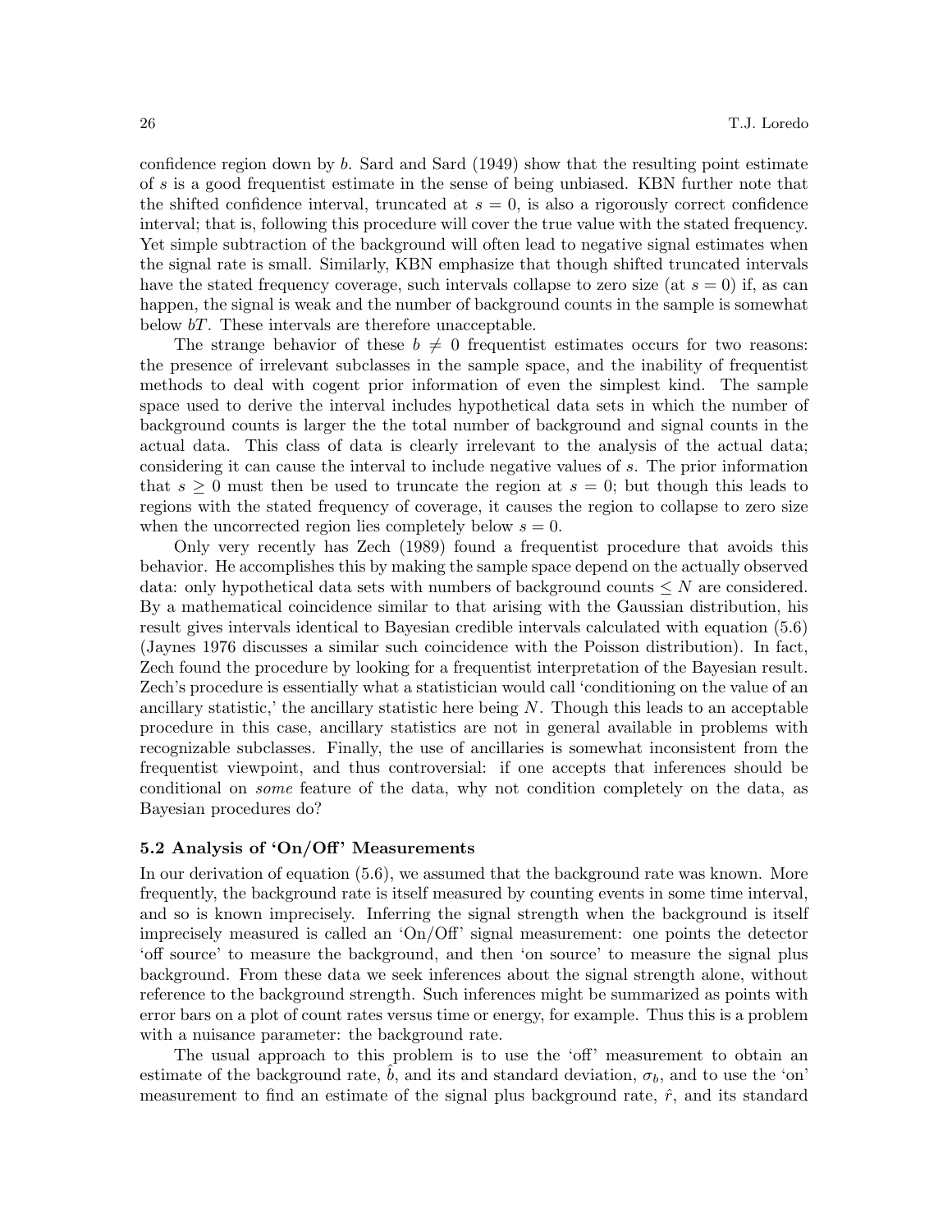confidence region down by $b$. Sard and Sard (1949) show that the resulting point estimate of $s$ is a good frequentist estimate in the sense of being unbiased. KBN further note that the shifted confidence interval, truncated at $s = 0$, is also a rigorously correct confidence interval; that is, following this procedure will cover the true value with the stated frequency. Yet simple subtraction of the background will often lead to negative signal estimates when the signal rate is small. Similarly, KBN emphasize that though shifted truncated intervals have the stated frequency coverage, such intervals collapse to zero size (at $s = 0$) if, as can happen, the signal is weak and the number of background counts in the sample is somewhat below $bT$. These intervals are therefore unacceptable.

The strange behavior of these $b \neq 0$ frequentist estimates occurs for two reasons: the presence of irrelevant subclasses in the sample space, and the inability of frequentist methods to deal with cogent prior information of even the simplest kind. The sample space used to derive the interval includes hypothetical data sets in which the number of background counts is larger the the total number of background and signal counts in the actual data. This class of data is clearly irrelevant to the analysis of the actual data; considering it can cause the interval to include negative values of $s$. The prior information that $s \geq 0$ must then be used to truncate the region at $s = 0$; but though this leads to regions with the stated frequency of coverage, it causes the region to collapse to zero size when the uncorrected region lies completely below $s = 0$.

Only very recently has Zech (1989) found a frequentist procedure that avoids this behavior. He accomplishes this by making the sample space depend on the actually observed data: only hypothetical data sets with numbers of background counts $\leq N$ are considered. By a mathematical coincidence similar to that arising with the Gaussian distribution, his result gives intervals identical to Bayesian credible intervals calculated with equation (5.6) (Jaynes 1976 discusses a similar such coincidence with the Poisson distribution). In fact, Zech found the procedure by looking for a frequentist interpretation of the Bayesian result. Zech's procedure is essentially what a statistician would call 'conditioning on the value of an ancillary statistic,' the ancillary statistic here being $N$. Though this leads to an acceptable procedure in this case, ancillary statistics are not in general available in problems with recognizable subclasses. Finally, the use of ancillaries is somewhat inconsistent from the frequentist viewpoint, and thus controversial: if one accepts that inferences should be conditional on *some* feature of the data, why not condition completely on the data, as Bayesian procedures do?

### 5.2 Analysis of 'On/Off' Measurements

In our derivation of equation (5.6), we assumed that the background rate was known. More frequently, the background rate is itself measured by counting events in some time interval, and so is known imprecisely. Inferring the signal strength when the background is itself imprecisely measured is called an 'On/Off' signal measurement: one points the detector 'off source' to measure the background, and then 'on source' to measure the signal plus background. From these data we seek inferences about the signal strength alone, without reference to the background strength. Such inferences might be summarized as points with error bars on a plot of count rates versus time or energy, for example. Thus this is a problem with a nuisance parameter: the background rate.

The usual approach to this problem is to use the 'off' measurement to obtain an estimate of the background rate, $\hat{b}$, and its and standard deviation, $\sigma_b$, and to use the 'on' measurement to find an estimate of the signal plus background rate, $\hat{r}$, and its standard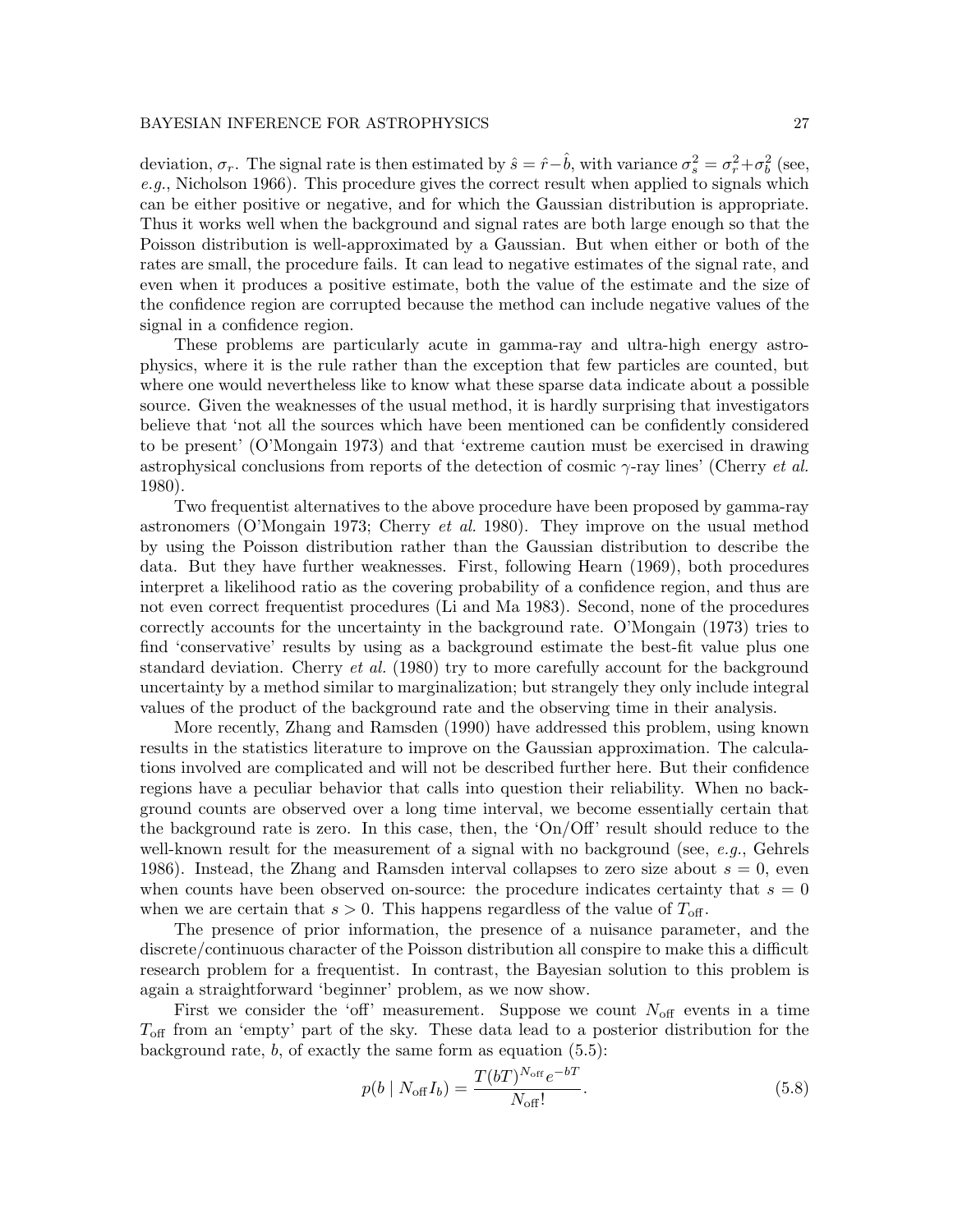deviation, $\sigma_r$. The signal rate is then estimated by $\hat{s} = \hat{r} - \hat{b}$, with variance $\sigma_s^2 = \sigma_r^2 + \sigma_b^2$ (see, *e.g.*, Nicholson 1966). This procedure gives the correct result when applied to signals which can be either positive or negative, and for which the Gaussian distribution is appropriate. Thus it works well when the background and signal rates are both large enough so that the Poisson distribution is well-approximated by a Gaussian. But when either or both of the rates are small, the procedure fails. It can lead to negative estimates of the signal rate, and even when it produces a positive estimate, both the value of the estimate and the size of the confidence region are corrupted because the method can include negative values of the signal in a confidence region.

These problems are particularly acute in gamma-ray and ultra-high energy astrophysics, where it is the rule rather than the exception that few particles are counted, but where one would nevertheless like to know what these sparse data indicate about a possible source. Given the weaknesses of the usual method, it is hardly surprising that investigators believe that 'not all the sources which have been mentioned can be confidently considered to be present' (O'Mongain 1973) and that 'extreme caution must be exercised in drawing astrophysical conclusions from reports of the detection of cosmic $\gamma$-ray lines' (Cherry *et al.* 1980).

Two frequentist alternatives to the above procedure have been proposed by gamma-ray astronomers (O'Mongain 1973; Cherry *et al.* 1980). They improve on the usual method by using the Poisson distribution rather than the Gaussian distribution to describe the data. But they have further weaknesses. First, following Hearn (1969), both procedures interpret a likelihood ratio as the covering probability of a confidence region, and thus are not even correct frequentist procedures (Li and Ma 1983). Second, none of the procedures correctly accounts for the uncertainty in the background rate. O'Mongain (1973) tries to find 'conservative' results by using as a background estimate the best-fit value plus one standard deviation. Cherry *et al.* (1980) try to more carefully account for the background uncertainty by a method similar to marginalization; but strangely they only include integral values of the product of the background rate and the observing time in their analysis.

More recently, Zhang and Ramsden (1990) have addressed this problem, using known results in the statistics literature to improve on the Gaussian approximation. The calculations involved are complicated and will not be described further here. But their confidence regions have a peculiar behavior that calls into question their reliability. When no background counts are observed over a long time interval, we become essentially certain that the background rate is zero. In this case, then, the 'On/Off' result should reduce to the well-known result for the measurement of a signal with no background (see, *e.g.*, Gehrels 1986). Instead, the Zhang and Ramsden interval collapses to zero size about $s = 0$, even when counts have been observed on-source: the procedure indicates certainty that $s = 0$ when we are certain that $s > 0$. This happens regardless of the value of $T_{\rm off}$.

The presence of prior information, the presence of a nuisance parameter, and the discrete/continuous character of the Poisson distribution all conspire to make this a difficult research problem for a frequentist. In contrast, the Bayesian solution to this problem is again a straightforward 'beginner' problem, as we now show.

First we consider the 'off' measurement. Suppose we count $N_{\rm off}$ events in a time $T_{\rm off}$ from an 'empty' part of the sky. These data lead to a posterior distribution for the background rate, $b$, of exactly the same form as equation (5.5):

$$p(b \mid N_{\rm off} I_b) = \frac{T(bT)^{N_{\rm off}} e^{-bT}}{N_{\rm off}!}. \tag{5.8}$$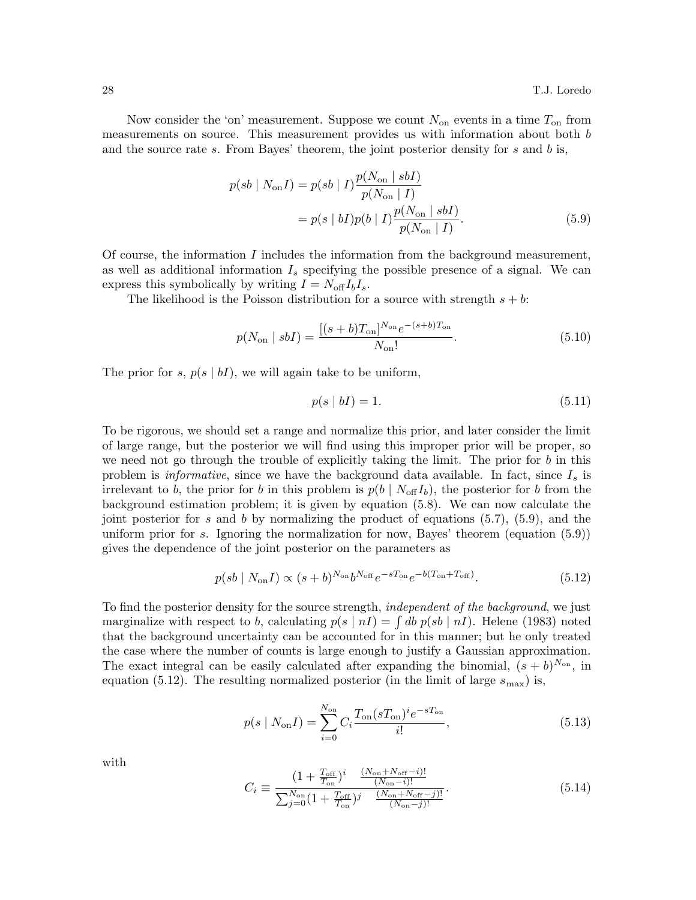Now consider the 'on' measurement. Suppose we count $N_{\rm on}$ events in a time $T_{\rm on}$ from measurements on source. This measurement provides us with information about both $b$ and the source rate $s$. From Bayes' theorem, the joint posterior density for $s$ and $b$ is,

$$
\begin{aligned}
p(sb \mid N_{\rm on} I) &= p(sb \mid I) \frac{p(N_{\rm on} \mid sbI)}{p(N_{\rm on} \mid I)} \\
&= p(s \mid bI) p(b \mid I) \frac{p(N_{\rm on} \mid sbI)}{p(N_{\rm on} \mid I)}.
\end{aligned}
\tag{5.9}
$$

Of course, the information $I$ includes the information from the background measurement, as well as additional information $I_s$ specifying the possible presence of a signal. We can express this symbolically by writing $I = N_{\rm off} I_b I_s$.

The likelihood is the Poisson distribution for a source with strength $s + b$:

$$
p(N_{\rm on} \mid sbI) = \frac{[(s+b)T_{\rm on}]^{N_{\rm on}} e^{-(s+b)T_{\rm on}}}{N_{\rm on}!}. \tag{5.10}
$$

The prior for $s$, $p(s \mid bI)$, we will again take to be uniform,

$$
p(s \mid bI) = 1. \tag{5.11}
$$

To be rigorous, we should set a range and normalize this prior, and later consider the limit of large range, but the posterior we will find using this improper prior will be proper, so we need not go through the trouble of explicitly taking the limit. The prior for $b$ in this problem is *informative*, since we have the background data available. In fact, since $I_s$ is irrelevant to $b$, the prior for $b$ in this problem is $p(b \mid N_{\rm off} I_b)$, the posterior for $b$ from the background estimation problem; it is given by equation (5.8). We can now calculate the joint posterior for $s$ and $b$ by normalizing the product of equations (5.7), (5.9), and the uniform prior for $s$. Ignoring the normalization for now, Bayes' theorem (equation (5.9)) gives the dependence of the joint posterior on the parameters as

$$
p(sb \mid N_{\rm on} I) \propto (s+b)^{N_{\rm on}} b^{N_{\rm off}} e^{-sT_{\rm on}} e^{-b(T_{\rm on}+T_{\rm off})}. \tag{5.12}
$$

To find the posterior density for the source strength, *independent of the background*, we just marginalize with respect to $b$, calculating $p(s \mid nI) = \int db \, p(sb \mid nI)$. Helene (1983) noted that the background uncertainty can be accounted for in this manner; but he only treated the case where the number of counts is large enough to justify a Gaussian approximation. The exact integral can be easily calculated after expanding the binomial, $(s+b)^{N_{\rm on}}$, in equation (5.12). The resulting normalized posterior (in the limit of large $s_{\rm max}$) is,

$$
p(s \mid N_{\rm on} I) = \sum_{i=0}^{N_{\rm on}} C_i \frac{T_{\rm on}(sT_{\rm on})^i e^{-sT_{\rm on}}}{i!}, \tag{5.13}
$$

with

$$
C_i \equiv \frac{(1 + \frac{T_{\rm off}}{T_{\rm on}})^i \quad \frac{(N_{\rm on}+N_{\rm off}-i)!}{(N_{\rm on}-i)!}}{\sum_{j=0}^{N_{\rm on}} (1 + \frac{T_{\rm off}}{T_{\rm on}})^j \quad \frac{(N_{\rm on}+N_{\rm off}-j)!}{(N_{\rm on}-j)!}}. \tag{5.14}
$$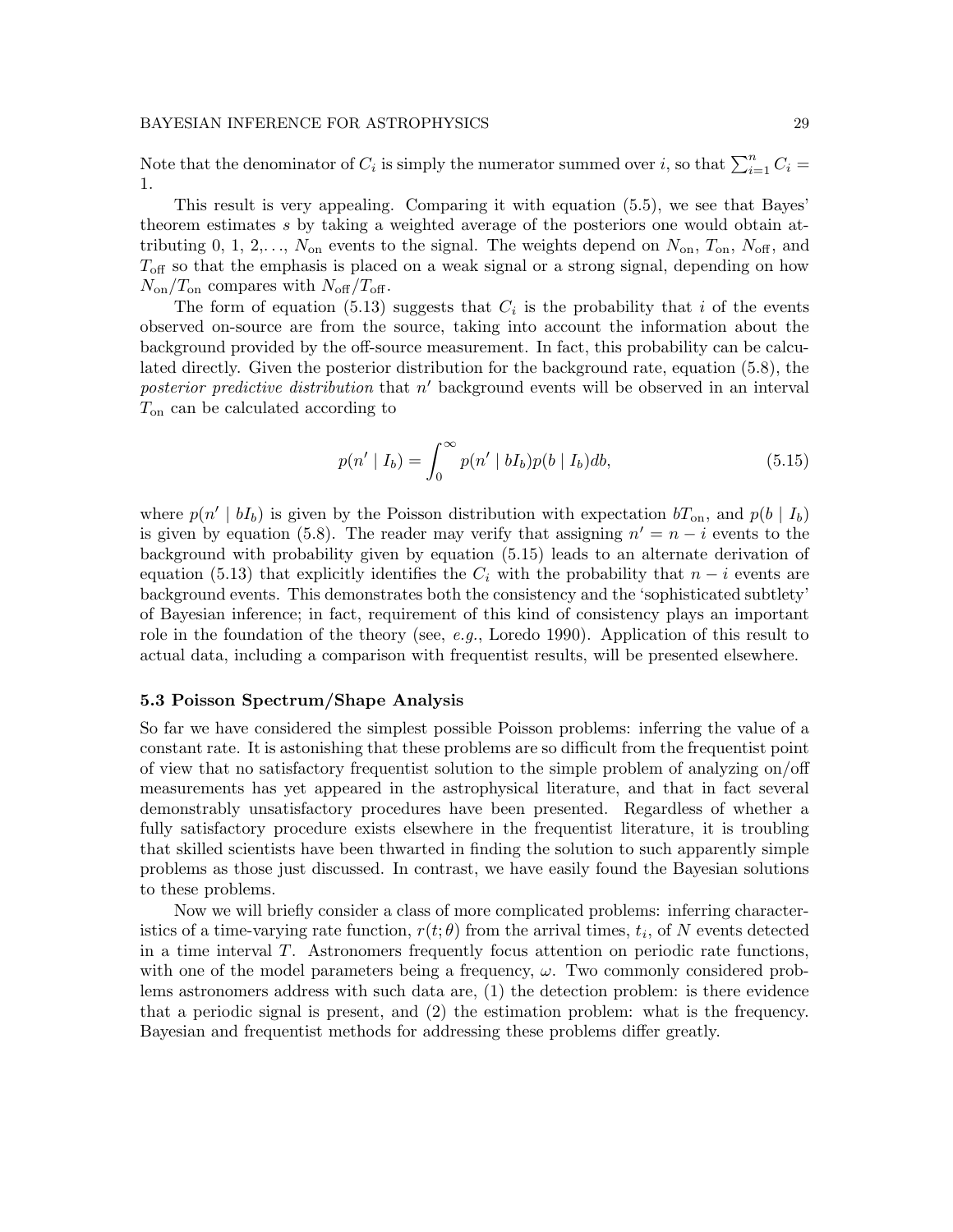Note that the denominator of $C_i$ is simply the numerator summed over $i$, so that $\sum_{i=1}^{n} C_i = 1$.

This result is very appealing. Comparing it with equation (5.5), we see that Bayes' theorem estimates $s$ by taking a weighted average of the posteriors one would obtain attributing 0, 1, 2,..., $N_{\rm on}$ events to the signal. The weights depend on $N_{\rm on}$, $T_{\rm on}$, $N_{\rm off}$, and $T_{\rm off}$ so that the emphasis is placed on a weak signal or a strong signal, depending on how $N_{\rm on}/T_{\rm on}$ compares with $N_{\rm off}/T_{\rm off}$.

The form of equation (5.13) suggests that $C_i$ is the probability that $i$ of the events observed on-source are from the source, taking into account the information about the background provided by the off-source measurement. In fact, this probability can be calculated directly. Given the posterior distribution for the background rate, equation (5.8), the *posterior predictive distribution* that $n'$ background events will be observed in an interval $T_{\rm on}$ can be calculated according to

$$p(n' \mid I_b) = \int_0^\infty p(n' \mid bI_b) p(b \mid I_b) db, \tag{5.15}$$

where $p(n' \mid bI_b)$ is given by the Poisson distribution with expectation $bT_{\rm on}$, and $p(b \mid I_b)$ is given by equation (5.8). The reader may verify that assigning $n' = n - i$ events to the background with probability given by equation (5.15) leads to an alternate derivation of equation (5.13) that explicitly identifies the $C_i$ with the probability that $n - i$ events are background events. This demonstrates both the consistency and the 'sophisticated subtlety' of Bayesian inference; in fact, requirement of this kind of consistency plays an important role in the foundation of the theory (see, *e.g.*, Loredo 1990). Application of this result to actual data, including a comparison with frequentist results, will be presented elsewhere.

### 5.3 Poisson Spectrum/Shape Analysis

So far we have considered the simplest possible Poisson problems: inferring the value of a constant rate. It is astonishing that these problems are so difficult from the frequentist point of view that no satisfactory frequentist solution to the simple problem of analyzing on/off measurements has yet appeared in the astrophysical literature, and that in fact several demonstrably unsatisfactory procedures have been presented. Regardless of whether a fully satisfactory procedure exists elsewhere in the frequentist literature, it is troubling that skilled scientists have been thwarted in finding the solution to such apparently simple problems as those just discussed. In contrast, we have easily found the Bayesian solutions to these problems.

Now we will briefly consider a class of more complicated problems: inferring characteristics of a time-varying rate function, $r(t; \theta)$ from the arrival times, $t_i$, of $N$ events detected in a time interval $T$. Astronomers frequently focus attention on periodic rate functions, with one of the model parameters being a frequency, $\omega$. Two commonly considered problems astronomers address with such data are, (1) the detection problem: is there evidence that a periodic signal is present, and (2) the estimation problem: what is the frequency. Bayesian and frequentist methods for addressing these problems differ greatly.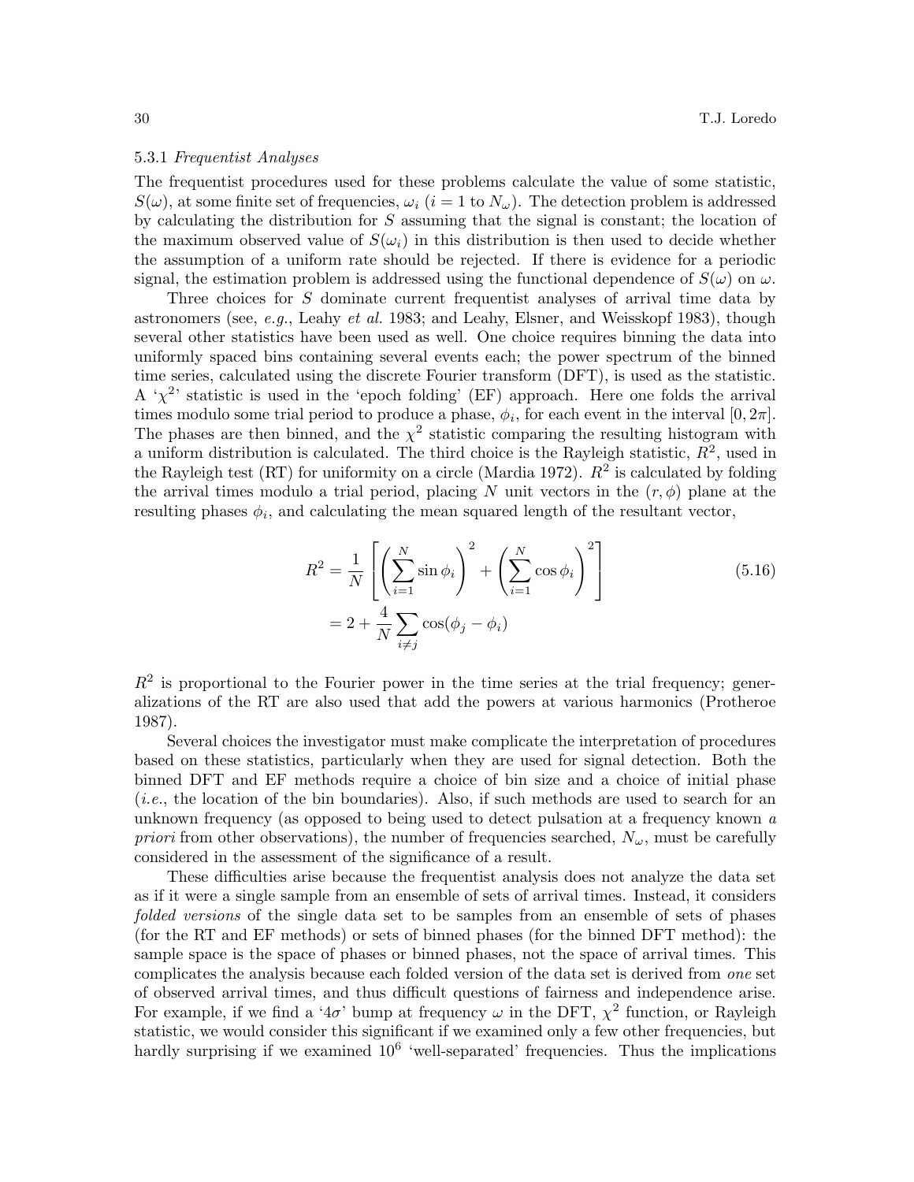#### 5.3.1 *Frequentist Analyses*

The frequentist procedures used for these problems calculate the value of some statistic, $S(\omega)$, at some finite set of frequencies, $\omega_i$ ($i = 1$ to $N_\omega$). The detection problem is addressed by calculating the distribution for $S$ assuming that the signal is constant; the location of the maximum observed value of $S(\omega_i)$ in this distribution is then used to decide whether the assumption of a uniform rate should be rejected. If there is evidence for a periodic signal, the estimation problem is addressed using the functional dependence of $S(\omega)$ on $\omega$.

Three choices for $S$ dominate current frequentist analyses of arrival time data by astronomers (see, *e.g.*, Leahy *et al.* 1983; and Leahy, Elsner, and Weisskopf 1983), though several other statistics have been used as well. One choice requires binning the data into uniformly spaced bins containing several events each; the power spectrum of the binned time series, calculated using the discrete Fourier transform (DFT), is used as the statistic. A '$\chi^2$' statistic is used in the 'epoch folding' (EF) approach. Here one folds the arrival times modulo some trial period to produce a phase, $\phi_i$, for each event in the interval $[0, 2\pi]$. The phases are then binned, and the $\chi^2$ statistic comparing the resulting histogram with a uniform distribution is calculated. The third choice is the Rayleigh statistic, $R^2$, used in the Rayleigh test (RT) for uniformity on a circle (Mardia 1972). $R^2$ is calculated by folding the arrival times modulo a trial period, placing $N$ unit vectors in the $(r, \phi)$ plane at the resulting phases $\phi_i$, and calculating the mean squared length of the resultant vector,

$$
\begin{aligned}
R^2 &= \frac{1}{N}\left[\left(\sum_{i=1}^{N}\sin\phi_i\right)^2 + \left(\sum_{i=1}^{N}\cos\phi_i\right)^2\right] \\
&= 2 + \frac{4}{N}\sum_{i\neq j}\cos(\phi_j - \phi_i)
\end{aligned}
\tag{5.16}
$$

$R^2$ is proportional to the Fourier power in the time series at the trial frequency; generalizations of the RT are also used that add the powers at various harmonics (Protheroe 1987).

Several choices the investigator must make complicate the interpretation of procedures based on these statistics, particularly when they are used for signal detection. Both the binned DFT and EF require a choice of bin size and a choice of initial phase (*i.e.*, the location of the bin boundaries). Also, if such methods are used to search for an unknown frequency (as opposed to being used to detect pulsation at a frequency known *a priori* from other observations), the number of frequencies searched, $N_\omega$, must be carefully considered in the assessment of the significance of a result.

These difficulties arise because the frequentist analysis does not analyze the data set as if it were a single sample from an ensemble of sets of arrival times. Instead, it considers *folded versions* of the single data set to be samples from an ensemble of sets of phases (for the RT and EF methods) or sets of binned phases (for the binned DFT method): the sample space is the space of phases or binned phases, not the space of arrival times. This complicates the analysis because each folded version of the data set is derived from *one* set of observed arrival times, and thus difficult questions of fairness and independence arise. For example, if we find a '$4\sigma$' bump at frequency $\omega$ in the DFT, $\chi^2$ function, or Rayleigh statistic, we would consider this significant if we examined only a few other frequencies, but hardly surprising if we examined $10^6$ 'well-separated' frequencies. Thus the implications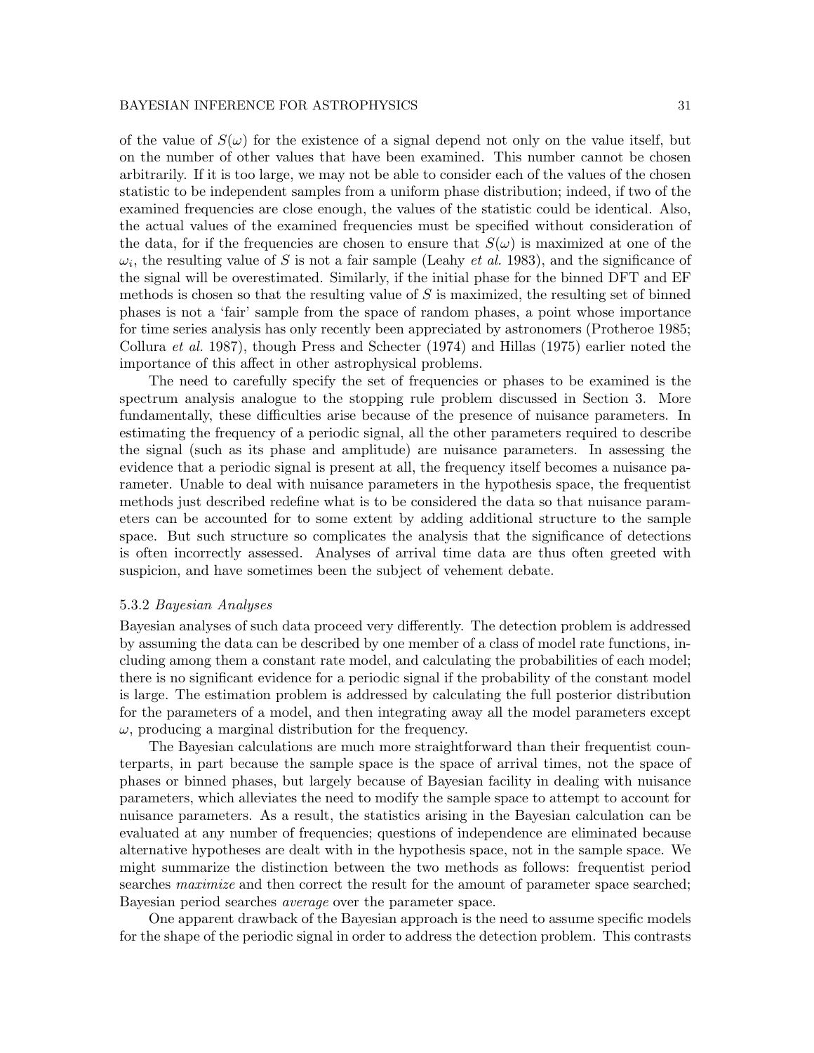of the value of $S(\omega)$ for the existence of a signal depend not only on the value itself, but on the number of other values that have been examined. This number cannot be chosen arbitrarily. If it is too large, we may not be able to consider each of the values of the chosen statistic to be independent samples from a uniform phase distribution; indeed, if two of the examined frequencies are close enough, the values of the statistic could be identical. Also, the actual values of the examined frequencies must be specified without consideration of the data, for if the frequencies are chosen to ensure that $S(\omega)$ is maximized at one of the $\omega_i$, the resulting value of $S$ is not a fair sample (Leahy *et al.* 1983), and the significance of the signal will be overestimated. Similarly, if the initial phase for the binned DFT and EF methods is chosen so that the resulting value of $S$ is maximized, the resulting set of binned phases is not a 'fair' sample from the space of random phases, a point whose importance for time series analysis has only recently been appreciated by astronomers (Protheroe 1985; Collura *et al.* 1987), though Press and Schecter (1974) and Hillas (1975) earlier noted the importance of this affect in other astrophysical problems.

The need to carefully specify the set of frequencies or phases to be examined is the spectrum analysis analogue to the stopping rule problem discussed in Section 3. More fundamentally, these difficulties arise because of the presence of nuisance parameters. In estimating the frequency of a periodic signal, all the other parameters required to describe the signal (such as its phase and amplitude) are nuisance parameters. In assessing the evidence that a periodic signal is present at all, the frequency itself becomes a nuisance parameter. Unable to deal with nuisance parameters in the hypothesis space, the frequentist methods just described redefine what is to be considered the data so that nuisance parameters can be accounted for to some extent by adding additional structure to the sample space. But such structure so complicates the analysis that the significance of detections is often incorrectly assessed. Analyses of arrival time data are thus often greeted with suspicion, and have sometimes been the subject of vehement debate.

### 5.3.2 *Bayesian Analyses*

Bayesian analyses of such data proceed very differently. The detection problem is addressed by assuming the data can be described by one member of a class of model rate functions, including among them a constant rate model, and calculating the probabilities of each model; there is no significant evidence for a periodic signal if the probability of the constant model is large. The estimation problem is addressed by calculating the full posterior distribution for the parameters of a model, and then integrating away all the model parameters except $\omega$, producing a marginal distribution for the frequency.

The Bayesian calculations are much more straightforward than their frequentist counterparts, in part because the sample space is the space of arrival times, not the space of phases or binned phases, but largely because of Bayesian facility in dealing with nuisance parameters, which alleviates the need to modify the sample space to attempt to account for nuisance parameters. As a result, the statistics arising in the Bayesian calculation can be evaluated at any number of frequencies; questions of independence are eliminated because alternative hypotheses are dealt with in the hypothesis space, not in the sample space. We might summarize the distinction between the two methods as follows: frequentist period searches *maximize* and then correct the result for the amount of parameter space searched; Bayesian period searches *average* over the parameter space.

One apparent drawback of the Bayesian approach is the need to assume specific models for the shape of the periodic signal in order to address the detection problem. This contrasts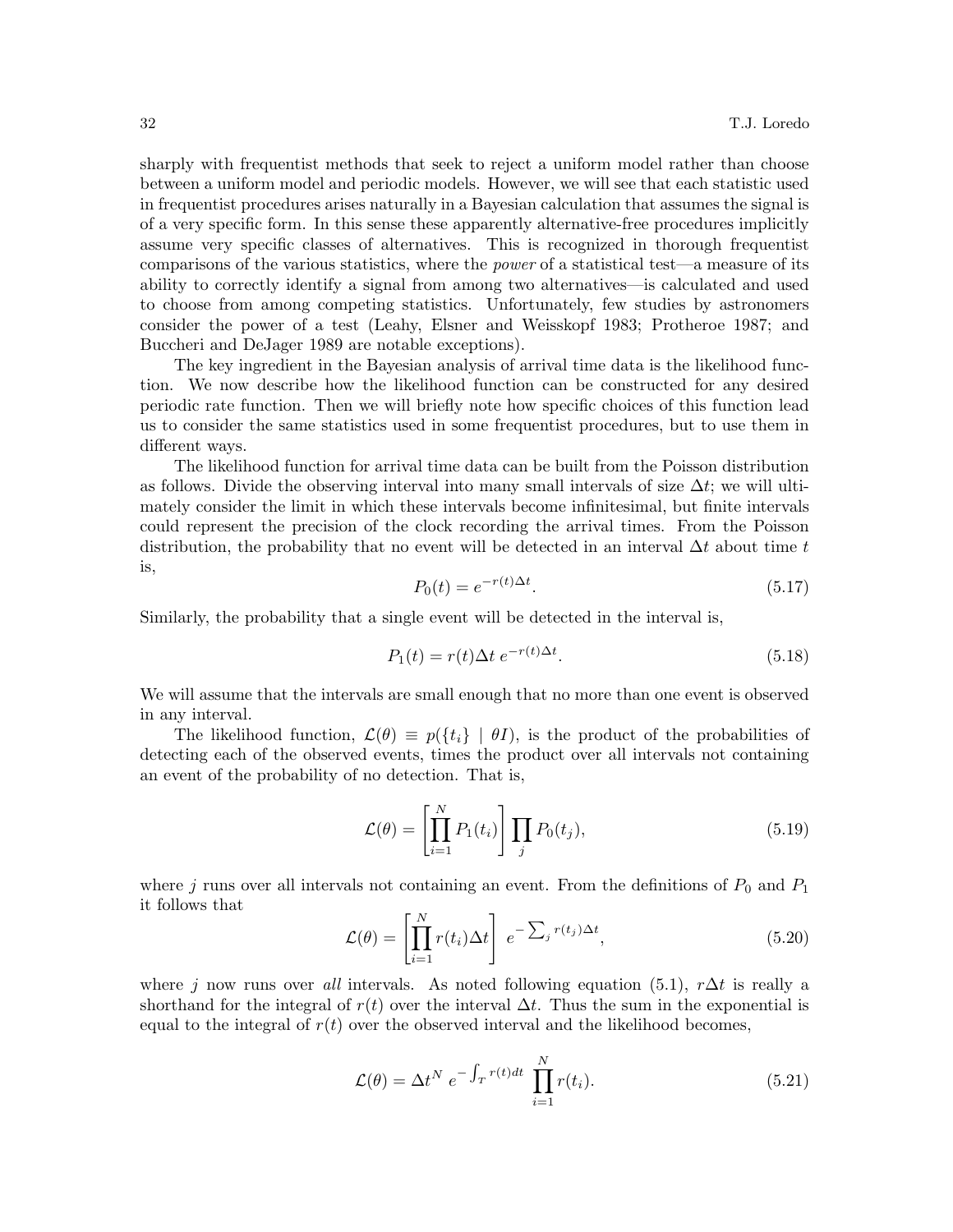sharply with frequentist methods that seek to reject a uniform model rather than choose between a uniform model and periodic models. However, we will see that each statistic used in frequentist procedures arises naturally in a Bayesian calculation that assumes the signal is of a very specific form. In this sense these apparently alternative-free procedures implicitly assume very specific classes of alternatives. This is recognized in thorough frequentist comparisons of the various statistics, where the *power* of a statistical test—a measure of its ability to correctly identify a signal from among two alternatives—is calculated and used to choose from among competing statistics. Unfortunately, few studies by astronomers consider the power of a test (Leahy, Elsner and Weisskopf 1983; Protheroe 1987; and Buccheri and DeJager 1989 are notable exceptions).

The key ingredient in the Bayesian analysis of arrival time data is the likelihood function. We now describe how the likelihood function can be constructed for any desired periodic rate function. Then we will briefly note how specific choices of this function lead us to consider the same statistics used in some frequentist procedures, but to use them in different ways.

The likelihood function for arrival time data can be built from the Poisson distribution as follows. Divide the observing interval into many small intervals of size $\Delta t$; we will ultimately consider the limit in which these intervals become infinitesimal, but finite intervals could represent the precision of the clock recording the arrival times. From the Poisson distribution, the probability that no event will be detected in an interval $\Delta t$ about time $t$ is,

$$P_0(t) = e^{-r(t)\Delta t}. \tag{5.17}$$

Similarly, the probability that a single event will be detected in the interval is,

$$P_1(t) = r(t)\Delta t \, e^{-r(t)\Delta t}. \tag{5.18}$$

We will assume that the intervals are small enough that no more than one event is observed in any interval.

The likelihood function, $\mathcal{L}(\theta) \equiv p(\{t_i\} \mid \theta I)$, is the product of the probabilities of detecting each of the observed events, times the product over all intervals not containing an event of the probability of no detection. That is,

$$\mathcal{L}(\theta) = \left[\prod_{i=1}^{N} P_1(t_i)\right] \prod_j P_0(t_j), \tag{5.19}$$

where $j$ runs over all intervals not containing an event. From the definitions of $P_0$ and $P_1$ it follows that

$$\mathcal{L}(\theta) = \left[\prod_{i=1}^{N} r(t_i)\Delta t\right] \, e^{-\sum_j r(t_j)\Delta t}, \tag{5.20}$$

where $j$ now runs over *all* intervals. As noted following equation (5.1), $r\Delta t$ is really a shorthand for the integral of $r(t)$ over the interval $\Delta t$. Thus the sum in the exponential is equal to the integral of $r(t)$ over the observed interval and the likelihood becomes,

$$\mathcal{L}(\theta) = \Delta t^N \, e^{-\int_T r(t)dt} \, \prod_{i=1}^{N} r(t_i). \tag{5.21}$$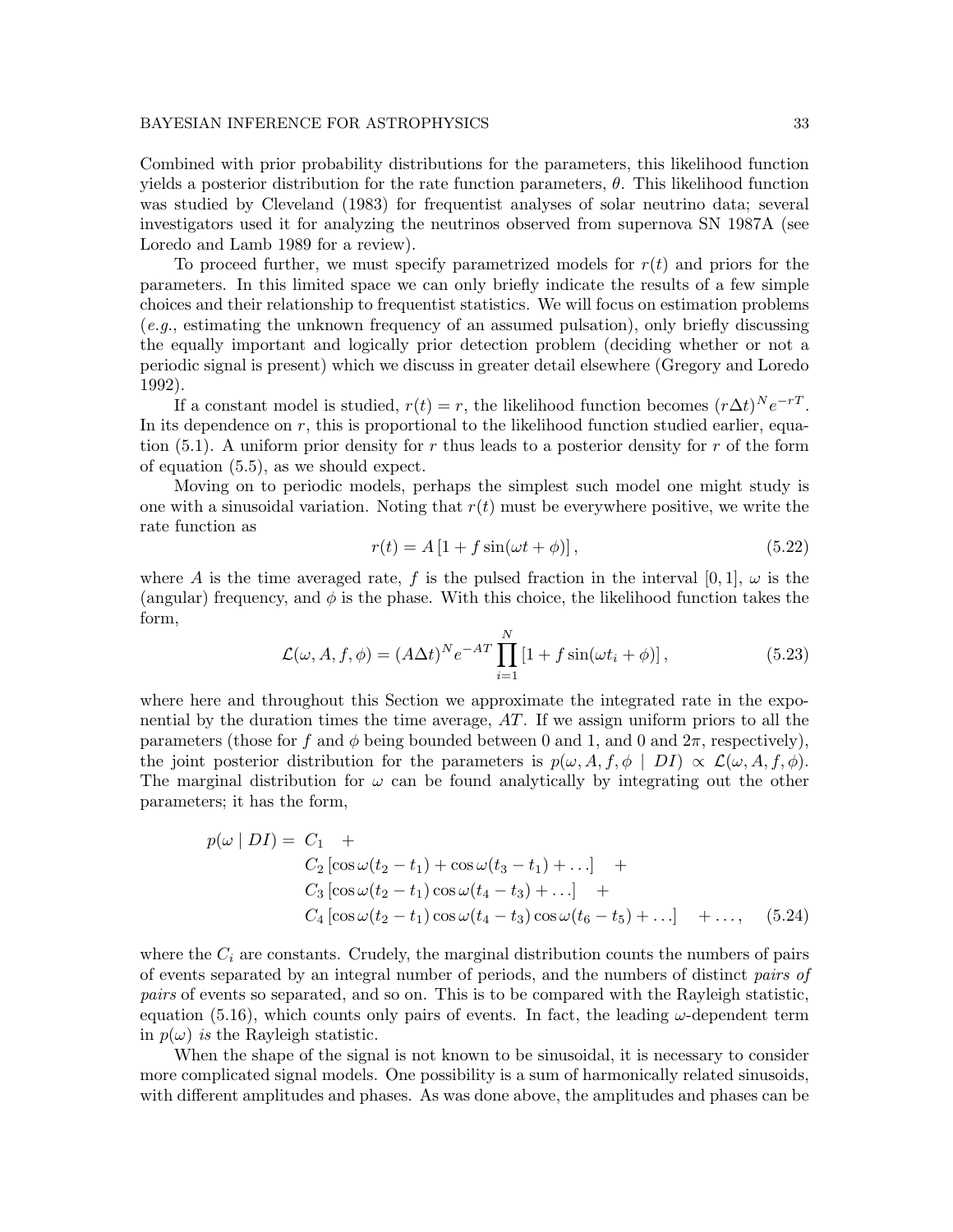Combined with prior probability distributions for the parameters, this likelihood function yields a posterior distribution for the rate function parameters, $\theta$. This likelihood function was studied by Cleveland (1983) for frequentist analyses of solar neutrino data; several investigators used it for analyzing the neutrinos observed from supernova SN 1987A (see Loredo and Lamb 1989 for a review).

To proceed further, we must specify parametrized models for $r(t)$ and priors for the parameters. In this limited space we can only briefly indicate the results of a few simple choices and their relationship to frequentist statistics. We will focus on estimation problems (*e.g.*, estimating the unknown frequency of an assumed pulsation), only briefly discussing the equally important and logically prior detection problem (deciding whether or not a periodic signal is present) which we discuss in greater detail elsewhere (Gregory and Loredo 1992).

If a constant model is studied, $r(t) = r$, the likelihood function becomes $(r\Delta t)^N e^{-rT}$. In its dependence on $r$, this is proportional to the likelihood function studied earlier, equation (5.1). A uniform prior density for $r$ thus leads to a posterior density for $r$ of the form of equation (5.5), as we should expect.

Moving on to periodic models, perhaps the simplest such model one might study is one with a sinusoidal variation. Noting that $r(t)$ must be everywhere positive, we write the rate function as

$$r(t) = A\left[1 + f\sin(\omega t + \phi)\right], \tag{5.22}$$

where $A$ is the time averaged rate, $f$ is the pulsed fraction in the interval $[0, 1]$, $\omega$ is the (angular) frequency, and $\phi$ is the phase. With this choice, the likelihood function takes the form,

$$\mathcal{L}(\omega, A, f, \phi) = (A\Delta t)^N e^{-AT} \prod_{i=1}^{N} \left[1 + f\sin(\omega t_i + \phi)\right], \tag{5.23}$$

where here and throughout this Section we approximate the integrated rate in the exponential by the duration times the time average, $AT$. If we assign uniform priors to all the parameters (those for $f$ and $\phi$ being bounded between 0 and 1, and 0 and $2\pi$, respectively), the joint posterior distribution for the parameters is $p(\omega, A, f, \phi \mid DI) \propto \mathcal{L}(\omega, A, f, \phi)$. The marginal distribution for $\omega$ can be found analytically by integrating out the other parameters; it has the form,

$$\begin{aligned}
p(\omega \mid DI) = \; & C_1 \quad + \\
& C_2\left[\cos\omega(t_2 - t_1) + \cos\omega(t_3 - t_1) + \ldots\right] \quad + \\
& C_3\left[\cos\omega(t_2 - t_1)\cos\omega(t_4 - t_3) + \ldots\right] \quad + \\
& C_4\left[\cos\omega(t_2 - t_1)\cos\omega(t_4 - t_3)\cos\omega(t_6 - t_5) + \ldots\right] \quad + \ldots,
\end{aligned} \tag{5.24}$$

where the $C_i$ are constants. Crudely, the marginal distribution counts the numbers of pairs of events separated by an integral number of periods, and the numbers of distinct *pairs of pairs* of events so separated, and so on. This is to be compared with the Rayleigh statistic, equation (5.16), which counts only pairs of events. In fact, the leading $\omega$-dependent term in $p(\omega)$ *is* the Rayleigh statistic.

When the shape of the signal is not known to be sinusoidal, it is necessary to consider more complicated signal models. One possibility is a sum of harmonically related sinusoids, with different amplitudes and phases. As was done above, the amplitudes and phases can be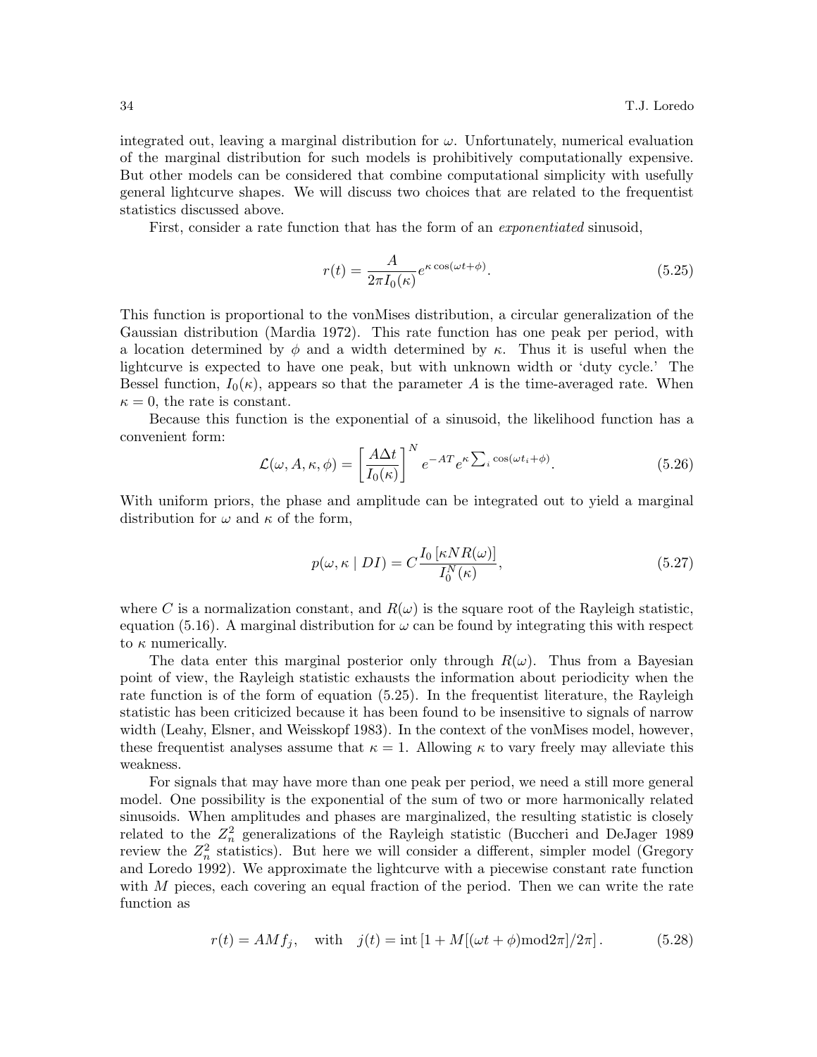integrated out, leaving a marginal distribution for $\omega$. Unfortunately, numerical evaluation of the marginal distribution for such models is prohibitively computationally expensive. But other models can be considered that combine computational simplicity with usefully general lightcurve shapes. We will discuss two choices that are related to the frequentist statistics discussed above.

First, consider a rate function that has the form of an *exponentiated* sinusoid,

$$r(t) = \frac{A}{2\pi I_0(\kappa)} e^{\kappa \cos(\omega t + \phi)}. \tag{5.25}$$

This function is proportional to the vonMises distribution, a circular generalization of the Gaussian distribution (Mardia 1972). This rate function has one peak per period, with a location determined by $\phi$ and a width determined by $\kappa$. Thus it is useful when the lightcurve is expected to have one peak, but with unknown width or 'duty cycle.' The Bessel function, $I_0(\kappa)$, appears so that the parameter $A$ is the time-averaged rate. When $\kappa = 0$, the rate is constant.

Because this function is the exponential of a sinusoid, the likelihood function has a convenient form:

$$\mathcal{L}(\omega, A, \kappa, \phi) = \left[\frac{A\Delta t}{I_0(\kappa)}\right]^N e^{-AT} e^{\kappa \sum_i \cos(\omega t_i + \phi)}. \tag{5.26}$$

With uniform priors, the phase and amplitude can be integrated out to yield a marginal distribution for $\omega$ and $\kappa$ of the form,

$$p(\omega, \kappa \mid DI) = C \frac{I_0\left[\kappa N R(\omega)\right]}{I_0^N(\kappa)}, \tag{5.27}$$

where $C$ is a normalization constant, and $R(\omega)$ is the square root of the Rayleigh statistic, equation (5.16). A marginal distribution for $\omega$ can be found by integrating this with respect to $\kappa$ numerically.

The data enter this marginal posterior only through $R(\omega)$. Thus from a Bayesian point of view, the Rayleigh statistic exhausts the information about periodicity when the rate function is of the form of equation (5.25). In the frequentist literature, the Rayleigh statistic has been criticized because it has been found to be insensitive to signals of narrow width (Leahy, Elsner, and Weisskopf 1983). In the context of the vonMises model, however, these frequentist analyses assume that $\kappa = 1$. Allowing $\kappa$ to vary freely may alleviate this weakness.

For signals that may have more than one peak per period, we need a still more general model. One possibility is the exponential of the sum of two or more harmonically related sinusoids. When amplitudes and phases are marginalized, the resulting statistic is closely related to the $Z_n^2$ generalizations of the Rayleigh statistic (Buccheri and DeJager 1989 review the $Z_n^2$ statistics). But here we will consider a different, simpler model (Gregory and Loredo 1992). We approximate the lightcurve with a piecewise constant rate function with $M$ pieces, each covering an equal fraction of the period. Then we can write the rate function as

$$r(t) = AMf_j, \quad \text{with} \quad j(t) = \text{int}\left[1 + M[(\omega t + \phi) \bmod 2\pi]/2\pi\right]. \tag{5.28}$$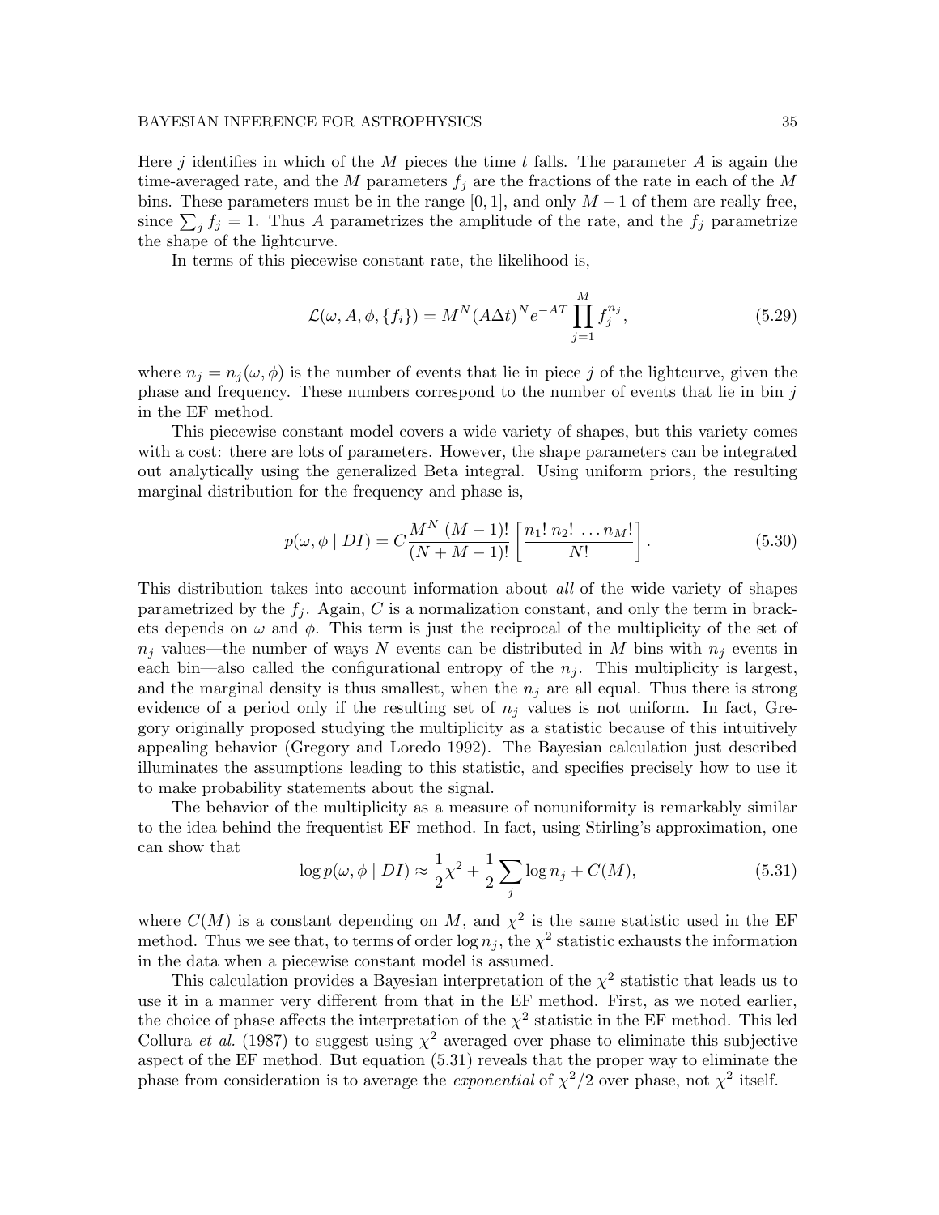Here $j$ identifies in which of the $M$ pieces the time $t$ falls. The parameter $A$ is again the time-averaged rate, and the $M$ parameters $f_j$ are the fractions of the rate in each of the $M$ bins. These parameters must be in the range $[0, 1]$, and only $M-1$ of them are really free, since $\sum_j f_j = 1$. Thus $A$ parametrizes the amplitude of the rate, and the $f_j$ parametrize the shape of the lightcurve.

In terms of this piecewise constant rate, the likelihood is,

$$\mathcal{L}(\omega, A, \phi, \{f_i\}) = M^N (A\Delta t)^N e^{-AT} \prod_{j=1}^{M} f_j^{n_j}, \tag{5.29}$$

where $n_j = n_j(\omega, \phi)$ is the number of events that lie in piece $j$ of the lightcurve, given the phase and frequency. These numbers correspond to the number of events that lie in bin $j$ in the EF method.

This piecewise constant model covers a wide variety of shapes, but this variety comes with a cost: there are lots of parameters. However, the shape parameters can be integrated out analytically using the generalized Beta integral. Using uniform priors, the resulting marginal distribution for the frequency and phase is,

$$p(\omega, \phi \mid DI) = C \frac{M^N \, (M-1)!}{(N+M-1)!} \left[ \frac{n_1! \, n_2! \, \ldots n_M!}{N!} \right]. \tag{5.30}$$

This distribution takes into account information about *all* of the wide variety of shapes parametrized by the $f_j$. Again, $C$ is a normalization constant, and only the term in brackets depends on $\omega$ and $\phi$. This term is just the reciprocal of the multiplicity of the set of $n_j$ values—the number of ways $N$ events can be distributed in $M$ bins with $n_j$ events in each bin—also called the configurational entropy of the $n_j$. This multiplicity is largest, and the marginal density is thus smallest, when the $n_j$ are all equal. Thus there is strong evidence of a period only if the resulting set of $n_j$ values is not uniform. In fact, Gregory originally proposed studying the multiplicity as a statistic because of this intuitively appealing behavior (Gregory and Loredo 1992). The Bayesian calculation just described illuminates the assumptions leading to this statistic, and specifies precisely how to use it to make probability statements about the signal.

The behavior of the multiplicity as a measure of nonuniformity is remarkably similar to the idea behind the frequentist EF method. In fact, using Stirling's approximation, one can show that

$$\log p(\omega, \phi \mid DI) \approx \frac{1}{2}\chi^2 + \frac{1}{2}\sum_j \log n_j + C(M), \tag{5.31}$$

where $C(M)$ is a constant depending on $M$, and $\chi^2$ is the same statistic used in the EF method. Thus we see that, to terms of order $\log n_j$, the $\chi^2$ statistic exhausts the information in the data when a piecewise constant model is assumed.

This calculation provides a Bayesian interpretation of the $\chi^2$ statistic that leads us to use it in a manner very different from that in the EF method. First, as we noted earlier, the choice of phase affects the interpretation of the $\chi^2$ statistic in the EF method. This led Collura *et al.* (1987) to suggest using $\chi^2$ averaged over phase to eliminate this subjective aspect of the EF method. But equation (5.31) reveals that the proper way to eliminate the phase from consideration is to average the *exponential* of $\chi^2/2$ over phase, not $\chi^2$ itself.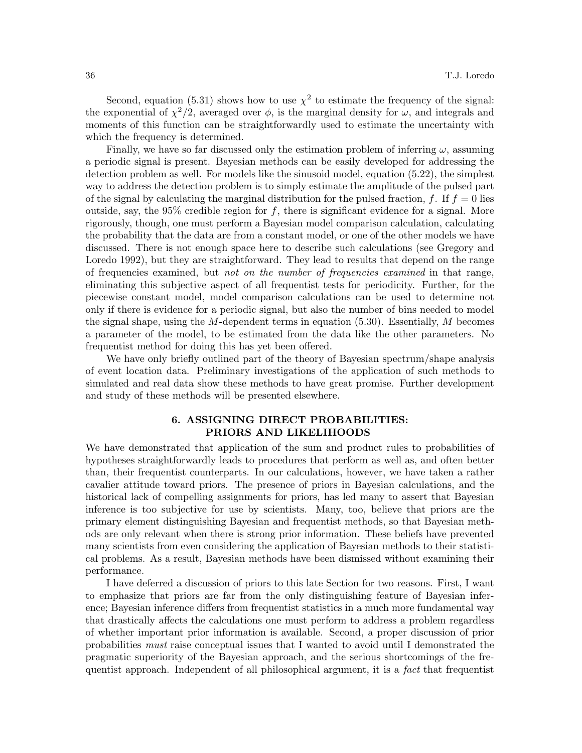Second, equation (5.31) shows how to use $\chi^2$ to estimate the frequency of the signal: the exponential of $\chi^2/2$, averaged over $\phi$, is the marginal density for $\omega$, and integrals and moments of this function can be straightforwardly used to estimate the uncertainty with which the frequency is determined.

Finally, we have so far discussed only the estimation problem of inferring $\omega$, assuming a periodic signal is present. Bayesian methods can be easily developed for addressing the detection problem as well. For models like the sinusoid model, equation (5.22), the simplest way to address the detection problem is to simply estimate the amplitude of the pulsed part of the signal by calculating the marginal distribution for the pulsed fraction, $f$. If $f = 0$ lies outside, say, the 95% credible region for $f$, there is significant evidence for a signal. More rigorously, though, one must perform a Bayesian model comparison calculation, calculating the probability that the data are from a constant model, or one of the other models we have discussed. There is not enough space here to describe such calculations (see Gregory and Loredo 1992), but they are straightforward. They lead to results that depend on the range of frequencies examined, but *not on the number of frequencies examined* in that range, eliminating this subjective aspect of all frequentist tests for periodicity. Further, for the piecewise constant model, model comparison calculations can be used to determine not only if there is evidence for a periodic signal, but also the number of bins needed to model the signal shape, using the $M$-dependent terms in equation (5.30). Essentially, $M$ becomes a parameter of the model, to be estimated from the data like the other parameters. No frequentist method for doing this has yet been offered.

We have only briefly outlined part of the theory of Bayesian spectrum/shape analysis of event location data. Preliminary investigations of the application of such methods to simulated and real data show these methods to have great promise. Further development and study of these methods will be presented elsewhere.

## 6. ASSIGNING DIRECT PROBABILITIES: PRIORS AND LIKELIHOODS

We have demonstrated that application of the sum and product rules to probabilities of hypotheses straightforwardly leads to procedures that perform as well as, and often better than, their frequentist counterparts. In our calculations, however, we have taken a rather cavalier attitude toward priors. The presence of priors in Bayesian calculations, and the historical lack of compelling assignments for priors, has led many to assert that Bayesian inference is too subjective for use by scientists. Many, too, believe that priors are the primary element distinguishing Bayesian and frequentist methods, so that Bayesian methods are only relevant when there is strong prior information. These beliefs have prevented many scientists from even considering the application of Bayesian methods to their statistical problems. As a result, Bayesian methods have been dismissed without examining their performance.

I have deferred a discussion of priors to this late Section for two reasons. First, I want to emphasize that priors are far from the only distinguishing feature of Bayesian inference; Bayesian inference differs from frequentist statistics in a much more fundamental way that drastically affects the calculations one must perform to address a problem regardless of whether important prior information is available. Second, a proper discussion of prior probabilities *must* raise conceptual issues that I wanted to avoid until I demonstrated the pragmatic superiority of the Bayesian approach, and the serious shortcomings of the frequentist approach. Independent of all philosophical argument, it is a *fact* that frequentist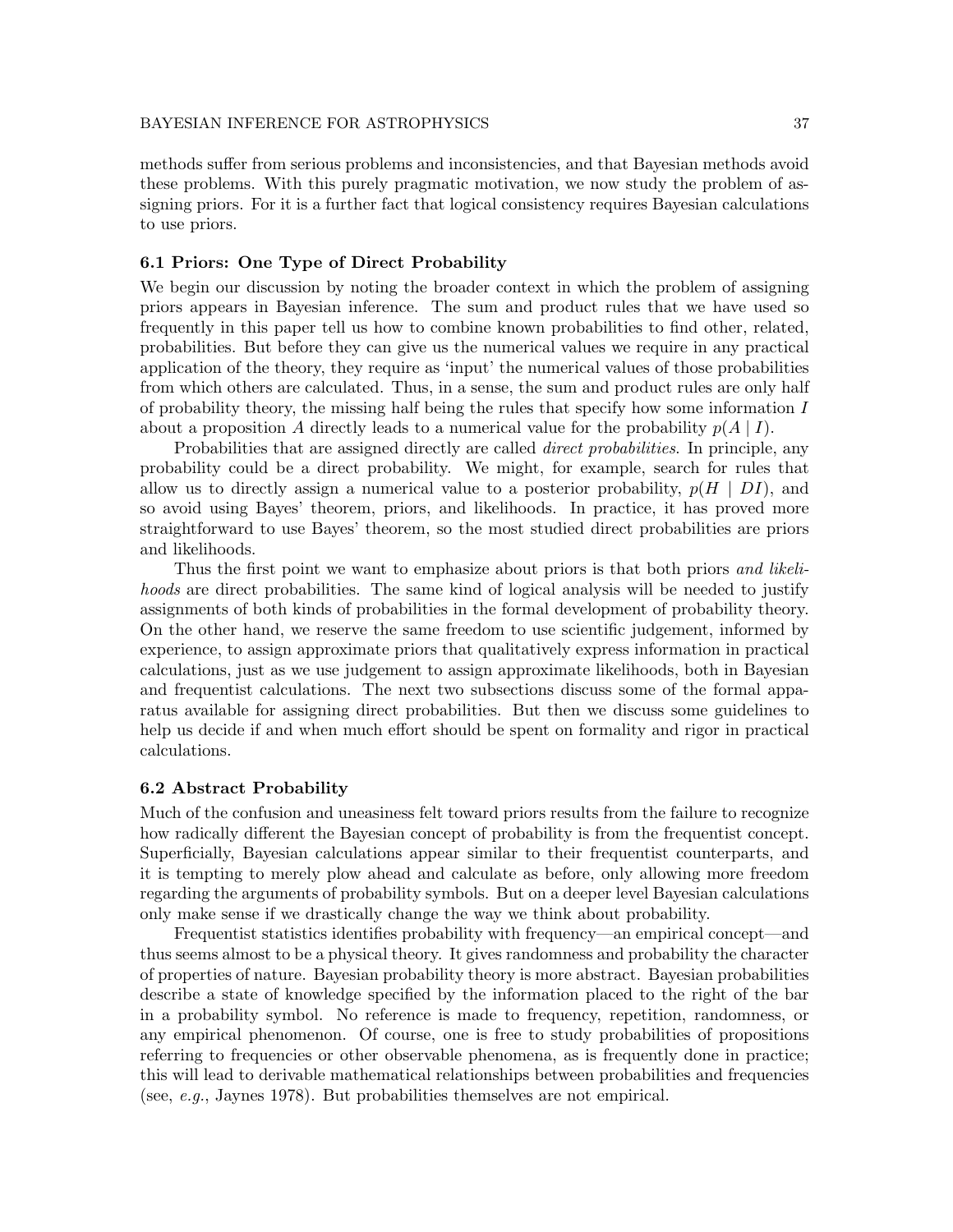methods suffer from serious problems and inconsistencies, and that Bayesian methods avoid these problems. With this purely pragmatic motivation, we now study the problem of assigning priors. For it is a further fact that logical consistency requires Bayesian calculations to use priors.

### 6.1 Priors: One Type of Direct Probability

We begin our discussion by noting the broader context in which the problem of assigning priors appears in Bayesian inference. The sum and product rules that we have used so frequently in this paper tell us how to combine known probabilities to find other, related, probabilities. But before they can give us the numerical values we require in any practical application of the theory, they require as 'input' the numerical values of those probabilities from which others are calculated. Thus, in a sense, the sum and product rules are only half of probability theory, the missing half being the rules that specify how some information $I$ about a proposition $A$ directly leads to a numerical value for the probability $p(A \mid I)$.

Probabilities that are assigned directly are called *direct probabilities*. In principle, any probability could be a direct probability. We might, for example, search for rules that allow us to directly assign a numerical value to a posterior probability, $p(H \mid DI)$, and so avoid using Bayes' theorem, priors, and likelihoods. In practice, it has proved more straightforward to use Bayes' theorem, so the most studied direct probabilities are priors and likelihoods.

Thus the first point we want to emphasize about priors is that both priors *and likelihoods* are direct probabilities. The same kind of logical analysis will be needed to justify assignments of both kinds of probabilities in the formal development of probability theory. On the other hand, we reserve the same freedom to use scientific judgement, informed by experience, to assign approximate priors that qualitatively express information in practical calculations, just as we use judgement to assign approximate likelihoods, both in Bayesian and frequentist calculations. The next two subsections discuss some of the formal apparatus available for assigning direct probabilities. But then we discuss some guidelines to help us decide if and when much effort should be spent on formality and rigor in practical calculations.

### 6.2 Abstract Probability

Much of the confusion and uneasiness felt toward priors results from the failure to recognize how radically different the Bayesian concept of probability is from the frequentist concept. Superficially, Bayesian calculations appear similar to their frequentist counterparts, and it is tempting to merely plow ahead and calculate as before, only allowing more freedom regarding the arguments of probability symbols. But on a deeper level Bayesian calculations only make sense if we drastically change the way we think about probability.

Frequentist statistics identifies probability with frequency—an empirical concept—and thus seems almost to be a physical theory. It gives randomness and probability the character of properties of nature. Bayesian probability theory is more abstract. Bayesian probabilities describe a state of knowledge specified by the information placed to the right of the bar in a probability symbol. No reference is made to frequency, repetition, randomness, or any empirical phenomenon. Of course, one is free to study probabilities of propositions referring to frequencies or other observable phenomena, as is frequently done in practice; this will lead to derivable mathematical relationships between probabilities and frequencies (see, *e.g.*, Jaynes 1978). But probabilities themselves are not empirical.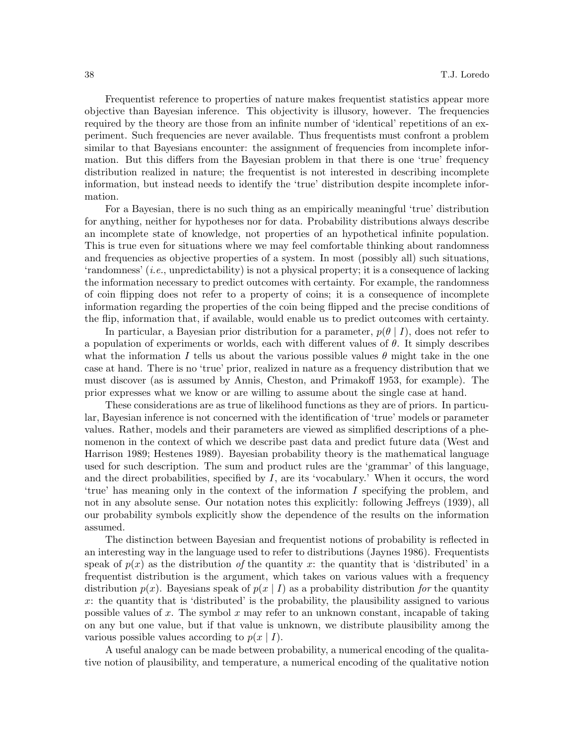Frequentist reference to properties of nature makes frequentist statistics appear more objective than Bayesian inference. This objectivity is illusory, however. The frequencies required by the theory are those from an infinite number of 'identical' repetitions of an experiment. Such frequencies are never available. Thus frequentists must confront a problem similar to that Bayesians encounter: the assignment of frequencies from incomplete information. But this differs from the Bayesian problem in that there is one 'true' frequency distribution realized in nature; the frequentist is not interested in describing incomplete information, but instead needs to identify the 'true' distribution despite incomplete information.

For a Bayesian, there is no such thing as an empirically meaningful 'true' distribution for anything, neither for hypotheses nor for data. Probability distributions always describe an incomplete state of knowledge, not properties of an hypothetical infinite population. This is true even for situations where we may feel comfortable thinking about randomness and frequencies as objective properties of a system. In most (possibly all) such situations, 'randomness' (*i.e.*, unpredictability) is not a physical property; it is a consequence of lacking the information necessary to predict outcomes with certainty. For example, the randomness of coin flipping does not refer to a property of coins; it is a consequence of incomplete information regarding the properties of the coin being flipped and the precise conditions of the flip, information that, if available, would enable us to predict outcomes with certainty.

In particular, a Bayesian prior distribution for a parameter, $p(\theta \mid I)$, does not refer to a population of experiments or worlds, each with different values of $\theta$. It simply describes what the information $I$ tells us about the various possible values $\theta$ might take in the one case at hand. There is no 'true' prior, realized in nature as a frequency distribution that we must discover (as is assumed by Annis, Cheston, and Primakoff 1953, for example). The prior expresses what we know or are willing to assume about the single case at hand.

These considerations are as true of likelihood functions as they are of priors. In particular, Bayesian inference is not concerned with the identification of 'true' models or parameter values. Rather, models and their parameters are viewed as simplified descriptions of a phenomenon in the context of which we describe past data and predict future data (West and Harrison 1989; Hestenes 1989). Bayesian probability theory is the mathematical language used for such description. The sum and product rules are the 'grammar' of this language, and the direct probabilities, specified by $I$, are its 'vocabulary.' When it occurs, the word 'true' has meaning only in the context of the information $I$ specifying the problem, and not in any absolute sense. Our notation notes this explicitly: following Jeffreys (1939), all our probability symbols explicitly show the dependence of the results on the information assumed.

The distinction between Bayesian and frequentist notions of probability is reflected in an interesting way in the language used to refer to distributions (Jaynes 1986). Frequentists speak of $p(x)$ as the distribution *of* the quantity $x$: the quantity that is 'distributed' in a frequentist distribution is the argument, which takes on various values with a frequency distribution $p(x)$. Bayesians speak of $p(x \mid I)$ as a probability distribution *for* the quantity $x$: the quantity that is 'distributed' is the probability, the plausibility assigned to various possible values of $x$. The symbol $x$ may refer to an unknown constant, incapable of taking on any but one value, but if that value is unknown, we distribute plausibility among the various possible values according to $p(x \mid I)$.

A useful analogy can be made between probability, a numerical encoding of the qualitative notion of plausibility, and temperature, a numerical encoding of the qualitative notion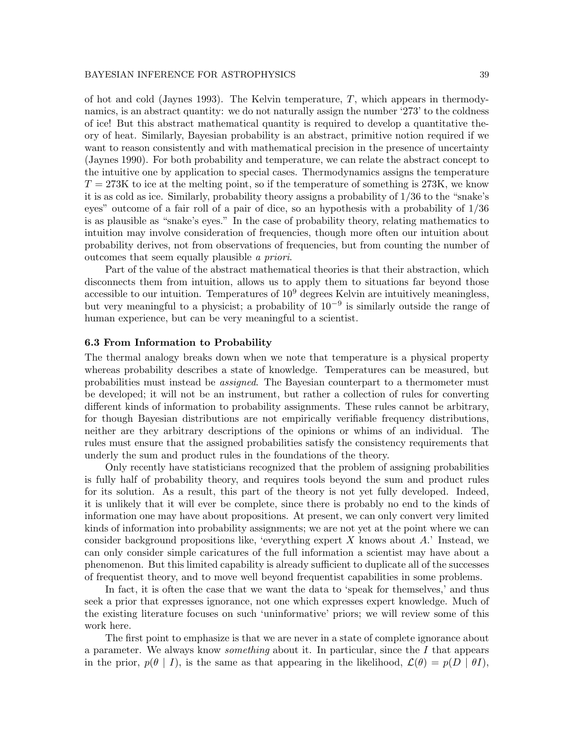of hot and cold (Jaynes 1993). The Kelvin temperature, $T$, which appears in thermodynamics, is an abstract quantity: we do not naturally assign the number '273' to the coldness of ice! But this abstract mathematical quantity is required to develop a quantitative theory of heat. Similarly, Bayesian probability is an abstract, primitive notion required if we want to reason consistently and with mathematical precision in the presence of uncertainty (Jaynes 1990). For both probability and temperature, we can relate the abstract concept to the intuitive one by application to special cases. Thermodynamics assigns the temperature $T = 273$K to ice at the melting point, so if the temperature of something is 273K, we know it is as cold as ice. Similarly, probability theory assigns a probability of $1/36$ to the "snake's eyes" outcome of a fair roll of a pair of dice, so an hypothesis with a probability of $1/36$ is as plausible as "snake's eyes." In the case of probability theory, relating mathematics to intuition may involve consideration of frequencies, though more often our intuition about probability derives, not from observations of frequencies, but from counting the number of outcomes that seem equally plausible *a priori*.

Part of the value of the abstract mathematical theories is that their abstraction, which disconnects them from intuition, allows us to apply them to situations far beyond those accessible to our intuition. Temperatures of $10^9$ degrees Kelvin are intuitively meaningless, but very meaningful to a physicist; a probability of $10^{-9}$ is similarly outside the range of human experience, but can be very meaningful to a scientist.

### 6.3 From Information to Probability

The thermal analogy breaks down when we note that temperature is a physical property whereas probability describes a state of knowledge. Temperatures can be measured, but probabilities must instead be *assigned*. The Bayesian counterpart to a thermometer must be developed; it will not be an instrument, but rather a collection of rules for converting different kinds of information to probability assignments. These rules cannot be arbitrary, for though Bayesian distributions are not empirically verifiable frequency distributions, neither are they arbitrary descriptions of the opinions or whims of an individual. The rules must ensure that the assigned probabilities satisfy the consistency requirements that underly the sum and product rules in the foundations of the theory.

Only recently have statisticians recognized that the problem of assigning probabilities is fully half of probability theory, and requires tools beyond the sum and product rules for its solution. As a result, this part of the theory is not yet fully developed. Indeed, it is unlikely that it will ever be complete, since there is probably no end to the kinds of information one may have about propositions. At present, we can only convert very limited kinds of information into probability assignments; we are not yet at the point where we can consider background propositions like, 'everything expert $X$ knows about $A$.' Instead, we can only consider simple caricatures of the full information a scientist may have about a phenomenon. But this limited capability is already sufficient to duplicate all of the successes of frequentist theory, and to move well beyond frequentist capabilities in some problems.

In fact, it is often the case that we want the data to 'speak for themselves,' and thus seek a prior that expresses ignorance, not one which expresses expert knowledge. Much of the existing literature focuses on such 'uninformative' priors; we will review some of this work here.

The first point to emphasize is that we are never in a state of complete ignorance about a parameter. We always know *something* about it. In particular, since the $I$ that appears in the prior, $p(\theta \mid I)$, is the same as that appearing in the likelihood, $\mathcal{L}(\theta) = p(D \mid \theta I)$,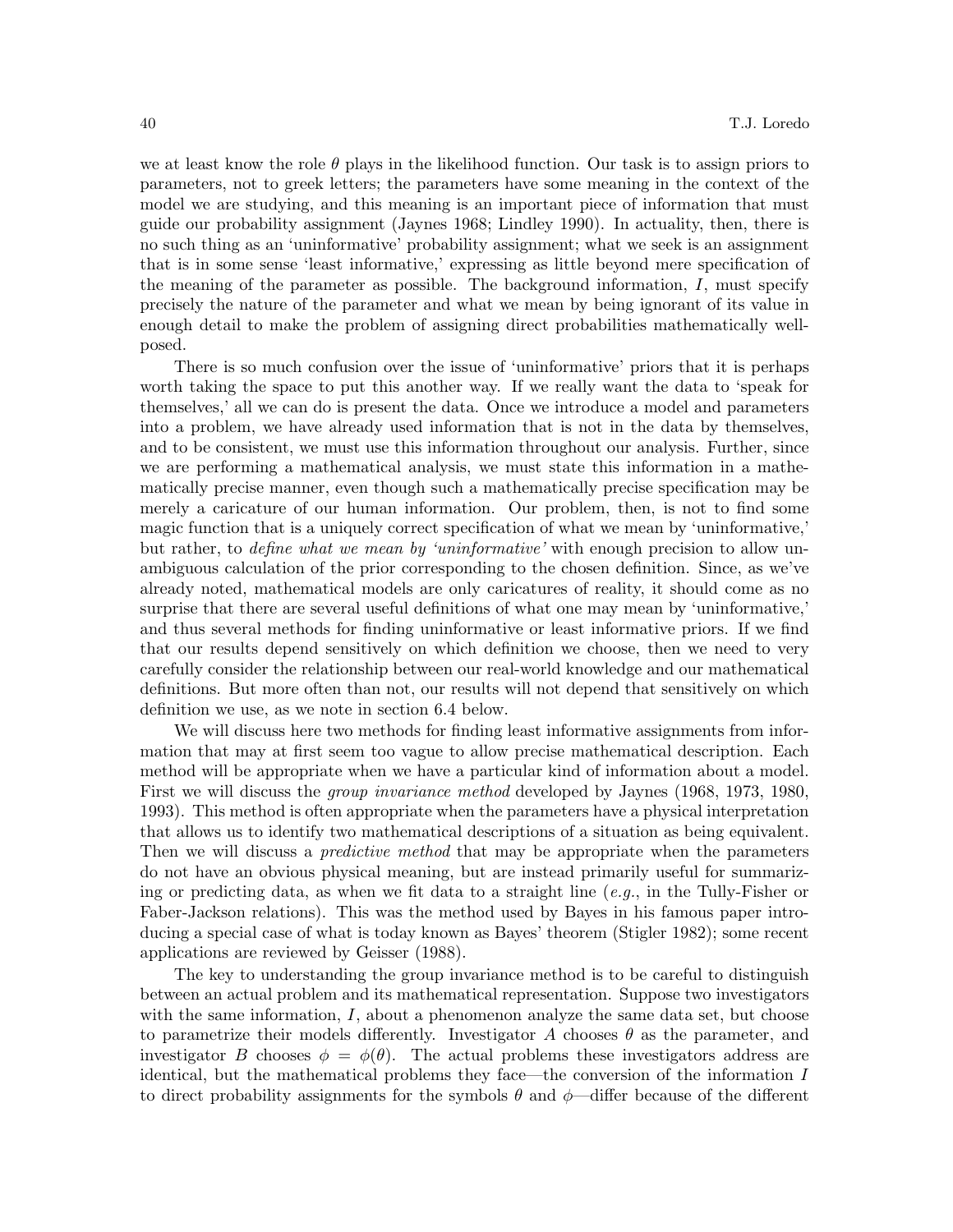we at least know the role $\theta$ plays in the likelihood function. Our task is to assign priors to parameters, not to greek letters; the parameters have some meaning in the context of the model we are studying, and this meaning is an important piece of information that must guide our probability assignment (Jaynes 1968; Lindley 1990). In actuality, then, there is no such thing as an 'uninformative' probability assignment; what we seek is an assignment that is in some sense 'least informative,' expressing as little beyond mere specification of the meaning of the parameter as possible. The background information, $I$, must specify precisely the nature of the parameter and what we mean by being ignorant of its value in enough detail to make the problem of assigning direct probabilities mathematically well-posed.

There is so much confusion over the issue of 'uninformative' priors that it is perhaps worth taking the space to put this another way. If we really want the data to 'speak for themselves,' all we can do is present the data. Once we introduce a model and parameters into a problem, we have already used information that is not in the data by themselves, and to be consistent, we must use this information throughout our analysis. Further, since we are performing a mathematical analysis, we must state this information in a mathematically precise manner, even though such a mathematically precise specification may be merely a caricature of our human information. Our problem, then, is not to find some magic function that is a uniquely correct specification of what we mean by 'uninformative,' but rather, to *define what we mean by 'uninformative'* with enough precision to allow unambiguous calculation of the prior corresponding to the chosen definition. Since, as we've already noted, mathematical models are only caricatures of reality, it should come as no surprise that there are several useful definitions of what one may mean by 'uninformative,' and thus several methods for finding uninformative or least informative priors. If we find that our results depend sensitively on which definition we choose, then we need to very carefully consider the relationship between our real-world knowledge and our mathematical definitions. But more often than not, our results will not depend that sensitively on which definition we use, as we note in section 6.4 below.

We will discuss here two methods for finding least informative assignments from information that may at first seem too vague to allow precise mathematical description. Each method will be appropriate when we have a particular kind of information about a model. First we will discuss the *group invariance method* developed by Jaynes (1968, 1973, 1980, 1993). This method is often appropriate when the parameters have a physical interpretation that allows us to identify two mathematical descriptions of a situation as being equivalent. Then we will discuss a *predictive method* that may be appropriate when the parameters do not have an obvious physical meaning, but are instead primarily useful for summarizing or predicting data, as when we fit data to a straight line (*e.g.*, in the Tully-Fisher or Faber-Jackson relations). This was the method used by Bayes in his famous paper introducing a special case of what is today known as Bayes' theorem (Stigler 1982); some recent applications are reviewed by Geisser (1988).

The key to understanding the group invariance method is to be careful to distinguish between an actual problem and its mathematical representation. Suppose two investigators with the same information, $I$, about a phenomenon analyze the same data set, but choose to parametrize their models differently. Investigator $A$ chooses $\theta$ as the parameter, and investigator $B$ chooses $\phi = \phi(\theta)$. The actual problems these investigators address are identical, but the mathematical problems they face—the conversion of the information $I$ to direct probability assignments for the symbols $\theta$ and $\phi$—differ because of the different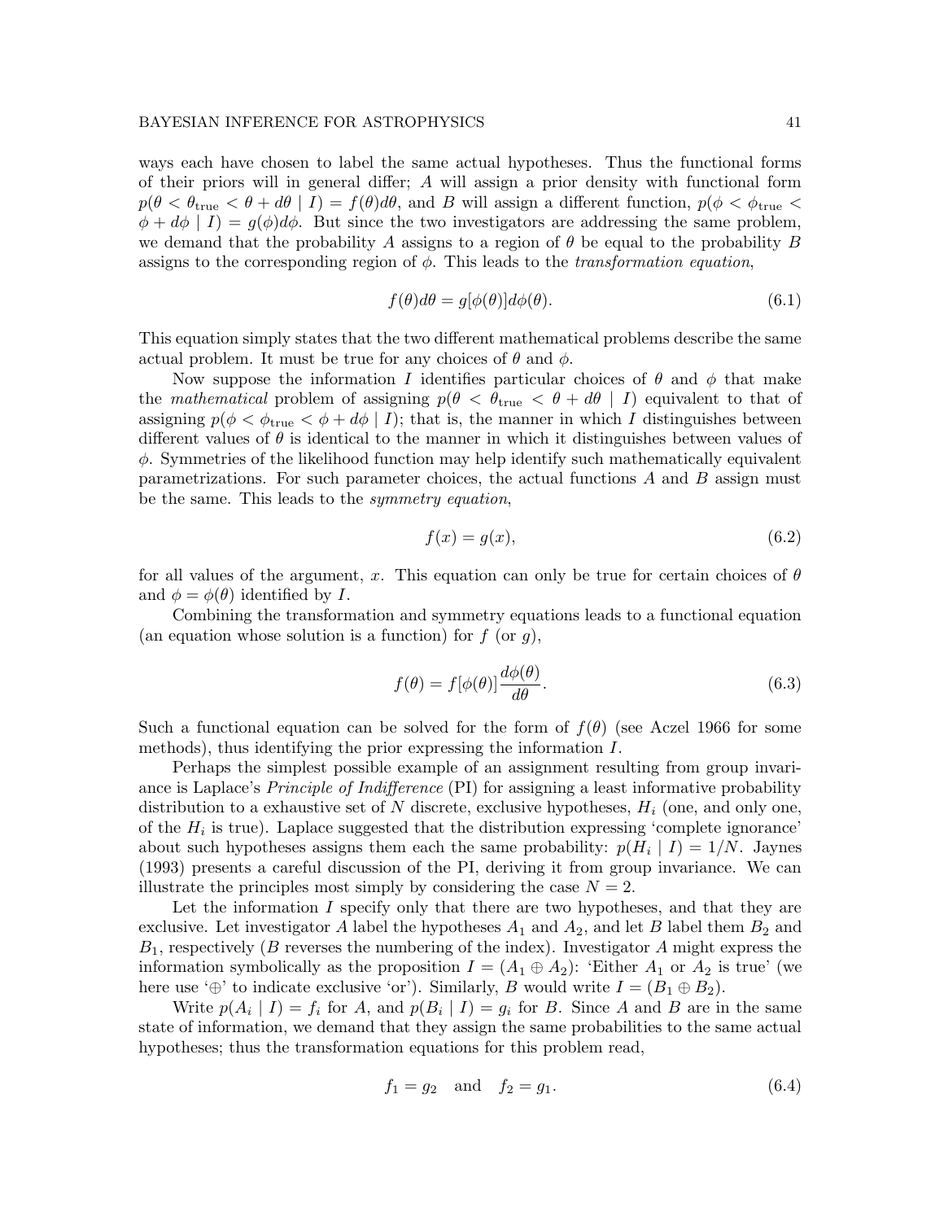ways each have chosen to label the same actual hypotheses. Thus the functional forms of their priors will in general differ; $A$ will assign a prior density with functional form $p(\theta < \theta_{\rm true} < \theta + d\theta \mid I) = f(\theta)d\theta$, and $B$ will assign a different function, $p(\phi < \phi_{\rm true} < \phi + d\phi \mid I) = g(\phi)d\phi$. But since the two investigators are addressing the same problem, we demand that the probability $A$ assigns to a region of $\theta$ be equal to the probability $B$ assigns to the corresponding region of $\phi$. This leads to the *transformation equation*,

$$f(\theta)d\theta = g[\phi(\theta)]d\phi(\theta). \tag{6.1}$$

This equation simply states that the two different mathematical problems describe the same actual problem. It must be true for any choices of $\theta$ and $\phi$.

Now suppose the information $I$ identifies particular choices of $\theta$ and $\phi$ that make the *mathematical* problem of assigning $p(\theta < \theta_{\rm true} < \theta + d\theta \mid I)$ equivalent to that of assigning $p(\phi < \phi_{\rm true} < \phi + d\phi \mid I)$; that is, the manner in which $I$ distinguishes between different values of $\theta$ is identical to the manner in which it distinguishes between values of $\phi$. Symmetries of the likelihood function may help identify such mathematically equivalent parametrizations. For such parameter choices, the actual functions $A$ and $B$ assign must be the same. This leads to the *symmetry equation*,

$$f(x) = g(x), \tag{6.2}$$

for all values of the argument, $x$. This equation can only be true for certain choices of $\theta$ and $\phi = \phi(\theta)$ identified by $I$.

Combining the transformation and symmetry equations leads to a functional equation (an equation whose solution is a function) for $f$ (or $g$),

$$f(\theta) = f[\phi(\theta)]\frac{d\phi(\theta)}{d\theta}. \tag{6.3}$$

Such a functional equation can be solved for the form of $f(\theta)$ (see Aczel 1966 for some methods), thus identifying the prior expressing the information $I$.

Perhaps the simplest possible example of an assignment resulting from group invariance is Laplace's *Principle of Indifference* (PI) for assigning a least informative probability distribution to a exhaustive set of $N$ discrete, exclusive hypotheses, $H_i$ (one, and only one, of the $H_i$ is true). Laplace suggested that the distribution expressing 'complete ignorance' about such hypotheses assigns them each the same probability: $p(H_i \mid I) = 1/N$. Jaynes (1993) presents a careful discussion of the PI, deriving it from group invariance. We can illustrate the principles most simply by considering the case $N = 2$.

Let the information $I$ specify only that there are two hypotheses, and that they are exclusive. Let investigator $A$ label the hypotheses $A_1$ and $A_2$, and let $B$ label them $B_2$ and $B_1$, respectively ($B$ reverses the numbering of the index). Investigator $A$ might express the information symbolically as the proposition $I = (A_1 \oplus A_2)$: 'Either $A_1$ or $A_2$ is true' (we here use '$\oplus$' to indicate exclusive 'or'). Similarly, $B$ would write $I = (B_1 \oplus B_2)$.

Write $p(A_i \mid I) = f_i$ for $A$, and $p(B_i \mid I) = g_i$ for $B$. Since $A$ and $B$ are in the same state of information, we demand that they assign the same probabilities to the same actual hypotheses; thus the transformation equations for this problem read,

$$f_1 = g_2 \quad \text{and} \quad f_2 = g_1. \tag{6.4}$$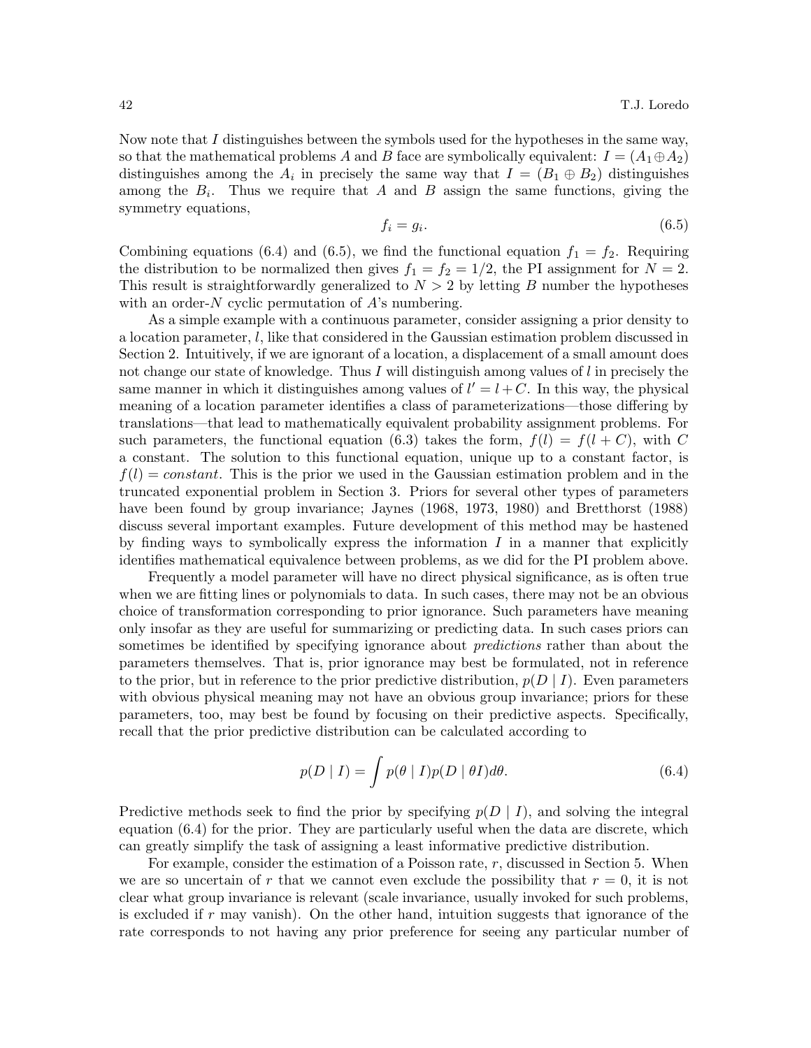Now note that $I$ distinguishes between the symbols used for the hypotheses in the same way, so that the mathematical problems $A$ and $B$ face are symbolically equivalent: $I = (A_1 \oplus A_2)$ distinguishes among the $A_i$ in precisely the same way that $I = (B_1 \oplus B_2)$ distinguishes among the $B_i$. Thus we require that $A$ and $B$ assign the same functions, giving the symmetry equations,

$$f_i = g_i. \tag{6.5}$$

Combining equations (6.4) and (6.5), we find the functional equation $f_1 = f_2$. Requiring the distribution to be normalized then gives $f_1 = f_2 = 1/2$, the PI assignment for $N = 2$. This result is straightforwardly generalized to $N > 2$ by letting $B$ number the hypotheses with an order-$N$ cyclic permutation of $A$'s numbering.

As a simple example with a continuous parameter, consider assigning a prior density to a location parameter, $l$, like that considered in the Gaussian estimation problem discussed in Section 2. Intuitively, if we are ignorant of a location, a displacement of a small amount does not change our state of knowledge. Thus $I$ will distinguish among values of $l$ in precisely the same manner in which it distinguishes among values of $l' = l + C$. In this way, the physical meaning of a location parameter identifies a class of parameterizations—those differing by translations—that lead to mathematically equivalent probability assignment problems. For such parameters, the functional equation (6.3) takes the form, $f(l) = f(l + C)$, with $C$ a constant. The solution to this functional equation, unique up to a constant factor, is $f(l) = \textit{constant}$. This is the prior we used in the Gaussian estimation problem and in the truncated exponential problem in Section 3. Priors for several other types of parameters have been found by group invariance; Jaynes (1968, 1973, 1980) and Bretthorst (1988) discuss several important examples. Future development of this method may be hastened by finding ways to symbolically express the information $I$ in a manner that explicitly identifies mathematical equivalence between problems, as we did for the PI problem above.

Frequently a model parameter will have no direct physical significance, as is often true when we are fitting lines or polynomials to data. In such cases, there may not be an obvious choice of transformation corresponding to prior ignorance. Such parameters have meaning only insofar as they are useful for summarizing or predicting data. In such cases priors can sometimes be identified by specifying ignorance about *predictions* rather than about the parameters themselves. That is, prior ignorance may best be formulated, not in reference to the prior, but in reference to the prior predictive distribution, $p(D \mid I)$. Even parameters with obvious physical meaning may not have an obvious group invariance; priors for these parameters, too, may best be found by focusing on their predictive aspects. Specifically, recall that the prior predictive distribution can be calculated according to

$$p(D \mid I) = \int p(\theta \mid I) p(D \mid \theta I) d\theta. \tag{6.4}$$

Predictive methods seek to find the prior by specifying $p(D \mid I)$, and solving the integral equation (6.4) for the prior. They are particularly useful when the data are discrete, which can greatly simplify the task of assigning a least informative predictive distribution.

For example, consider the estimation of a Poisson rate, $r$, discussed in Section 5. When we are so uncertain of $r$ that we cannot even exclude the possibility that $r = 0$, it is not clear what group invariance is relevant (scale invariance, usually invoked for such problems, is excluded if $r$ may vanish). On the other hand, intuition suggests that ignorance of the rate corresponds to not having any prior preference for seeing any particular number of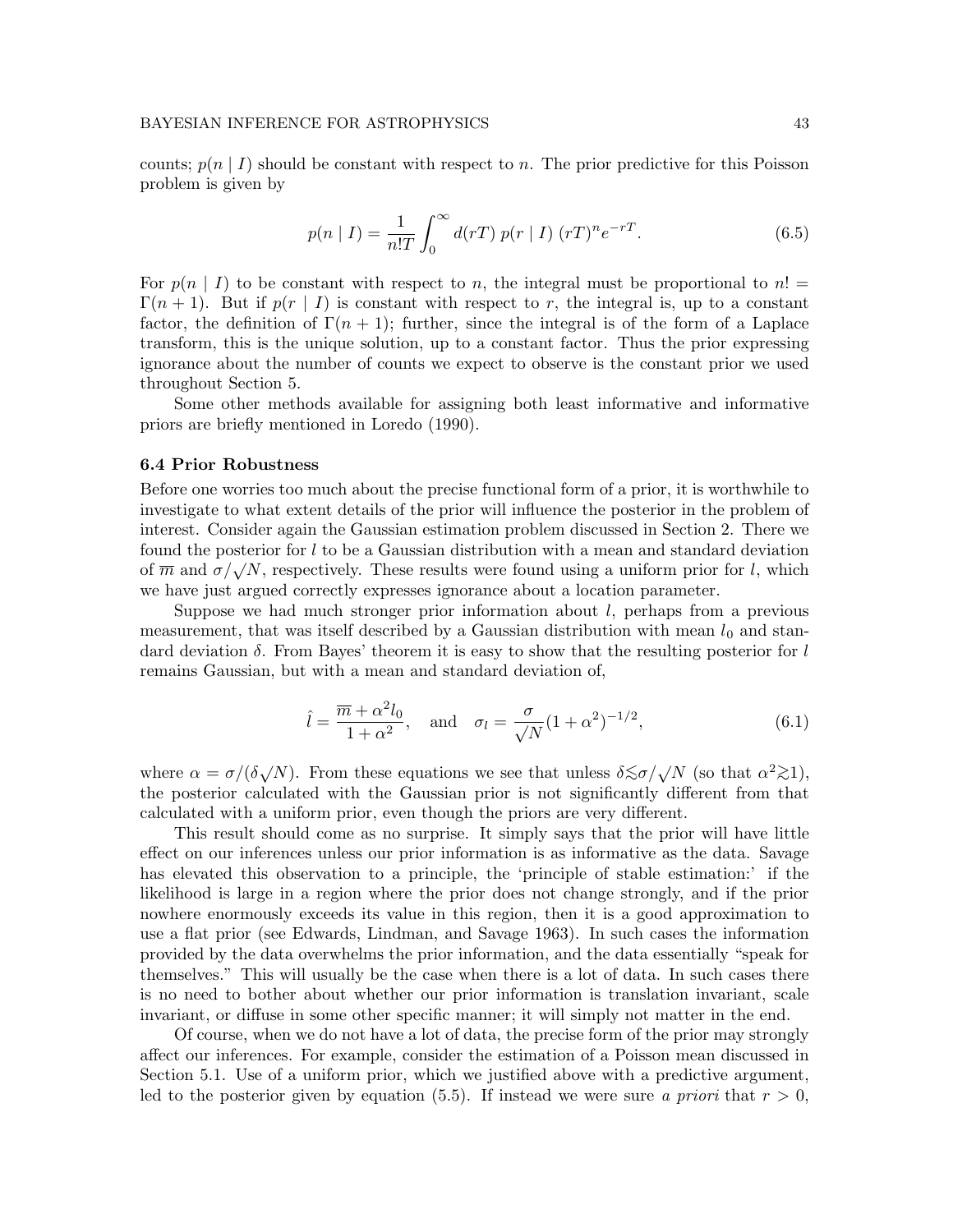counts; $p(n \mid I)$ should be constant with respect to $n$. The prior predictive for this Poisson problem is given by

$$p(n \mid I) = \frac{1}{n!T} \int_0^\infty d(rT)\; p(r \mid I)\; (rT)^n e^{-rT}. \tag{6.5}$$

For $p(n \mid I)$ to be constant with respect to $n$, the integral must be proportional to $n! = \Gamma(n+1)$. But if $p(r \mid I)$ is constant with respect to $r$, the integral is, up to a constant factor, the definition of $\Gamma(n+1)$; further, since the integral is of the form of a Laplace transform, this is the unique solution, up to a constant factor. Thus the prior expressing ignorance about the number of counts we expect to observe is the constant prior we used throughout Section 5.

Some other methods available for assigning both least informative and informative priors are briefly mentioned in Loredo (1990).

### 6.4 Prior Robustness

Before one worries too much about the precise functional form of a prior, it is worthwhile to investigate to what extent details of the prior will influence the posterior in the problem of interest. Consider again the Gaussian estimation problem discussed in Section 2. There we found the posterior for $l$ to be a Gaussian distribution with a mean and standard deviation of $\overline{m}$ and $\sigma/\sqrt{N}$, respectively. These results were found using a uniform prior for $l$, which we have just argued correctly expresses ignorance about a location parameter.

Suppose we had much stronger prior information about $l$, perhaps from a previous measurement, that was itself described by a Gaussian distribution with mean $l_0$ and standard deviation $\delta$. From Bayes' theorem it is easy to show that the resulting posterior for $l$ remains Gaussian, but with a mean and standard deviation of,

$$\hat{l} = \frac{\overline{m} + \alpha^2 l_0}{1+\alpha^2}, \quad \text{and} \quad \sigma_l = \frac{\sigma}{\sqrt{N}}(1+\alpha^2)^{-1/2}, \tag{6.1}$$

where $\alpha = \sigma/(\delta\sqrt{N})$. From these equations we see that unless $\delta \lesssim \sigma/\sqrt{N}$ (so that $\alpha^2 \gtrsim 1$), the posterior calculated with the Gaussian prior is not significantly different from that calculated with a uniform prior, even though the priors are very different.

This result should come as no surprise. It simply says that the prior will have little effect on our inferences unless our prior information is as informative as the data. Savage has elevated this observation to a principle, the 'principle of stable estimation:' if the likelihood is large in a region where the prior does not change strongly, and if the prior nowhere enormously exceeds its value in this region, then it is a good approximation to use a flat prior (see Edwards, Lindman, and Savage 1963). In such cases the information provided by the data overwhelms the prior information, and the data essentially "speak for themselves." This will usually be the case when there is a lot of data. In such cases there is no need to bother about whether our prior information is translation invariant, scale invariant, or diffuse in some other specific manner; it will simply not matter in the end.

Of course, when we do not have a lot of data, the precise form of the prior may strongly affect our inferences. For example, consider the estimation of a Poisson mean discussed in Section 5.1. Use of a uniform prior, which we justified above with a predictive argument, led to the posterior given by equation (5.5). If instead we were sure *a priori* that $r > 0$,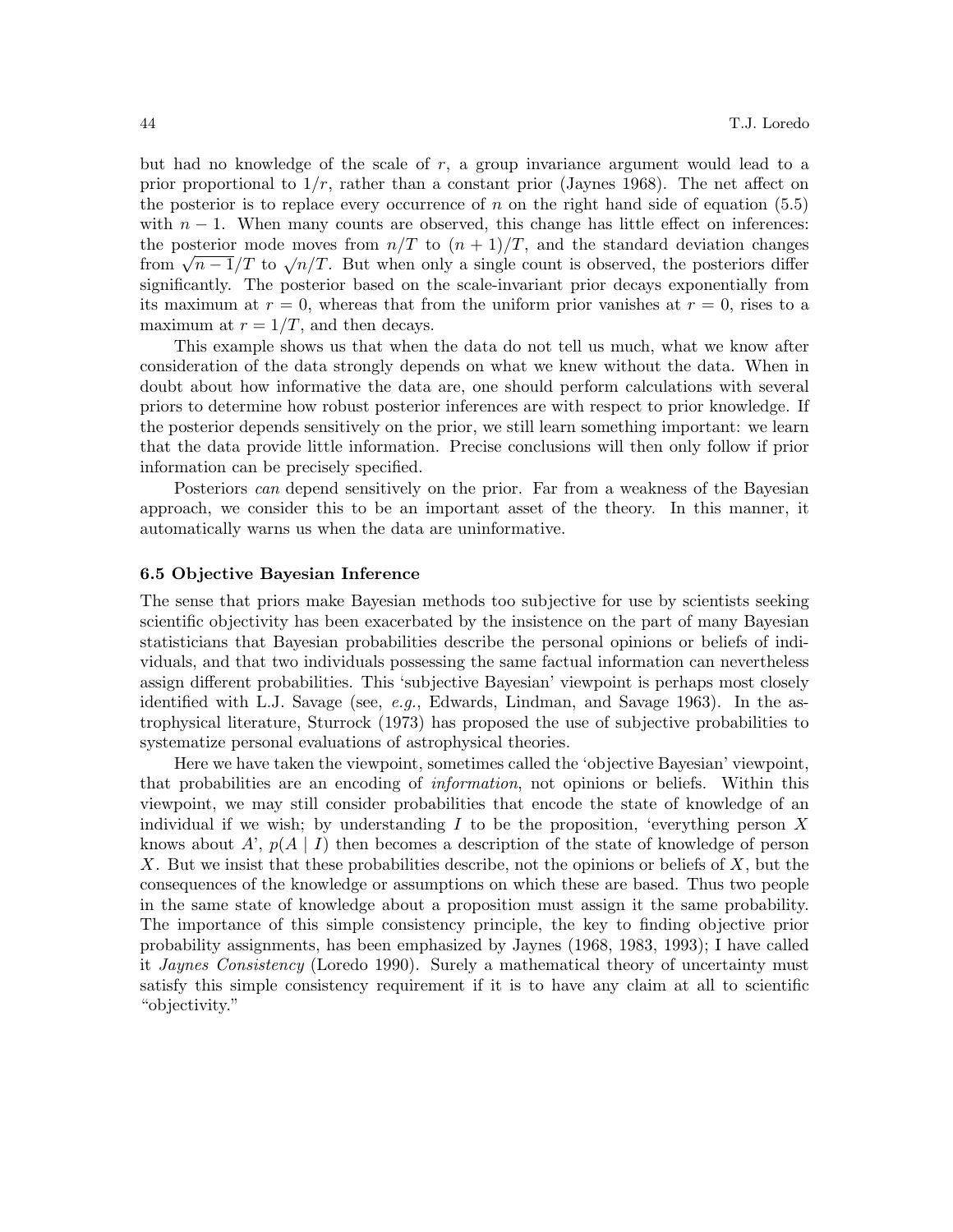but had no knowledge of the scale of $r$, a group invariance argument would lead to a prior proportional to $1/r$, rather than a constant prior (Jaynes 1968). The net affect on the posterior is to replace every occurrence of $n$ on the right hand side of equation (5.5) with $n-1$. When many counts are observed, this change has little effect on inferences: the posterior mode moves from $n/T$ to $(n+1)/T$, and the standard deviation changes from $\sqrt{n-1}/T$ to $\sqrt{n}/T$. But when only a single count is observed, the posteriors differ significantly. The posterior based on the scale-invariant prior decays exponentially from its maximum at $r=0$, whereas that from the uniform prior vanishes at $r=0$, rises to a maximum at $r=1/T$, and then decays.

This example shows us that when the data do not tell us much, what we know after consideration of the data strongly depends on what we knew without the data. When in doubt about how informative the data are, one should perform calculations with several priors to determine how robust posterior inferences are with respect to prior knowledge. If the posterior depends sensitively on the prior, we still learn something important: we learn that the data provide little information. Precise conclusions will then only follow if prior information can be precisely specified.

Posteriors *can* depend sensitively on the prior. Far from a weakness of the Bayesian approach, we consider this to be an important asset of the theory. In this manner, it automatically warns us when the data are uninformative.

### 6.5 Objective Bayesian Inference

The sense that priors make Bayesian methods too subjective for use by scientists seeking scientific objectivity has been exacerbated by the insistence on the part of many Bayesian statisticians that Bayesian probabilities describe the personal opinions or beliefs of individuals, and that two individuals possessing the same factual information can nevertheless assign different probabilities. This 'subjective Bayesian' viewpoint is perhaps most closely identified with L.J. Savage (see, *e.g.*, Edwards, Lindman, and Savage 1963). In the astrophysical literature, Sturrock (1973) has proposed the use of subjective probabilities to systematize personal evaluations of astrophysical theories.

Here we have taken the viewpoint, sometimes called the 'objective Bayesian' viewpoint, that probabilities are an encoding of *information*, not opinions or beliefs. Within this viewpoint, we may still consider probabilities that encode the state of knowledge of an individual if we wish; by understanding $I$ to be the proposition, 'everything person $X$ knows about $A$', $p(A \mid I)$ then becomes a description of the state of knowledge of person $X$. But we insist that these probabilities describe, not the opinions or beliefs of $X$, but the consequences of the knowledge or assumptions on which these are based. Thus two people in the same state of knowledge about a proposition must assign it the same probability. The importance of this simple consistency principle, the key to finding objective prior probability assignments, has been emphasized by Jaynes (1968, 1983, 1993); I have called it *Jaynes Consistency* (Loredo 1990). Surely a mathematical theory of uncertainty must satisfy this simple consistency requirement if it is to have any claim at all to scientific "objectivity."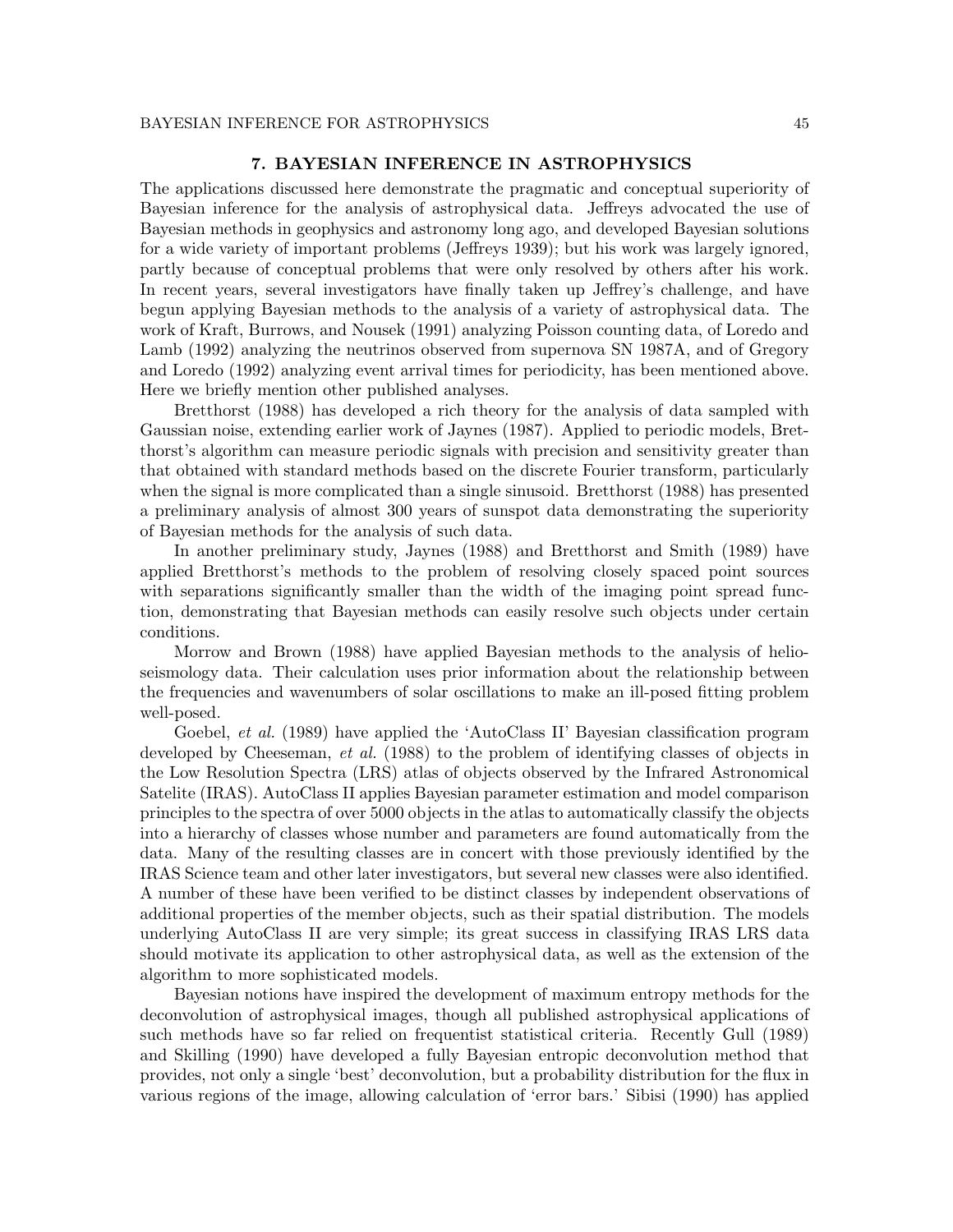## 7. BAYESIAN INFERENCE IN ASTROPHYSICS

The applications discussed here demonstrate the pragmatic and conceptual superiority of Bayesian inference for the analysis of astrophysical data. Jeffreys advocated the use of Bayesian methods in geophysics and astronomy long ago, and developed Bayesian solutions for a wide variety of important problems (Jeffreys 1939); but his work was largely ignored, partly because of conceptual problems that were only resolved by others after his work. In recent years, several investigators have finally taken up Jeffrey's challenge, and have begun applying Bayesian methods to the analysis of a variety of astrophysical data. The work of Kraft, Burrows, and Nousek (1991) analyzing Poisson counting data, of Loredo and Lamb (1992) analyzing the neutrinos observed from supernova SN 1987A, and of Gregory and Loredo (1992) analyzing event arrival times for periodicity, has been mentioned above. Here we briefly mention other published analyses.

Bretthorst (1988) has developed a rich theory for the analysis of data sampled with Gaussian noise, extending earlier work of Jaynes (1987). Applied to periodic models, Bretthorst's algorithm can measure periodic signals with precision and sensitivity greater than that obtained with standard methods based on the discrete Fourier transform, particularly when the signal is more complicated than a single sinusoid. Bretthorst (1988) has presented a preliminary analysis of almost 300 years of sunspot data demonstrating the superiority of Bayesian methods for the analysis of such data.

In another preliminary study, Jaynes (1988) and Bretthorst and Smith (1989) have applied Bretthorst's methods to the problem of resolving closely spaced point sources with separations significantly smaller than the width of the imaging point spread function, demonstrating that Bayesian methods can easily resolve such objects under certain conditions.

Morrow and Brown (1988) have applied Bayesian methods to the analysis of helioseismology data. Their calculation uses prior information about the relationship between the frequencies and wavenumbers of solar oscillations to make an ill-posed fitting problem well-posed.

Goebel, *et al.* (1989) have applied the 'AutoClass II' Bayesian classification program developed by Cheeseman, *et al.* (1988) to the problem of identifying classes of objects in the Low Resolution Spectra (LRS) atlas of objects observed by the Infrared Astronomical Satelite (IRAS). AutoClass II applies Bayesian parameter estimation and model comparison principles to the spectra of over 5000 objects in the atlas to automatically classify the objects into a hierarchy of classes whose number and parameters are found automatically from the data. Many of the resulting classes are in concert with those previously identified by the IRAS Science team and other later investigators, but several new classes were also identified. A number of these have been verified to be distinct classes by independent observations of additional properties of the member objects, such as their spatial distribution. The models underlying AutoClass II are very simple; its great success in classifying IRAS LRS data should motivate its application to other astrophysical data, as well as the extension of the algorithm to more sophisticated models.

Bayesian notions have inspired the development of maximum entropy methods for the deconvolution of astrophysical images, though all published astrophysical applications of such methods have so far relied on frequentist statistical criteria. Recently Gull (1989) and Skilling (1990) have developed a fully Bayesian entropic deconvolution method that provides, not only a single 'best' deconvolution, but a probability distribution for the flux in various regions of the image, allowing calculation of 'error bars.' Sibisi (1990) has applied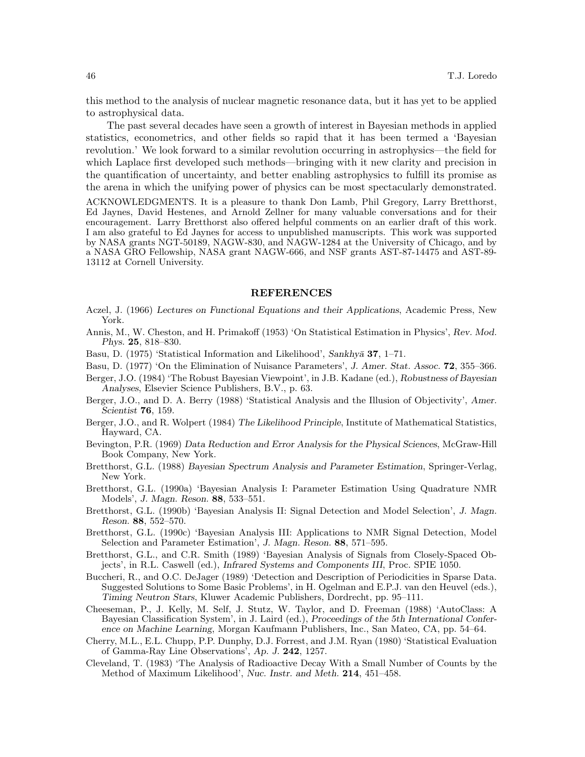this method to the analysis of nuclear magnetic resonance data, but it has yet to be applied to astrophysical data.

The past several decades have seen a growth of interest in Bayesian methods in applied statistics, econometrics, and other fields so rapid that it has been termed a 'Bayesian revolution.' We look forward to a similar revolution occurring in astrophysics—the field for which Laplace first developed such methods—bringing with it new clarity and precision in the quantification of uncertainty, and better enabling astrophysics to fulfill its promise as the arena in which the unifying power of physics can be most spectacularly demonstrated.

ACKNOWLEDGMENTS. It is a pleasure to thank Don Lamb, Phil Gregory, Larry Bretthorst, Ed Jaynes, David Hestenes, and Arnold Zellner for many valuable conversations and for their encouragement. Larry Bretthorst also offered helpful comments on an earlier draft of this work. I am also grateful to Ed Jaynes for access to unpublished manuscripts. This work was supported by NASA grants NGT-50189, NAGW-830, and NAGW-1284 at the University of Chicago, and by a NASA GRO Fellowship, NASA grant NAGW-666, and NSF grants AST-87-14475 and AST-89-13112 at Cornell University.

## REFERENCES

Aczel, J. (1966) *Lectures on Functional Equations and their Applications*, Academic Press, New York.

Annis, M., W. Cheston, and H. Primakoff (1953) 'On Statistical Estimation in Physics', *Rev. Mod. Phys.* **25**, 818–830.

Basu, D. (1975) 'Statistical Information and Likelihood', *Sankhyā* **37**, 1–71.

Basu, D. (1977) 'On the Elimination of Nuisance Parameters', *J. Amer. Stat. Assoc.* **72**, 355–366.

Berger, J.O. (1984) 'The Robust Bayesian Viewpoint', in J.B. Kadane (ed.), *Robustness of Bayesian Analyses*, Elsevier Science Publishers, B.V., p. 63.

Berger, J.O., and D. A. Berry (1988) 'Statistical Analysis and the Illusion of Objectivity', *Amer. Scientist* **76**, 159.

Berger, J.O., and R. Wolpert (1984) *The Likelihood Principle*, Institute of Mathematical Statistics, Hayward, CA.

Bevington, P.R. (1969) *Data Reduction and Error Analysis for the Physical Sciences*, McGraw-Hill Book Company, New York.

Bretthorst, G.L. (1988) *Bayesian Spectrum Analysis and Parameter Estimation*, Springer-Verlag, New York.

Bretthorst, G.L. (1990a) 'Bayesian Analysis I: Parameter Estimation Using Quadrature NMR Models', *J. Magn. Reson.* **88**, 533–551.

Bretthorst, G.L. (1990b) 'Bayesian Analysis II: Signal Detection and Model Selection', *J. Magn. Reson.* **88**, 552–570.

Bretthorst, G.L. (1990c) 'Bayesian Analysis III: Applications to NMR Signal Detection, Model Selection and Parameter Estimation', *J. Magn. Reson.* **88**, 571–595.

Bretthorst, G.L., and C.R. Smith (1989) 'Bayesian Analysis of Signals from Closely-Spaced Objects', in R.L. Caswell (ed.), *Infrared Systems and Components III*, Proc. SPIE 1050.

Buccheri, R., and O.C. DeJager (1989) 'Detection and Description of Periodicities in Sparse Data. Suggested Solutions to Some Basic Problems', in H. Ogelman and E.P.J. van den Heuvel (eds.), *Timing Neutron Stars*, Kluwer Academic Publishers, Dordrecht, pp. 95–111.

Cheeseman, P., J. Kelly, M. Self, J. Stutz, W. Taylor, and D. Freeman (1988) 'AutoClass: A Bayesian Classification System', in J. Laird (ed.), *Proceedings of the 5th International Conference on Machine Learning*, Morgan Kaufmann Publishers, Inc., San Mateo, CA, pp. 54–64.

Cherry, M.L., E.L. Chupp, P.P. Dunphy, D.J. Forrest, and J.M. Ryan (1980) 'Statistical Evaluation of Gamma-Ray Line Observations', *Ap. J.* **242**, 1257.

Cleveland, T. (1983) 'The Analysis of Radioactive Decay With a Small Number of Counts by the Method of Maximum Likelihood', *Nuc. Instr. and Meth.* **214**, 451–458.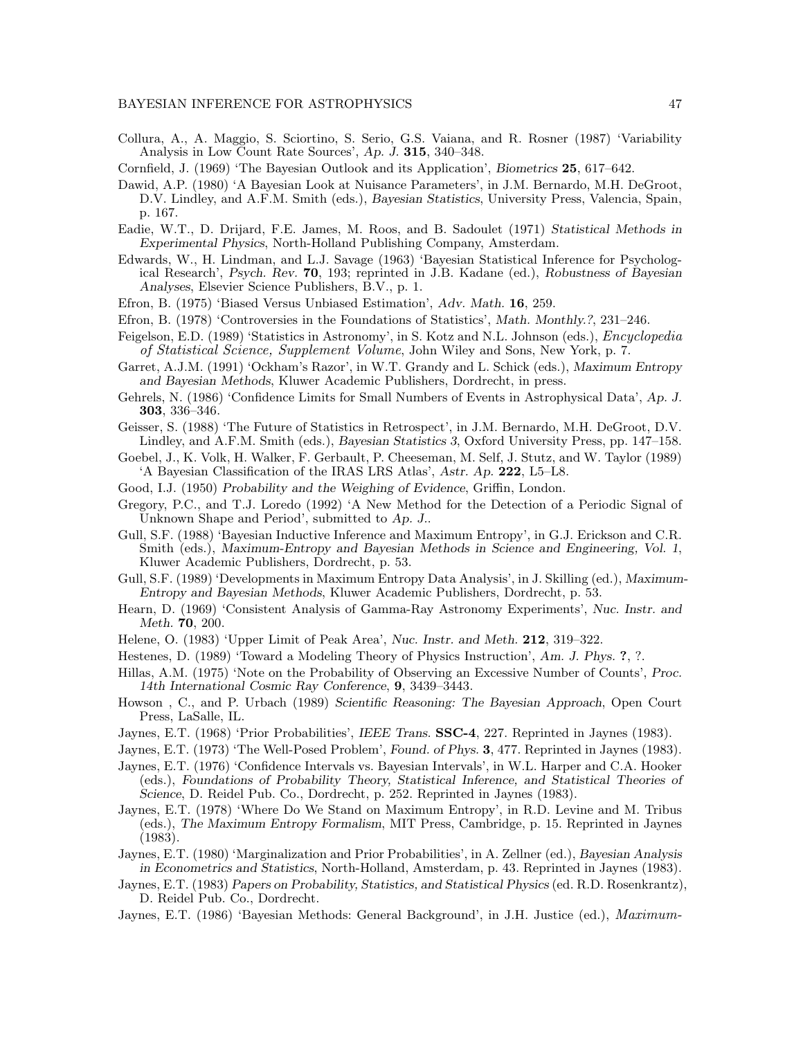Collura, A., A. Maggio, S. Sciortino, S. Serio, G.S. Vaiana, and R. Rosner (1987) 'Variability Analysis in Low Count Rate Sources', *Ap. J.* **315**, 340–348.

Cornfield, J. (1969) 'The Bayesian Outlook and its Application', *Biometrics* **25**, 617–642.

Dawid, A.P. (1980) 'A Bayesian Look at Nuisance Parameters', in J.M. Bernardo, M.H. DeGroot, D.V. Lindley, and A.F.M. Smith (eds.), *Bayesian Statistics*, University Press, Valencia, Spain, p. 167.

Eadie, W.T., D. Drijard, F.E. James, M. Roos, and B. Sadoulet (1971) *Statistical Methods in Experimental Physics*, North-Holland Publishing Company, Amsterdam.

Edwards, W., H. Lindman, and L.J. Savage (1963) 'Bayesian Statistical Inference for Psychological Research', *Psych. Rev.* **70**, 193; reprinted in J.B. Kadane (ed.), *Robustness of Bayesian Analyses*, Elsevier Science Publishers, B.V., p. 1.

Efron, B. (1975) 'Biased Versus Unbiased Estimation', *Adv. Math.* **16**, 259.

Efron, B. (1978) 'Controversies in the Foundations of Statistics', *Math. Monthly.?*, 231–246.

Feigelson, E.D. (1989) 'Statistics in Astronomy', in S. Kotz and N.L. Johnson (eds.), *Encyclopedia of Statistical Science, Supplement Volume*, John Wiley and Sons, New York, p. 7.

Garret, A.J.M. (1991) 'Ockham's Razor', in W.T. Grandy and L. Schick (eds.), *Maximum Entropy and Bayesian Methods*, Kluwer Academic Publishers, Dordrecht, in press.

Gehrels, N. (1986) 'Confidence Limits for Small Numbers of Events in Astrophysical Data', *Ap. J.* **303**, 336–346.

Geisser, S. (1988) 'The Future of Statistics in Retrospect', in J.M. Bernardo, M.H. DeGroot, D.V. Lindley, and A.F.M. Smith (eds.), *Bayesian Statistics 3*, Oxford University Press, pp. 147–158.

Goebel, J., K. Volk, H. Walker, F. Gerbault, P. Cheeseman, M. Self, J. Stutz, and W. Taylor (1989) 'A Bayesian Classification of the IRAS LRS Atlas', *Astr. Ap.* **222**, L5–L8.

Good, I.J. (1950) *Probability and the Weighing of Evidence*, Griffin, London.

Gregory, P.C., and T.J. Loredo (1992) 'A New Method for the Detection of a Periodic Signal of Unknown Shape and Period', submitted to *Ap. J.*.

Gull, S.F. (1988) 'Bayesian Inductive Inference and Maximum Entropy', in G.J. Erickson and C.R. Smith (eds.), *Maximum-Entropy and Bayesian Methods in Science and Engineering, Vol. 1*, Kluwer Academic Publishers, Dordrecht, p. 53.

Gull, S.F. (1989) 'Developments in Maximum Entropy Data Analysis', in J. Skilling (ed.), *Maximum-Entropy and Bayesian Methods*, Kluwer Academic Publishers, Dordrecht, p. 53.

Hearn, D. (1969) 'Consistent Analysis of Gamma-Ray Astronomy Experiments', *Nuc. Instr. and Meth.* **70**, 200.

Helene, O. (1983) 'Upper Limit of Peak Area', *Nuc. Instr. and Meth.* **212**, 319–322.

Hestenes, D. (1989) 'Toward a Modeling Theory of Physics Instruction', *Am. J. Phys.* **?**, ?.

Hillas, A.M. (1975) 'Note on the Probability of Observing an Excessive Number of Counts', *Proc. 14th International Cosmic Ray Conference*, **9**, 3439–3443.

Howson , C., and P. Urbach (1989) *Scientific Reasoning: The Bayesian Approach*, Open Court Press, LaSalle, IL.

Jaynes, E.T. (1968) 'Prior Probabilities', *IEEE Trans.* **SSC-4**, 227. Reprinted in Jaynes (1983).

Jaynes, E.T. (1973) 'The Well-Posed Problem', *Found. of Phys.* **3**, 477. Reprinted in Jaynes (1983).

Jaynes, E.T. (1976) 'Confidence Intervals vs. Bayesian Intervals', in W.L. Harper and C.A. Hooker (eds.), *Foundations of Probability Theory, Statistical Inference, and Statistical Theories of Science*, D. Reidel Pub. Co., Dordrecht, p. 252. Reprinted in Jaynes (1983).

Jaynes, E.T. (1978) 'Where Do We Stand on Maximum Entropy', in R.D. Levine and M. Tribus (eds.), *The Maximum Entropy Formalism*, MIT Press, Cambridge, p. 15. Reprinted in Jaynes (1983).

Jaynes, E.T. (1980) 'Marginalization and Prior Probabilities', in A. Zellner (ed.), *Bayesian Analysis in Econometrics and Statistics*, North-Holland, Amsterdam, p. 43. Reprinted in Jaynes (1983).

Jaynes, E.T. (1983) *Papers on Probability, Statistics, and Statistical Physics* (ed. R.D. Rosenkrantz), D. Reidel Pub. Co., Dordrecht.

Jaynes, E.T. (1986) 'Bayesian Methods: General Background', in J.H. Justice (ed.), *Maximum-*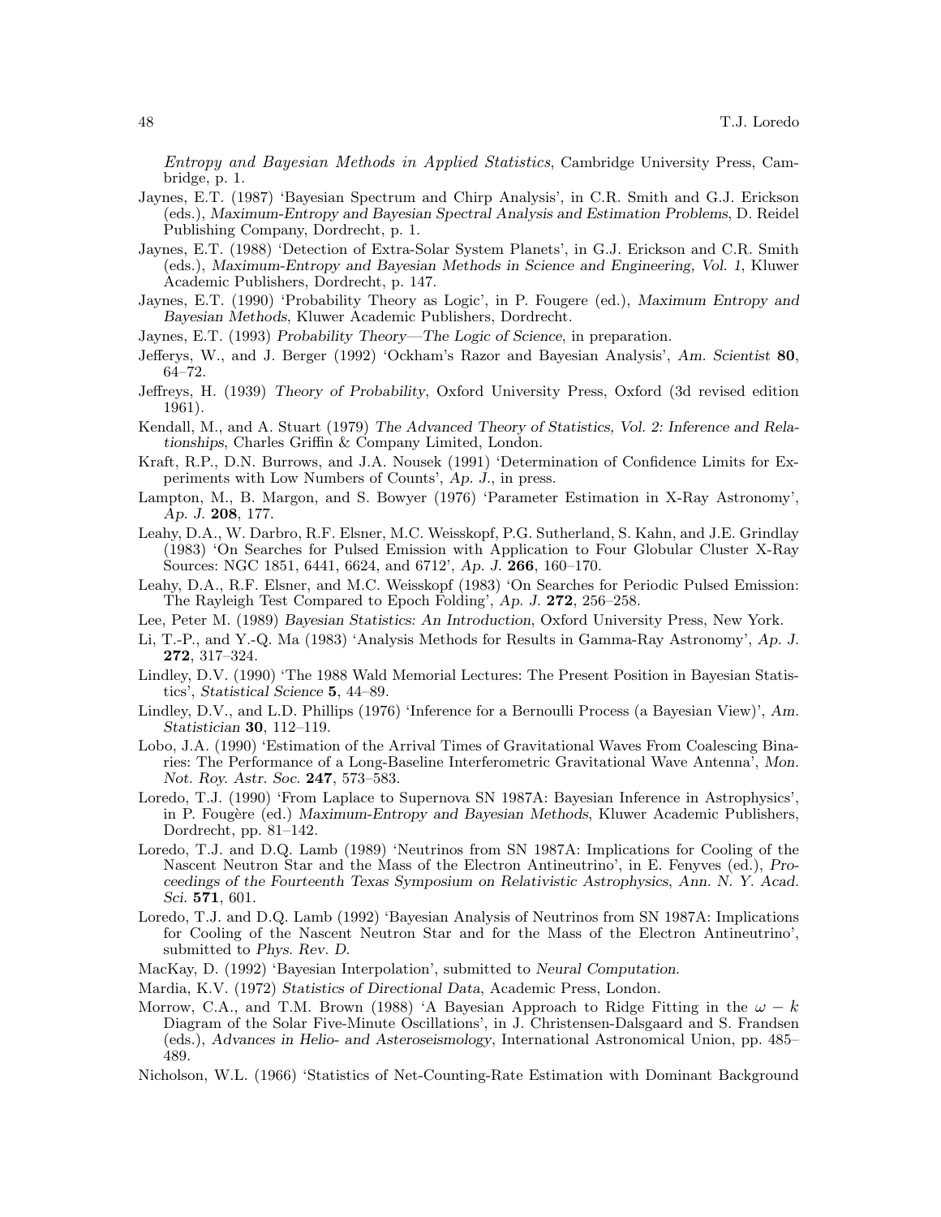*Entropy and Bayesian Methods in Applied Statistics*, Cambridge University Press, Cambridge, p. 1.

Jaynes, E.T. (1987) 'Bayesian Spectrum and Chirp Analysis', in C.R. Smith and G.J. Erickson (eds.), *Maximum-Entropy and Bayesian Spectral Analysis and Estimation Problems*, D. Reidel Publishing Company, Dordrecht, p. 1.

Jaynes, E.T. (1988) 'Detection of Extra-Solar System Planets', in G.J. Erickson and C.R. Smith (eds.), *Maximum-Entropy and Bayesian Methods in Science and Engineering, Vol. 1*, Kluwer Academic Publishers, Dordrecht, p. 147.

Jaynes, E.T. (1990) 'Probability Theory as Logic', in P. Fougere (ed.), *Maximum Entropy and Bayesian Methods*, Kluwer Academic Publishers, Dordrecht.

Jaynes, E.T. (1993) *Probability Theory—The Logic of Science*, in preparation.

Jefferys, W., and J. Berger (1992) 'Ockham's Razor and Bayesian Analysis', *Am. Scientist* **80**, 64–72.

Jeffreys, H. (1939) *Theory of Probability*, Oxford University Press, Oxford (3d revised edition 1961).

Kendall, M., and A. Stuart (1979) *The Advanced Theory of Statistics, Vol. 2: Inference and Relationships*, Charles Griffin & Company Limited, London.

Kraft, R.P., D.N. Burrows, and J.A. Nousek (1991) 'Determination of Confidence Limits for Experiments with Low Numbers of Counts', *Ap. J.*, in press.

Lampton, M., B. Margon, and S. Bowyer (1976) 'Parameter Estimation in X-Ray Astronomy', *Ap. J.* **208**, 177.

Leahy, D.A., W. Darbro, R.F. Elsner, M.C. Weisskopf, P.G. Sutherland, S. Kahn, and J.E. Grindlay (1983) 'On Searches for Pulsed Emission with Application to Four Globular Cluster X-Ray Sources: NGC 1851, 6441, 6624, and 6712', *Ap. J.* **266**, 160–170.

Leahy, D.A., R.F. Elsner, and M.C. Weisskopf (1983) 'On Searches for Periodic Pulsed Emission: The Rayleigh Test Compared to Epoch Folding', *Ap. J.* **272**, 256–258.

Lee, Peter M. (1989) *Bayesian Statistics: An Introduction*, Oxford University Press, New York.

Li, T.-P., and Y.-Q. Ma (1983) 'Analysis Methods for Results in Gamma-Ray Astronomy', *Ap. J.* **272**, 317–324.

Lindley, D.V. (1990) 'The 1988 Wald Memorial Lectures: The Present Position in Bayesian Statistics', *Statistical Science* **5**, 44–89.

Lindley, D.V., and L.D. Phillips (1976) 'Inference for a Bernoulli Process (a Bayesian View)', *Am. Statistician* **30**, 112–119.

Lobo, J.A. (1990) 'Estimation of the Arrival Times of Gravitational Waves From Coalescing Binaries: The Performance of a Long-Baseline Interferometric Gravitational Wave Antenna', *Mon. Not. Roy. Astr. Soc.* **247**, 573–583.

Loredo, T.J. (1990) 'From Laplace to Supernova SN 1987A: Bayesian Inference in Astrophysics', in P. Fougère (ed.) *Maximum-Entropy and Bayesian Methods*, Kluwer Academic Publishers, Dordrecht, pp. 81–142.

Loredo, T.J. and D.Q. Lamb (1989) 'Neutrinos from SN 1987A: Implications for Cooling of the Nascent Neutron Star and the Mass of the Electron Antineutrino', in E. Fenyves (ed.), *Proceedings of the Fourteenth Texas Symposium on Relativistic Astrophysics*, *Ann. N. Y. Acad. Sci.* **571**, 601.

Loredo, T.J. and D.Q. Lamb (1992) 'Bayesian Analysis of Neutrinos from SN 1987A: Implications for Cooling of the Nascent Neutron Star and for the Mass of the Electron Antineutrino', submitted to *Phys. Rev. D.*

MacKay, D. (1992) 'Bayesian Interpolation', submitted to *Neural Computation*.

Mardia, K.V. (1972) *Statistics of Directional Data*, Academic Press, London.

Morrow, C.A., and T.M. Brown (1988) 'A Bayesian Approach to Ridge Fitting in the $\omega - k$ Diagram of the Solar Five-Minute Oscillations', in J. Christensen-Dalsgaard and S. Frandsen (eds.), *Advances in Helio- and Asteroseismology*, International Astronomical Union, pp. 485–489.

Nicholson, W.L. (1966) 'Statistics of Net-Counting-Rate Estimation with Dominant Background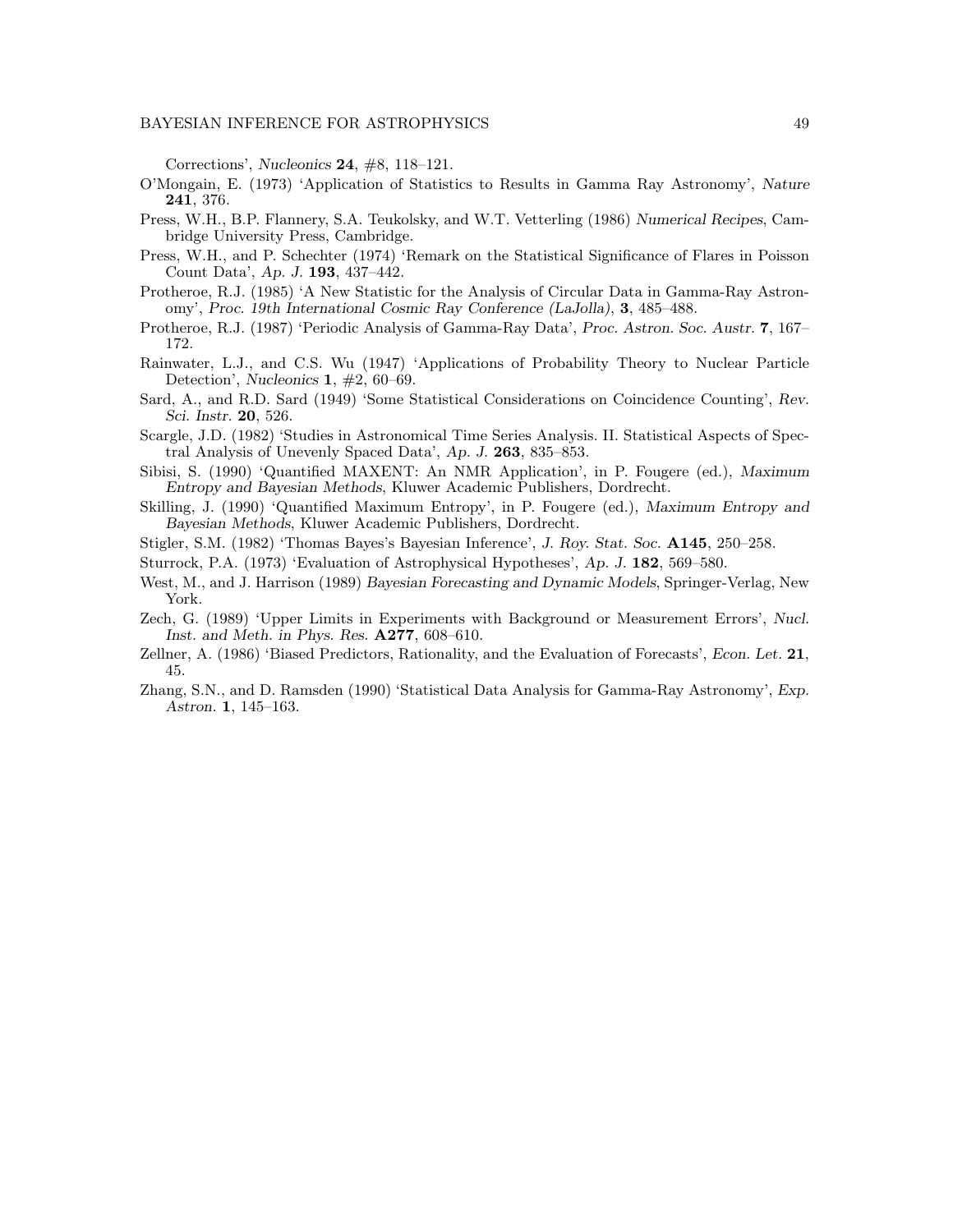Corrections', *Nucleonics* **24**, #8, 118–121.

O'Mongain, E. (1973) 'Application of Statistics to Results in Gamma Ray Astronomy', *Nature* **241**, 376.

Press, W.H., B.P. Flannery, S.A. Teukolsky, and W.T. Vetterling (1986) *Numerical Recipes*, Cambridge University Press, Cambridge.

Press, W.H., and P. Schechter (1974) 'Remark on the Statistical Significance of Flares in Poisson Count Data', *Ap. J.* **193**, 437–442.

Protheroe, R.J. (1985) 'A New Statistic for the Analysis of Circular Data in Gamma-Ray Astronomy', *Proc. 19th International Cosmic Ray Conference (LaJolla)*, **3**, 485–488.

Protheroe, R.J. (1987) 'Periodic Analysis of Gamma-Ray Data', *Proc. Astron. Soc. Austr.* **7**, 167–172.

Rainwater, L.J., and C.S. Wu (1947) 'Applications of Probability Theory to Nuclear Particle Detection', *Nucleonics* **1**, #2, 60–69.

Sard, A., and R.D. Sard (1949) 'Some Statistical Considerations on Coincidence Counting', *Rev. Sci. Instr.* **20**, 526.

Scargle, J.D. (1982) 'Studies in Astronomical Time Series Analysis. II. Statistical Aspects of Spectral Analysis of Unevenly Spaced Data', *Ap. J.* **263**, 835–853.

Sibisi, S. (1990) 'Quantified MAXENT: An NMR Application', in P. Fougere (ed.), *Maximum Entropy and Bayesian Methods*, Kluwer Academic Publishers, Dordrecht.

Skilling, J. (1990) 'Quantified Maximum Entropy', in P. Fougere (ed.), *Maximum Entropy and Bayesian Methods*, Kluwer Academic Publishers, Dordrecht.

Stigler, S.M. (1982) 'Thomas Bayes's Bayesian Inference', *J. Roy. Stat. Soc.* **A145**, 250–258.

Sturrock, P.A. (1973) 'Evaluation of Astrophysical Hypotheses', *Ap. J.* **182**, 569–580.

West, M., and J. Harrison (1989) *Bayesian Forecasting and Dynamic Models*, Springer-Verlag, New York.

Zech, G. (1989) 'Upper Limits in Experiments with Background or Measurement Errors', *Nucl. Inst. and Meth. in Phys. Res.* **A277**, 608–610.

Zellner, A. (1986) 'Biased Predictors, Rationality, and the Evaluation of Forecasts', *Econ. Let.* **21**, 45.

Zhang, S.N., and D. Ramsden (1990) 'Statistical Data Analysis for Gamma-Ray Astronomy', *Exp. Astron.* **1**, 145–163.